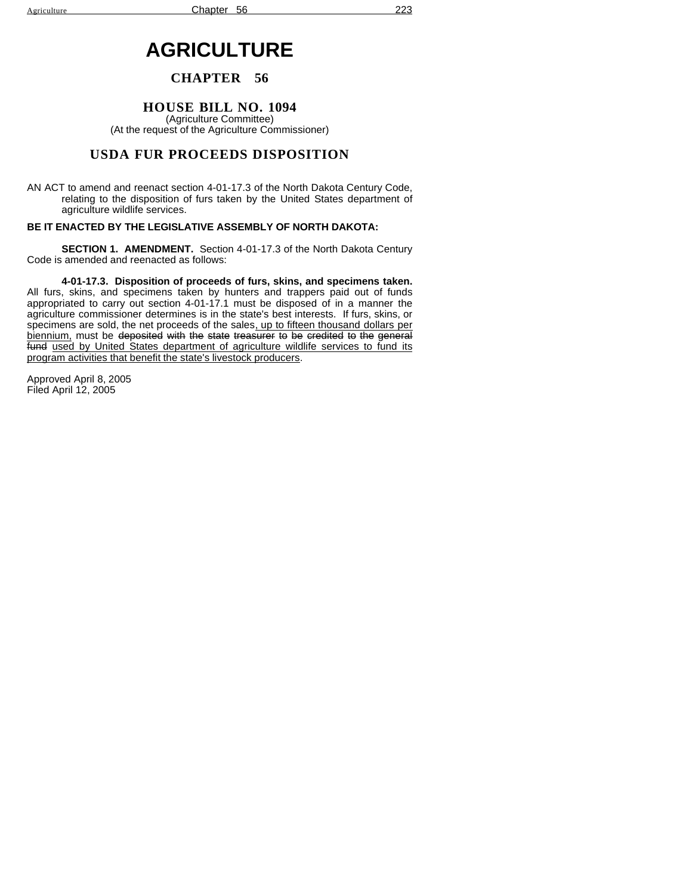# AGRICULTURE

## CHAPTER 56

## HOUSE BILL NO. 1094

(Agriculture Committee)
(At the request of the Agriculture Commissioner)

## USDA FUR PROCEEDS DISPOSITION

AN ACT to amend and reenact section 4-01-17.3 of the North Dakota Century Code, relating to the disposition of furs taken by the United States department of agriculture wildlife services.

**BE IT ENACTED BY THE LEGISLATIVE ASSEMBLY OF NORTH DAKOTA:**

**SECTION 1. AMENDMENT.** Section 4-01-17.3 of the North Dakota Century Code is amended and reenacted as follows:

**4-01-17.3. Disposition of proceeds of furs, skins, and specimens taken.** All furs, skins, and specimens taken by hunters and trappers paid out of funds appropriated to carry out section 4-01-17.1 must be disposed of in a manner the agriculture commissioner determines is in the state's best interests. If furs, skins, or specimens are sold, the net proceeds of the sales<u>, up to fifteen thousand dollars per biennium,</u> must be ~~deposited with the state treasurer to be credited to the general fund~~ <u>used by United States department of agriculture wildlife services to fund its program activities that benefit the state's livestock producers</u>.

Approved April 8, 2005
Filed April 12, 2005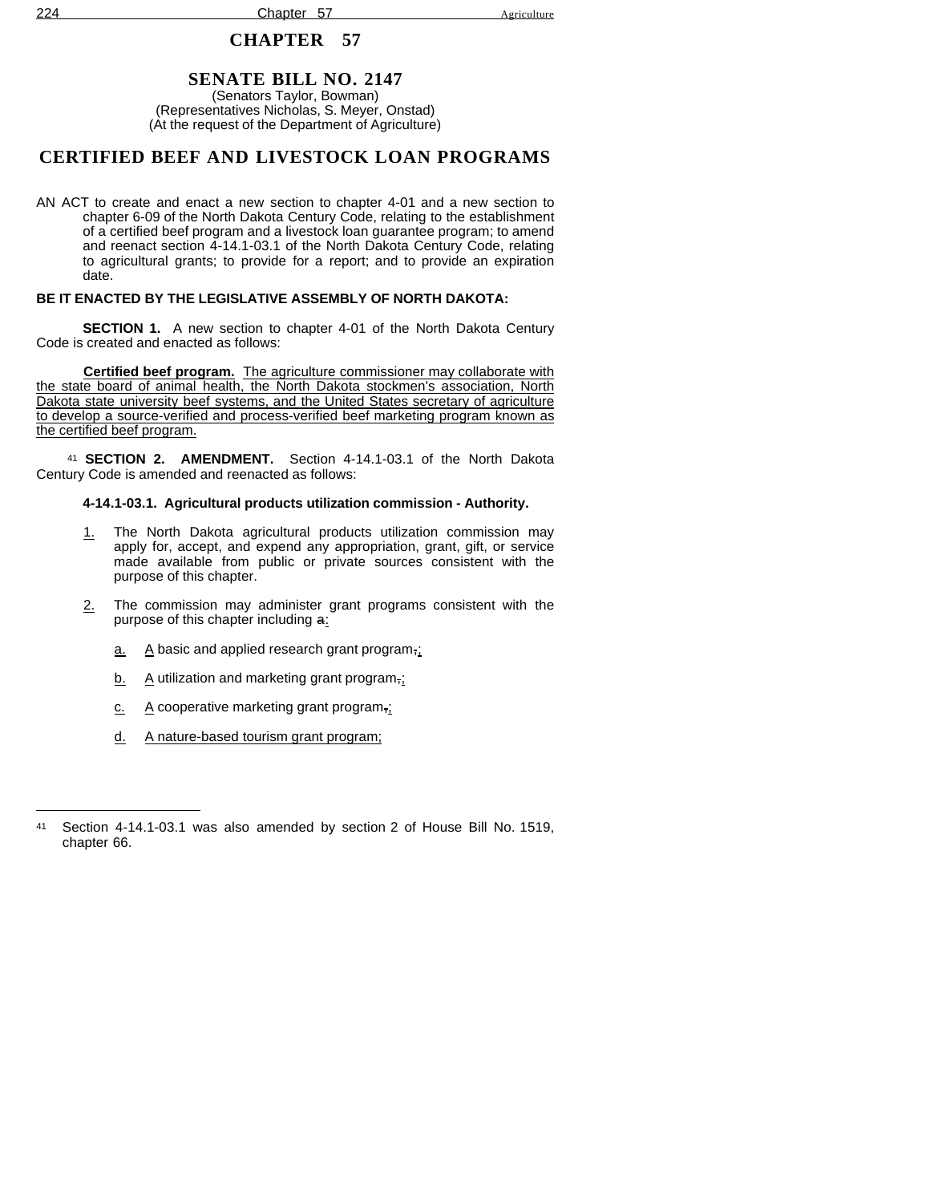# CHAPTER 57

## SENATE BILL NO. 2147

(Senators Taylor, Bowman)
(Representatives Nicholas, S. Meyer, Onstad)
(At the request of the Department of Agriculture)

## CERTIFIED BEEF AND LIVESTOCK LOAN PROGRAMS

AN ACT to create and enact a new section to chapter 4-01 and a new section to chapter 6-09 of the North Dakota Century Code, relating to the establishment of a certified beef program and a livestock loan guarantee program; to amend and reenact section 4-14.1-03.1 of the North Dakota Century Code, relating to agricultural grants; to provide for a report; and to provide an expiration date.

**BE IT ENACTED BY THE LEGISLATIVE ASSEMBLY OF NORTH DAKOTA:**

**SECTION 1.** A new section to chapter 4-01 of the North Dakota Century Code is created and enacted as follows:

**Certified beef program.** The agriculture commissioner may collaborate with the state board of animal health, the North Dakota stockmen's association, North Dakota state university beef systems, and the United States secretary of agriculture to develop a source-verified and process-verified beef marketing program known as the certified beef program.

[41] **SECTION 2. AMENDMENT.** Section 4-14.1-03.1 of the North Dakota Century Code is amended and reenacted as follows:

**4-14.1-03.1. Agricultural products utilization commission - Authority.**

1. The North Dakota agricultural products utilization commission may apply for, accept, and expend any appropriation, grant, gift, or service made available from public or private sources consistent with the purpose of this chapter.

2. The commission may administer grant programs consistent with the purpose of this chapter including ~~a~~:

   a. A basic and applied research grant program~~,~~;

   b. A utilization and marketing grant program~~,~~;

   c. A cooperative marketing grant program~~,~~;

   d. A nature-based tourism grant program;

---

[41] Section 4-14.1-03.1 was also amended by section 2 of House Bill No. 1519, chapter 66.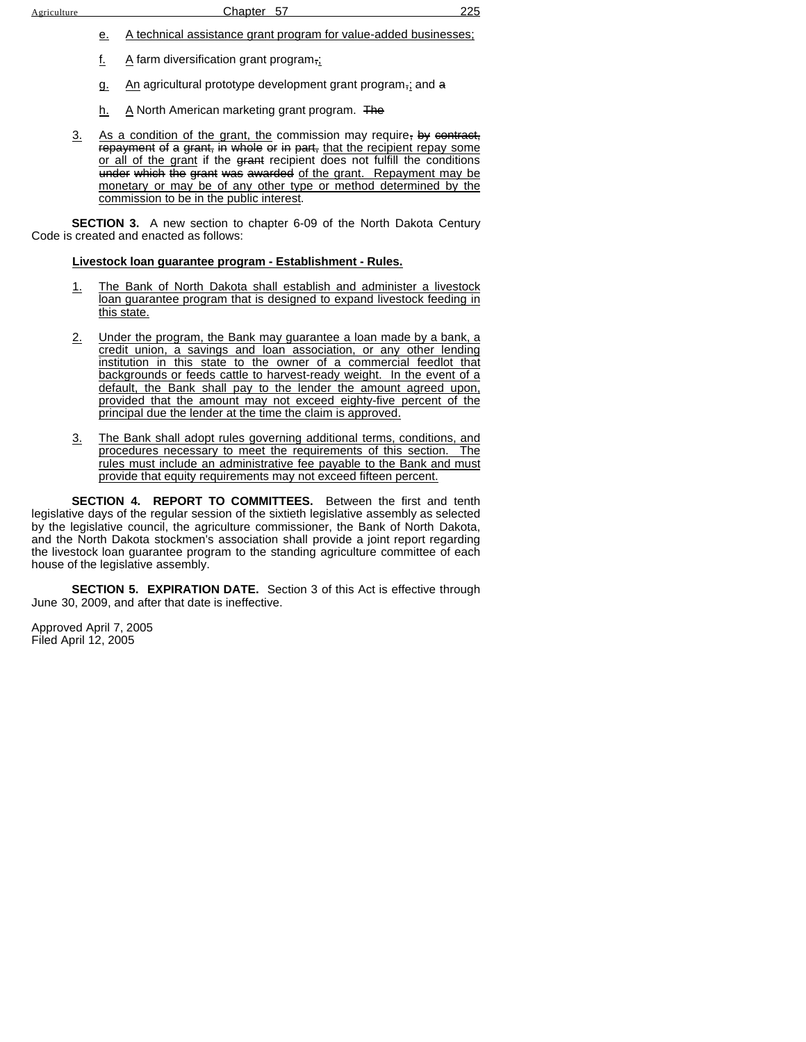e. A technical assistance grant program for value-added businesses;

f. A farm diversification grant program,;

g. An agricultural prototype development grant program,; and a

h. A North American marketing grant program. The

3. As a condition of the grant, the commission may require, by contract, repayment of a grant, in whole or in part, that the recipient repay some or all of the grant if the grant recipient does not fulfill the conditions under which the grant was awarded of the grant. Repayment may be monetary or may be of any other type or method determined by the commission to be in the public interest.

**SECTION 3.** A new section to chapter 6-09 of the North Dakota Century Code is created and enacted as follows:

**Livestock loan guarantee program - Establishment - Rules.**

1. The Bank of North Dakota shall establish and administer a livestock loan guarantee program that is designed to expand livestock feeding in this state.

2. Under the program, the Bank may guarantee a loan made by a bank, a credit union, a savings and loan association, or any other lending institution in this state to the owner of a commercial feedlot that backgrounds or feeds cattle to harvest-ready weight. In the event of a default, the Bank shall pay to the lender the amount agreed upon, provided that the amount may not exceed eighty-five percent of the principal due the lender at the time the claim is approved.

3. The Bank shall adopt rules governing additional terms, conditions, and procedures necessary to meet the requirements of this section. The rules must include an administrative fee payable to the Bank and must provide that equity requirements may not exceed fifteen percent.

**SECTION 4. REPORT TO COMMITTEES.** Between the first and tenth legislative days of the regular session of the sixtieth legislative assembly as selected by the legislative council, the agriculture commissioner, the Bank of North Dakota, and the North Dakota stockmen's association shall provide a joint report regarding the livestock loan guarantee program to the standing agriculture committee of each house of the legislative assembly.

**SECTION 5. EXPIRATION DATE.** Section 3 of this Act is effective through June 30, 2009, and after that date is ineffective.

Approved April 7, 2005
Filed April 12, 2005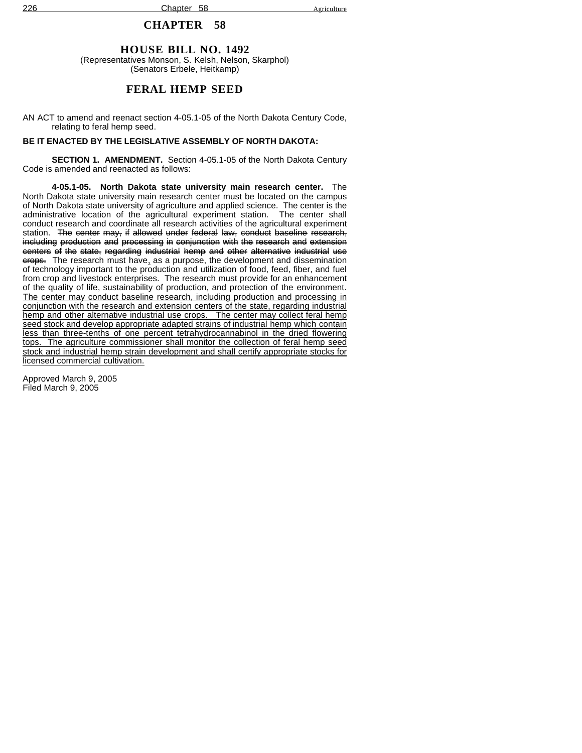# CHAPTER 58

## HOUSE BILL NO. 1492

(Representatives Monson, S. Kelsh, Nelson, Skarphol)
(Senators Erbele, Heitkamp)

## FERAL HEMP SEED

AN ACT to amend and reenact section 4-05.1-05 of the North Dakota Century Code, relating to feral hemp seed.

**BE IT ENACTED BY THE LEGISLATIVE ASSEMBLY OF NORTH DAKOTA:**

**SECTION 1. AMENDMENT.** Section 4-05.1-05 of the North Dakota Century Code is amended and reenacted as follows:

**4-05.1-05. North Dakota state university main research center.** The North Dakota state university main research center must be located on the campus of North Dakota state university of agriculture and applied science. The center is the administrative location of the agricultural experiment station. The center shall conduct research and coordinate all research activities of the agricultural experiment station. ~~The center may, if allowed under federal law, conduct baseline research, including production and processing in conjunction with the research and extension centers of the state, regarding industrial hemp and other alternative industrial use crops.~~ The research must have, as a purpose, the development and dissemination of technology important to the production and utilization of food, feed, fiber, and fuel from crop and livestock enterprises. The research must provide for an enhancement of the quality of life, sustainability of production, and protection of the environment. <u>The center may conduct baseline research, including production and processing in conjunction with the research and extension centers of the state, regarding industrial hemp and other alternative industrial use crops. The center may collect feral hemp seed stock and develop appropriate adapted strains of industrial hemp which contain less than three-tenths of one percent tetrahydrocannabinol in the dried flowering tops. The agriculture commissioner shall monitor the collection of feral hemp seed stock and industrial hemp strain development and shall certify appropriate stocks for licensed commercial cultivation.</u>

Approved March 9, 2005
Filed March 9, 2005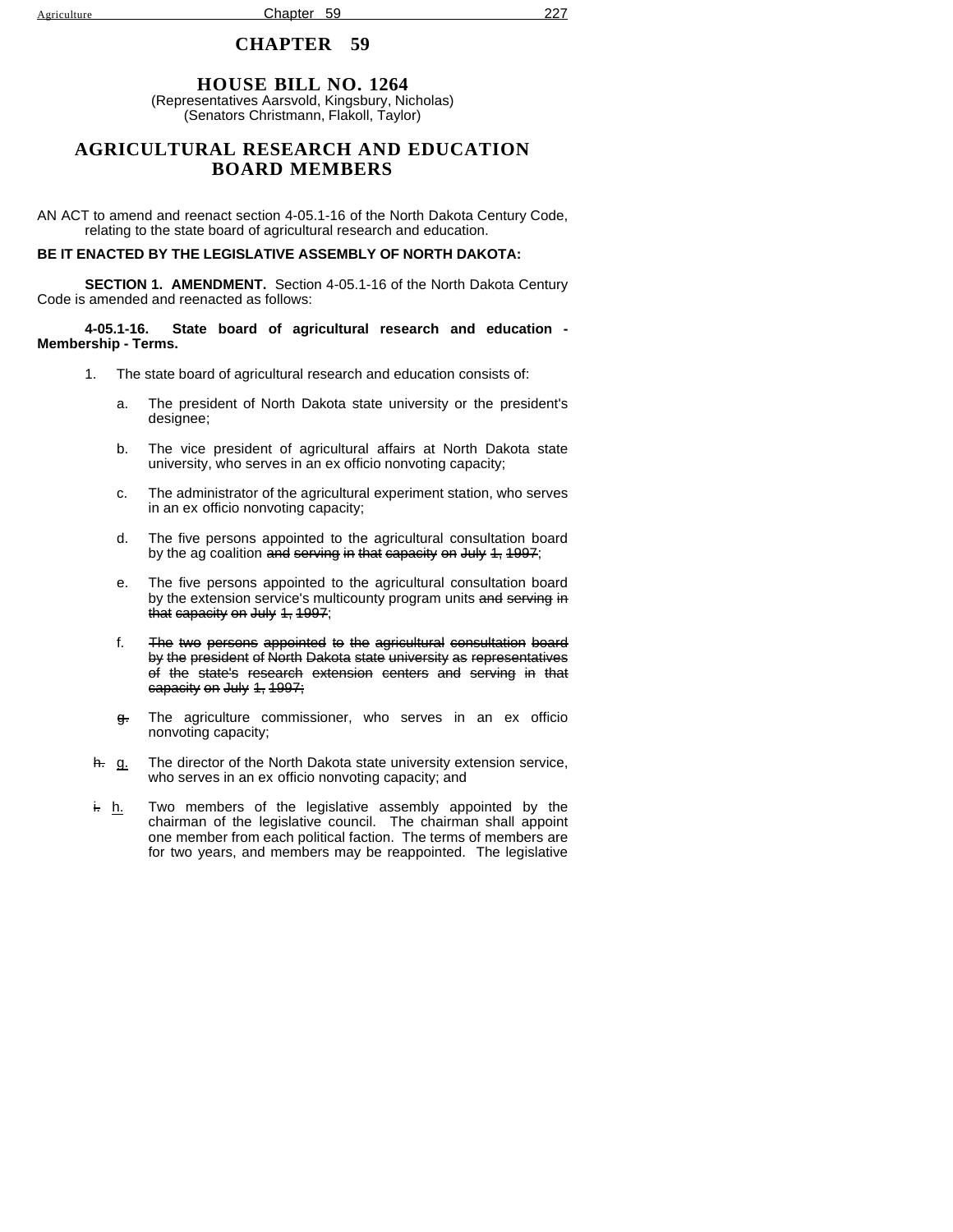# CHAPTER 59

## HOUSE BILL NO. 1264

(Representatives Aarsvold, Kingsbury, Nicholas)
(Senators Christmann, Flakoll, Taylor)

## AGRICULTURAL RESEARCH AND EDUCATION BOARD MEMBERS

AN ACT to amend and reenact section 4-05.1-16 of the North Dakota Century Code, relating to the state board of agricultural research and education.

**BE IT ENACTED BY THE LEGISLATIVE ASSEMBLY OF NORTH DAKOTA:**

**SECTION 1. AMENDMENT.** Section 4-05.1-16 of the North Dakota Century Code is amended and reenacted as follows:

**4-05.1-16. State board of agricultural research and education - Membership - Terms.**

1. The state board of agricultural research and education consists of:

   a. The president of North Dakota state university or the president's designee;

   b. The vice president of agricultural affairs at North Dakota state university, who serves in an ex officio nonvoting capacity;

   c. The administrator of the agricultural experiment station, who serves in an ex officio nonvoting capacity;

   d. The five persons appointed to the agricultural consultation board by the ag coalition ~~and serving in that capacity on July 1, 1997~~;

   e. The five persons appointed to the agricultural consultation board by the extension service's multicounty program units ~~and serving in that capacity on July 1, 1997~~;

   f. ~~The two persons appointed to the agricultural consultation board by the president of North Dakota state university as representatives of the state's research extension centers and serving in that capacity on July 1, 1997;~~

   ~~g.~~ The agriculture commissioner, who serves in an ex officio nonvoting capacity;

   ~~h.~~ <u>g.</u> The director of the North Dakota state university extension service, who serves in an ex officio nonvoting capacity; and

   ~~i.~~ <u>h.</u> Two members of the legislative assembly appointed by the chairman of the legislative council. The chairman shall appoint one member from each political faction. The terms of members are for two years, and members may be reappointed. The legislative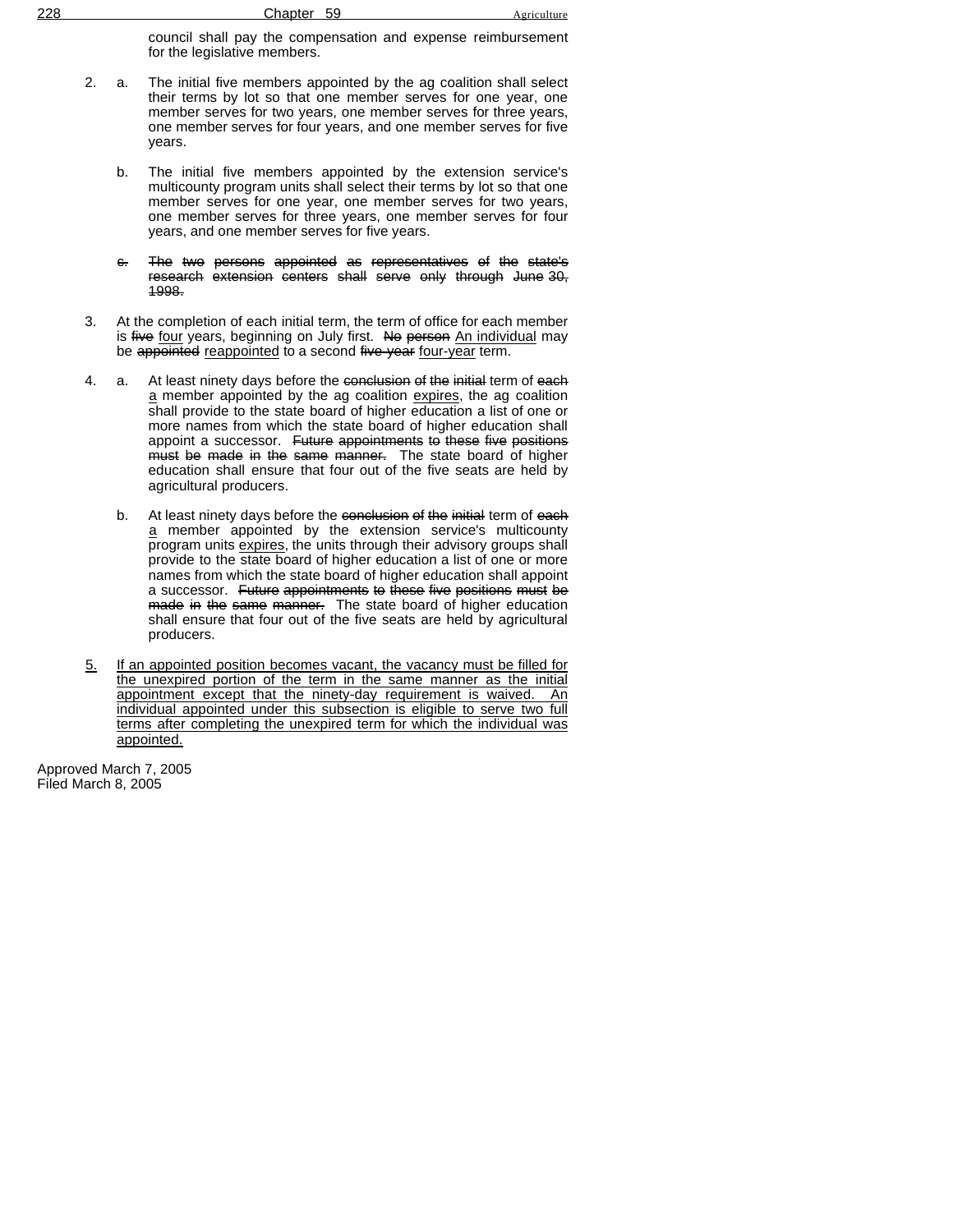council shall pay the compensation and expense reimbursement for the legislative members.

2. a. The initial five members appointed by the ag coalition shall select their terms by lot so that one member serves for one year, one member serves for two years, one member serves for three years, one member serves for four years, and one member serves for five years.

   b. The initial five members appointed by the extension service's multicounty program units shall select their terms by lot so that one member serves for one year, one member serves for two years, one member serves for three years, one member serves for four years, and one member serves for five years.

   ~~c. The two persons appointed as representatives of the state's research extension centers shall serve only through June 30, 1998.~~

3. At the completion of each initial term, the term of office for each member is ~~five~~ <u>four</u> years, beginning on July first. ~~No person~~ <u>An individual</u> may be ~~appointed~~ <u>reappointed</u> to a second ~~five-year~~ <u>four-year</u> term.

4. a. At least ninety days before the ~~conclusion of the initial~~ term of ~~each~~ <u>a</u> member appointed by the ag coalition <u>expires</u>, the ag coalition shall provide to the state board of higher education a list of one or more names from which the state board of higher education shall appoint a successor. ~~Future appointments to these five positions must be made in the same manner.~~ The state board of higher education shall ensure that four out of the five seats are held by agricultural producers.

   b. At least ninety days before the ~~conclusion of the initial~~ term of ~~each~~ <u>a</u> member appointed by the extension service's multicounty program units <u>expires</u>, the units through their advisory groups shall provide to the state board of higher education a list of one or more names from which the state board of higher education shall appoint a successor. ~~Future appointments to these five positions must be made in the same manner.~~ The state board of higher education shall ensure that four out of the five seats are held by agricultural producers.

<u>5. If an appointed position becomes vacant, the vacancy must be filled for the unexpired portion of the term in the same manner as the initial appointment except that the ninety-day requirement is waived. An individual appointed under this subsection is eligible to serve two full terms after completing the unexpired term for which the individual was appointed.</u>

Approved March 7, 2005
Filed March 8, 2005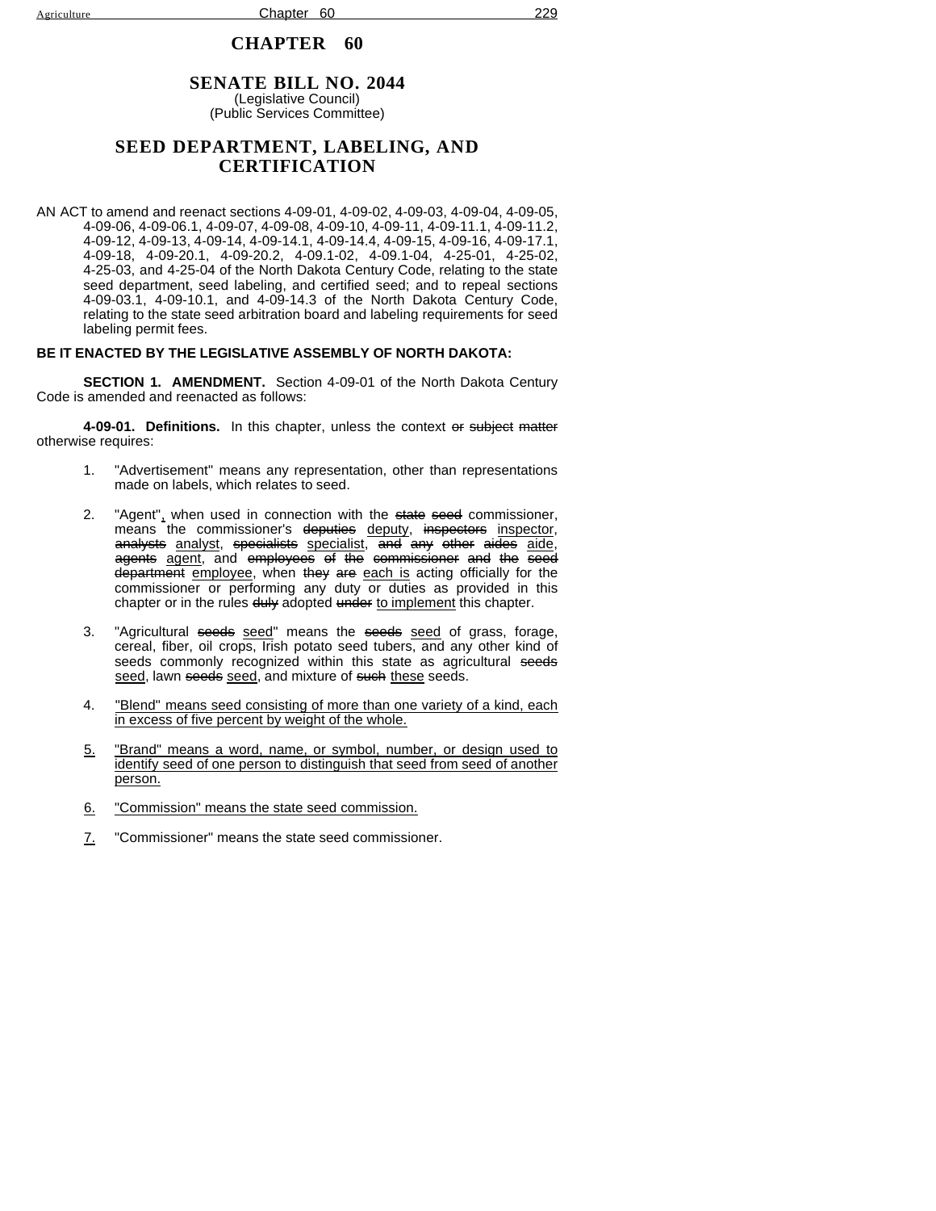# CHAPTER 60

## SENATE BILL NO. 2044

(Legislative Council)
(Public Services Committee)

## SEED DEPARTMENT, LABELING, AND CERTIFICATION

AN ACT to amend and reenact sections 4-09-01, 4-09-02, 4-09-03, 4-09-04, 4-09-05, 4-09-06, 4-09-06.1, 4-09-07, 4-09-08, 4-09-10, 4-09-11, 4-09-11.1, 4-09-11.2, 4-09-12, 4-09-13, 4-09-14, 4-09-14.1, 4-09-14.4, 4-09-15, 4-09-16, 4-09-17.1, 4-09-18, 4-09-20.1, 4-09-20.2, 4-09.1-02, 4-09.1-04, 4-25-01, 4-25-02, 4-25-03, and 4-25-04 of the North Dakota Century Code, relating to the state seed department, seed labeling, and certified seed; and to repeal sections 4-09-03.1, 4-09-10.1, and 4-09-14.3 of the North Dakota Century Code, relating to the state seed arbitration board and labeling requirements for seed labeling permit fees.

**BE IT ENACTED BY THE LEGISLATIVE ASSEMBLY OF NORTH DAKOTA:**

**SECTION 1. AMENDMENT.** Section 4-09-01 of the North Dakota Century Code is amended and reenacted as follows:

**4-09-01. Definitions.** In this chapter, unless the context ~~or subject matter~~ otherwise requires:

1. "Advertisement" means any representation, other than representations made on labels, which relates to seed.

2. "Agent", when used in connection with the ~~state seed~~ commissioner, means the commissioner's ~~deputies~~ deputy, ~~inspectors~~ inspector, ~~analysts~~ analyst, ~~specialists~~ specialist, ~~and any other aides~~ aide, ~~agents~~ agent, and ~~employees of the commissioner and the seed department~~ employee, when ~~they are~~ each is acting officially for the commissioner or performing any duty or duties as provided in this chapter or in the rules ~~duly~~ adopted ~~under~~ to implement this chapter.

3. "Agricultural ~~seeds~~ seed" means the ~~seeds~~ seed of grass, forage, cereal, fiber, oil crops, Irish potato seed tubers, and any other kind of seeds commonly recognized within this state as agricultural ~~seeds~~ seed, lawn ~~seeds~~ seed, and mixture of ~~such~~ these seeds.

4. "Blend" means seed consisting of more than one variety of a kind, each in excess of five percent by weight of the whole.

5. "Brand" means a word, name, or symbol, number, or design used to identify seed of one person to distinguish that seed from seed of another person.

6. "Commission" means the state seed commission.

7. "Commissioner" means the state seed commissioner.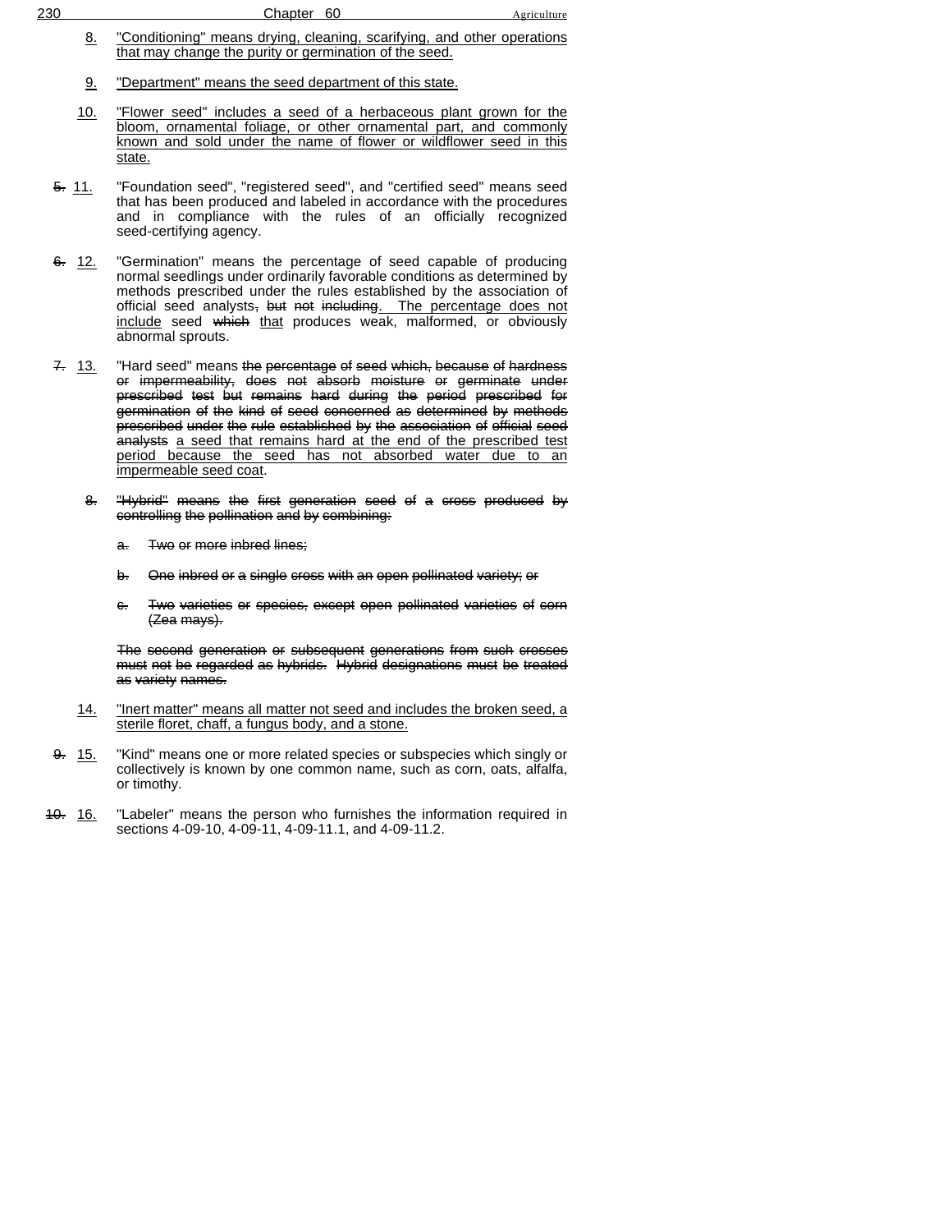8. "Conditioning" means drying, cleaning, scarifying, and other operations that may change the purity or germination of the seed.

9. "Department" means the seed department of this state.

10. "Flower seed" includes a seed of a herbaceous plant grown for the bloom, ornamental foliage, or other ornamental part, and commonly known and sold under the name of flower or wildflower seed in this state.

~~5.~~ 11. "Foundation seed", "registered seed", and "certified seed" means seed that has been produced and labeled in accordance with the procedures and in compliance with the rules of an officially recognized seed-certifying agency.

~~6.~~ 12. "Germination" means the percentage of seed capable of producing normal seedlings under ordinarily favorable conditions as determined by methods prescribed under the rules established by the association of official seed analysts~~, but not including~~. The percentage does not include seed ~~which~~ that produces weak, malformed, or obviously abnormal sprouts.

~~7.~~ 13. "Hard seed" means ~~the percentage of seed which, because of hardness or impermeability, does not absorb moisture or germinate under prescribed test but remains hard during the period prescribed for germination of the kind of seed concerned as determined by methods prescribed under the rule established by the association of official seed analysts~~ a seed that remains hard at the end of the prescribed test period because the seed has not absorbed water due to an impermeable seed coat.

~~8. "Hybrid" means the first generation seed of a cross produced by controlling the pollination and by combining:~~

~~a. Two or more inbred lines;~~

~~b. One inbred or a single cross with an open pollinated variety; or~~

~~c. Two varieties or species, except open pollinated varieties of corn (Zea mays).~~

~~The second generation or subsequent generations from such crosses must not be regarded as hybrids. Hybrid designations must be treated as variety names.~~

14. "Inert matter" means all matter not seed and includes the broken seed, a sterile floret, chaff, a fungus body, and a stone.

~~9.~~ 15. "Kind" means one or more related species or subspecies which singly or collectively is known by one common name, such as corn, oats, alfalfa, or timothy.

~~10.~~ 16. "Labeler" means the person who furnishes the information required in sections 4-09-10, 4-09-11, 4-09-11.1, and 4-09-11.2.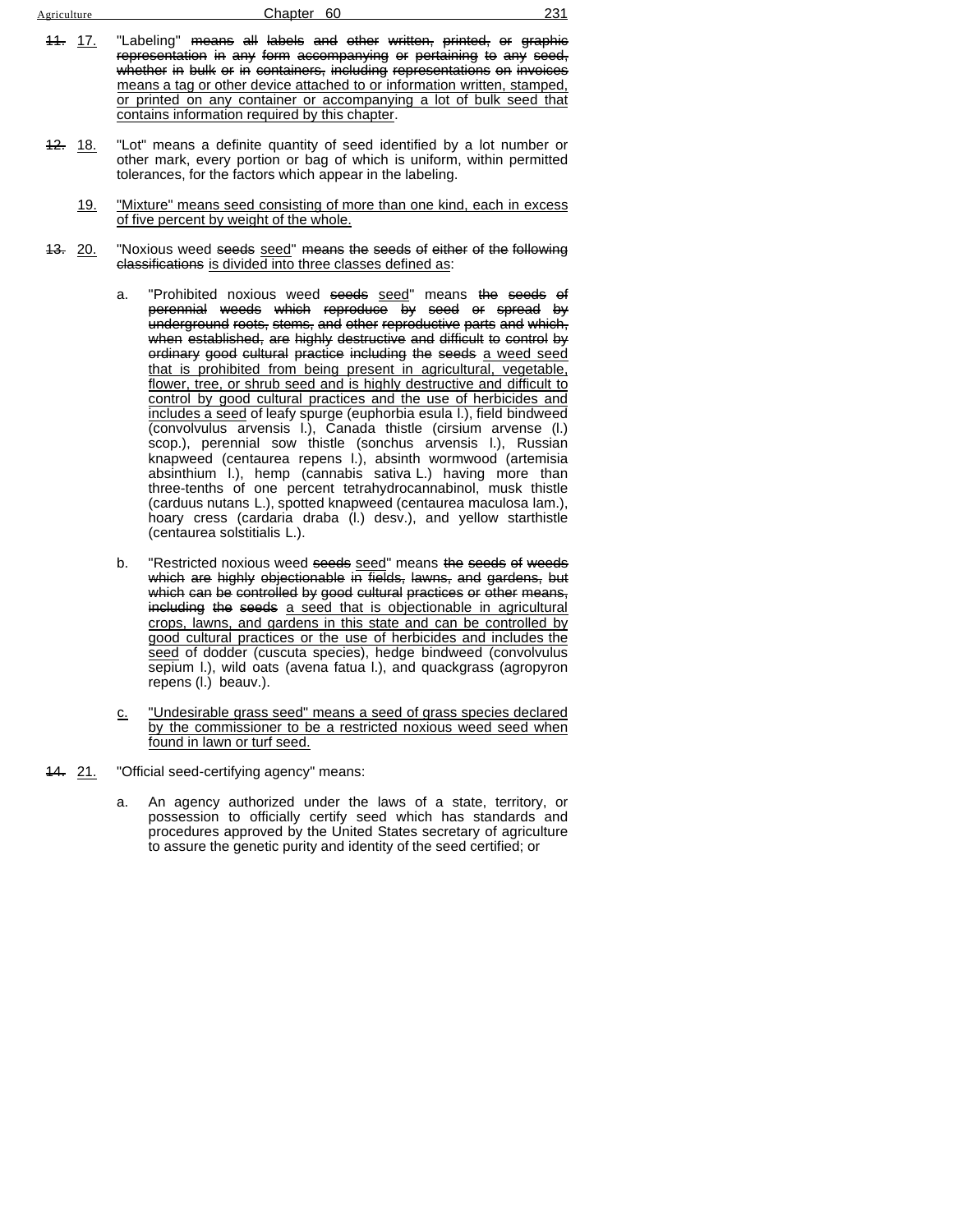~~11.~~ <u>17.</u> "Labeling" ~~means all labels and other written, printed, or graphic representation in any form accompanying or pertaining to any seed, whether in bulk or in containers, including representations on invoices~~ <u>means a tag or other device attached to or information written, stamped, or printed on any container or accompanying a lot of bulk seed that contains information required by this chapter</u>.

~~12.~~ <u>18.</u> "Lot" means a definite quantity of seed identified by a lot number or other mark, every portion or bag of which is uniform, within permitted tolerances, for the factors which appear in the labeling.

<u>19.</u> <u>"Mixture" means seed consisting of more than one kind, each in excess of five percent by weight of the whole.</u>

~~13.~~ <u>20.</u> "Noxious weed ~~seeds~~ <u>seed</u>" ~~means the seeds of either of the following classifications~~ <u>is divided into three classes defined as</u>:

a. "Prohibited noxious weed ~~seeds~~ <u>seed</u>" means ~~the seeds of perennial weeds which reproduce by seed or spread by underground roots, stems, and other reproductive parts and which, when established, are highly destructive and difficult to control by ordinary good cultural practice including the seeds~~ <u>a weed seed that is prohibited from being present in agricultural, vegetable, flower, tree, or shrub seed and is highly destructive and difficult to control by good cultural practices and the use of herbicides and includes a seed</u> of leafy spurge (euphorbia esula l.), field bindweed (convolvulus arvensis l.), Canada thistle (cirsium arvense (l.) scop.), perennial sow thistle (sonchus arvensis l.), Russian knapweed (centaurea repens l.), absinth wormwood (artemisia absinthium l.), hemp (cannabis sativa L.) having more than three-tenths of one percent tetrahydrocannabinol, musk thistle (carduus nutans L.), spotted knapweed (centaurea maculosa lam.), hoary cress (cardaria draba (l.) desv.), and yellow starthistle (centaurea solstitialis L.).

b. "Restricted noxious weed ~~seeds~~ <u>seed</u>" means ~~the seeds of weeds which are highly objectionable in fields, lawns, and gardens, but which can be controlled by good cultural practices or other means, including the seeds~~ <u>a seed that is objectionable in agricultural crops, lawns, and gardens in this state and can be controlled by good cultural practices or the use of herbicides and includes the seed</u> of dodder (cuscuta species), hedge bindweed (convolvulus sepium l.), wild oats (avena fatua l.), and quackgrass (agropyron repens (l.) beauv.).

<u>c.</u> <u>"Undesirable grass seed" means a seed of grass species declared by the commissioner to be a restricted noxious weed seed when found in lawn or turf seed.</u>

~~14.~~ <u>21.</u> "Official seed-certifying agency" means:

a. An agency authorized under the laws of a state, territory, or possession to officially certify seed which has standards and procedures approved by the United States secretary of agriculture to assure the genetic purity and identity of the seed certified; or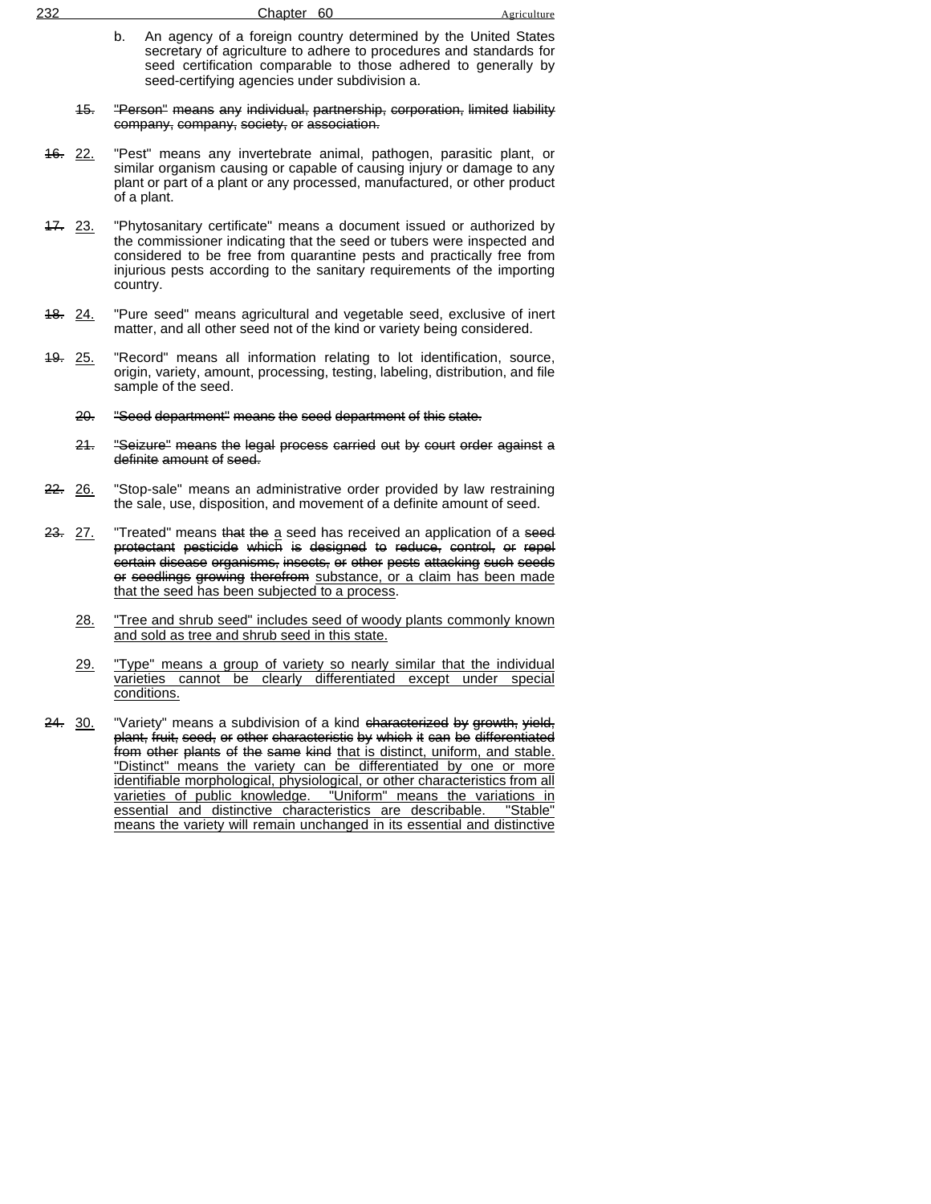b. An agency of a foreign country determined by the United States secretary of agriculture to adhere to procedures and standards for seed certification comparable to those adhered to generally by seed-certifying agencies under subdivision a.

~~15.~~ ~~"Person" means any individual, partnership, corporation, limited liability company, company, society, or association.~~

~~16.~~ <u>22.</u> "Pest" means any invertebrate animal, pathogen, parasitic plant, or similar organism causing or capable of causing injury or damage to any plant or part of a plant or any processed, manufactured, or other product of a plant.

~~17.~~ <u>23.</u> "Phytosanitary certificate" means a document issued or authorized by the commissioner indicating that the seed or tubers were inspected and considered to be free from quarantine pests and practically free from injurious pests according to the sanitary requirements of the importing country.

~~18.~~ <u>24.</u> "Pure seed" means agricultural and vegetable seed, exclusive of inert matter, and all other seed not of the kind or variety being considered.

~~19.~~ <u>25.</u> "Record" means all information relating to lot identification, source, origin, variety, amount, processing, testing, labeling, distribution, and file sample of the seed.

~~20.~~ ~~"Seed department" means the seed department of this state.~~

~~21.~~ ~~"Seizure" means the legal process carried out by court order against a definite amount of seed.~~

~~22.~~ <u>26.</u> "Stop-sale" means an administrative order provided by law restraining the sale, use, disposition, and movement of a definite amount of seed.

~~23.~~ <u>27.</u> "Treated" means ~~that the~~ <u>a</u> seed has received an application of a ~~seed protectant pesticide which is designed to reduce, control, or repel certain disease organisms, insects, or other pests attacking such seeds or seedlings growing therefrom~~ <u>substance, or a claim has been made that the seed has been subjected to a process</u>.

<u>28.</u> <u>"Tree and shrub seed" includes seed of woody plants commonly known and sold as tree and shrub seed in this state.</u>

<u>29.</u> <u>"Type" means a group of variety so nearly similar that the individual varieties cannot be clearly differentiated except under special conditions.</u>

~~24.~~ <u>30.</u> "Variety" means a subdivision of a kind ~~characterized by growth, yield, plant, fruit, seed, or other characteristic by which it can be differentiated from other plants of the same kind~~ <u>that is distinct, uniform, and stable. "Distinct" means the variety can be differentiated by one or more identifiable morphological, physiological, or other characteristics from all varieties of public knowledge. "Uniform" means the variations in essential and distinctive characteristics are describable. "Stable" means the variety will remain unchanged in its essential and distinctive</u>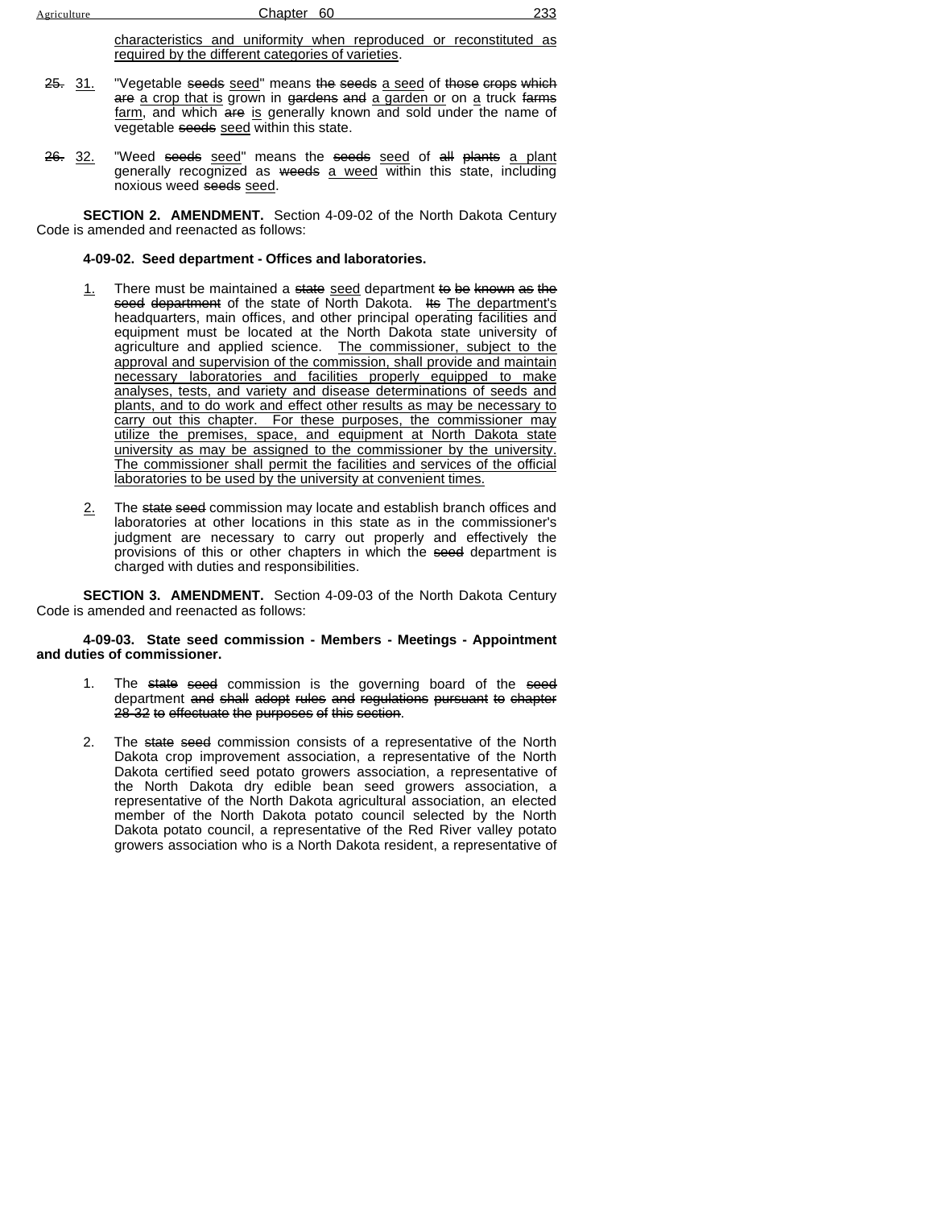characteristics and uniformity when reproduced or reconstituted as required by the different categories of varieties.

~~25.~~ 31. "Vegetable ~~seeds~~ seed" means ~~the seeds~~ a seed of ~~those crops which are~~ a crop that is grown in ~~gardens and~~ a garden or on a truck ~~farms~~ farm, and which ~~are~~ is generally known and sold under the name of vegetable ~~seeds~~ seed within this state.

~~26.~~ 32. "Weed ~~seeds~~ seed" means the ~~seeds~~ seed of ~~all plants~~ a plant generally recognized as ~~weeds~~ a weed within this state, including noxious weed ~~seeds~~ seed.

**SECTION 2. AMENDMENT.** Section 4-09-02 of the North Dakota Century Code is amended and reenacted as follows:

**4-09-02. Seed department - Offices and laboratories.**

1. There must be maintained a ~~state~~ seed department ~~to be known as the seed department~~ of the state of North Dakota. ~~Its~~ The department's headquarters, main offices, and other principal operating facilities and equipment must be located at the North Dakota state university of agriculture and applied science. The commissioner, subject to the approval and supervision of the commission, shall provide and maintain necessary laboratories and facilities properly equipped to make analyses, tests, and variety and disease determinations of seeds and plants, and to do work and effect other results as may be necessary to carry out this chapter. For these purposes, the commissioner may utilize the premises, space, and equipment at North Dakota state university as may be assigned to the commissioner by the university. The commissioner shall permit the facilities and services of the official laboratories to be used by the university at convenient times.

2. The ~~state seed~~ commission may locate and establish branch offices and laboratories at other locations in this state as in the commissioner's judgment are necessary to carry out properly and effectively the provisions of this or other chapters in which the ~~seed~~ department is charged with duties and responsibilities.

**SECTION 3. AMENDMENT.** Section 4-09-03 of the North Dakota Century Code is amended and reenacted as follows:

**4-09-03. State seed commission - Members - Meetings - Appointment and duties of commissioner.**

1. The ~~state seed~~ commission is the governing board of the ~~seed~~ department ~~and shall adopt rules and regulations pursuant to chapter 28-32 to effectuate the purposes of this section~~.

2. The ~~state seed~~ commission consists of a representative of the North Dakota crop improvement association, a representative of the North Dakota certified seed potato growers association, a representative of the North Dakota dry edible bean seed growers association, a representative of the North Dakota agricultural association, an elected member of the North Dakota potato council selected by the North Dakota potato council, a representative of the Red River valley potato growers association who is a North Dakota resident, a representative of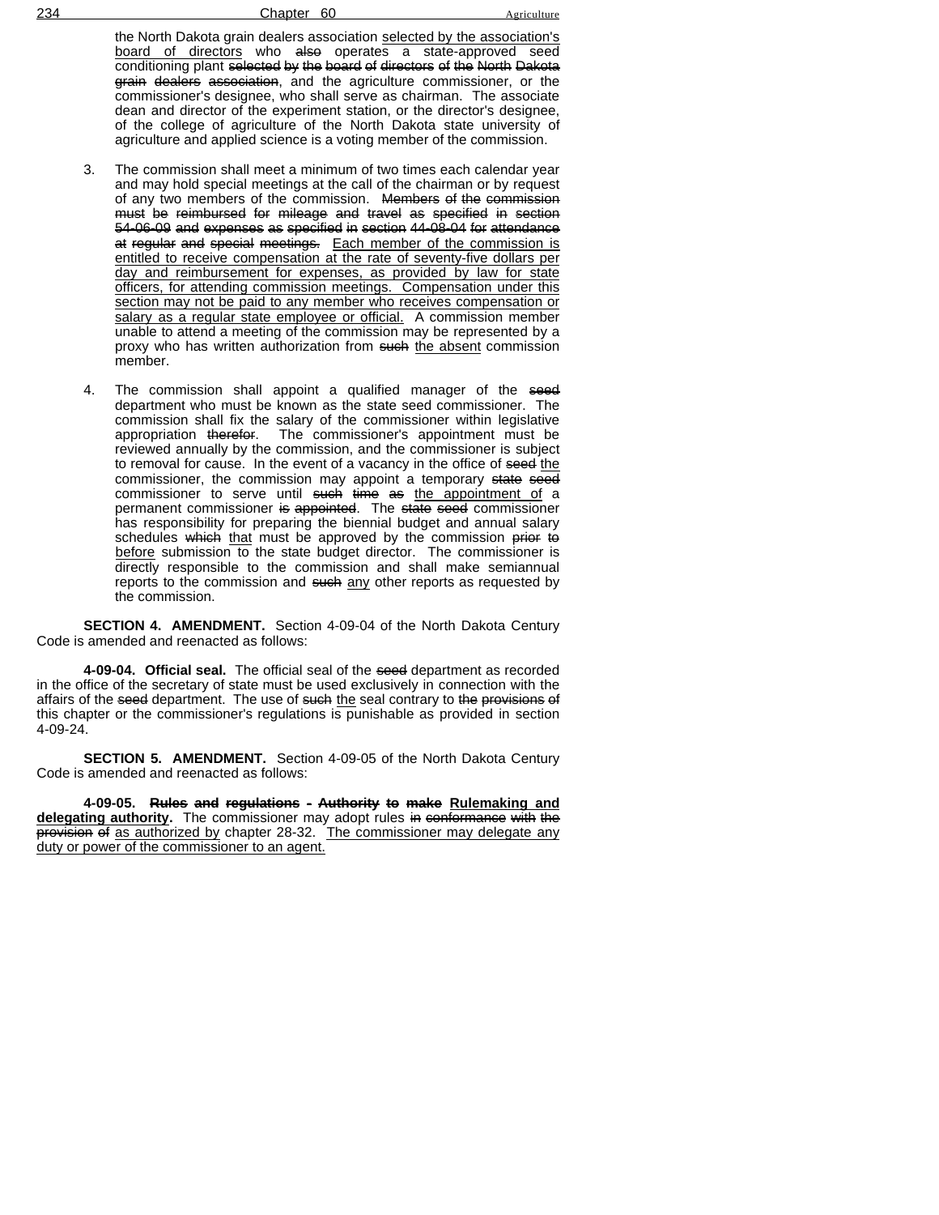the North Dakota grain dealers association selected by the association's board of directors who ~~also~~ operates a state-approved seed conditioning plant ~~selected by the board of directors of the North Dakota grain dealers association~~, and the agriculture commissioner, or the commissioner's designee, who shall serve as chairman. The associate dean and director of the experiment station, or the director's designee, of the college of agriculture of the North Dakota state university of agriculture and applied science is a voting member of the commission.

3. The commission shall meet a minimum of two times each calendar year and may hold special meetings at the call of the chairman or by request of any two members of the commission. ~~Members of the commission must be reimbursed for mileage and travel as specified in section 54-06-09 and expenses as specified in section 44-08-04 for attendance at regular and special meetings.~~ Each member of the commission is entitled to receive compensation at the rate of seventy-five dollars per day and reimbursement for expenses, as provided by law for state officers, for attending commission meetings. Compensation under this section may not be paid to any member who receives compensation or salary as a regular state employee or official. A commission member unable to attend a meeting of the commission may be represented by a proxy who has written authorization from ~~such~~ the absent commission member.

4. The commission shall appoint a qualified manager of the ~~seed~~ department who must be known as the state seed commissioner. The commission shall fix the salary of the commissioner within legislative appropriation ~~therefor~~. The commissioner's appointment must be reviewed annually by the commission, and the commissioner is subject to removal for cause. In the event of a vacancy in the office of ~~seed~~ the commissioner, the commission may appoint a temporary ~~state seed~~ commissioner to serve until ~~such time as~~ the appointment of a permanent commissioner ~~is appointed~~. The ~~state seed~~ commissioner has responsibility for preparing the biennial budget and annual salary schedules ~~which~~ that must be approved by the commission ~~prior to~~ before submission to the state budget director. The commissioner is directly responsible to the commission and shall make semiannual reports to the commission and ~~such~~ any other reports as requested by the commission.

**SECTION 4. AMENDMENT.** Section 4-09-04 of the North Dakota Century Code is amended and reenacted as follows:

**4-09-04. Official seal.** The official seal of the ~~seed~~ department as recorded in the office of the secretary of state must be used exclusively in connection with the affairs of the ~~seed~~ department. The use of ~~such~~ the seal contrary to ~~the provisions of~~ this chapter or the commissioner's regulations is punishable as provided in section 4-09-24.

**SECTION 5. AMENDMENT.** Section 4-09-05 of the North Dakota Century Code is amended and reenacted as follows:

**4-09-05. ~~Rules and regulations - Authority to make~~ Rulemaking and delegating authority.** The commissioner may adopt rules ~~in conformance with the provision of~~ as authorized by chapter 28-32. The commissioner may delegate any duty or power of the commissioner to an agent.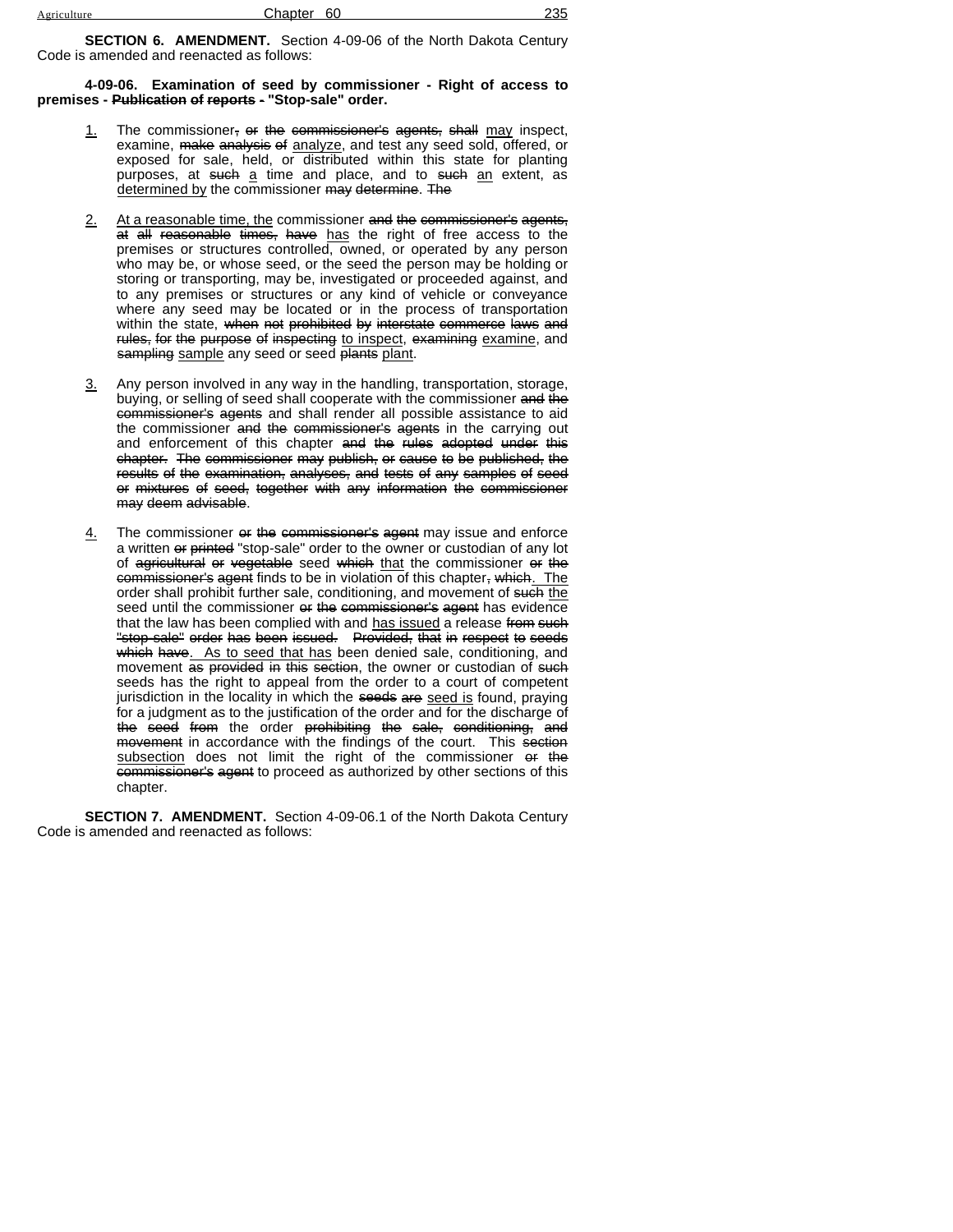**SECTION 6. AMENDMENT.** Section 4-09-06 of the North Dakota Century Code is amended and reenacted as follows:

**4-09-06. Examination of seed by commissioner - Right of access to premises - ~~Publication of reports~~ ~~-~~ "Stop-sale" order.**

<u>1.</u> The commissioner~~, or the commissioner's agents,~~ ~~shall~~ <u>may</u> inspect, examine, ~~make analysis of~~ <u>analyze</u>, and test any seed sold, offered, or exposed for sale, held, or distributed within this state for planting purposes, at ~~such~~ <u>a</u> time and place, and to ~~such~~ <u>an</u> extent, as <u>determined by</u> the commissioner ~~may determine~~. ~~The~~

<u>2.</u> <u>At a reasonable time, the</u> commissioner ~~and the commissioner's agents, at all reasonable times, have~~ <u>has</u> the right of free access to the premises or structures controlled, owned, or operated by any person who may be, or whose seed, or the seed the person may be holding or storing or transporting, may be, investigated or proceeded against, and to any premises or structures or any kind of vehicle or conveyance where any seed may be located or in the process of transportation within the state, ~~when not prohibited by interstate commerce laws and rules,~~ ~~for the purpose of inspecting~~ <u>to inspect</u>, ~~examining~~ <u>examine</u>, and ~~sampling~~ <u>sample</u> any seed or seed ~~plants~~ <u>plant</u>.

<u>3.</u> Any person involved in any way in the handling, transportation, storage, buying, or selling of seed shall cooperate with the commissioner ~~and the commissioner's agents~~ and shall render all possible assistance to aid the commissioner ~~and the commissioner's agents~~ in the carrying out and enforcement of this chapter ~~and the rules adopted under this chapter. The commissioner may publish, or cause to be published, the results of the examination, analyses, and tests of any samples of seed or mixtures of seed, together with any information the commissioner may deem advisable~~.

<u>4.</u> The commissioner ~~or the commissioner's agent~~ may issue and enforce a written ~~or printed~~ "stop-sale" order to the owner or custodian of any lot of ~~agricultural or vegetable~~ seed ~~which~~ <u>that</u> the commissioner ~~or the commissioner's agent~~ finds to be in violation of this chapter~~, which~~<u>. The</u> order shall prohibit further sale, conditioning, and movement of ~~such~~ <u>the</u> seed until the commissioner ~~or the commissioner's agent~~ has evidence that the law has been complied with and <u>has issued</u> a release ~~from such "stop-sale" order has been issued. Provided, that in respect to seeds which have~~<u>. As to seed that has</u> been denied sale, conditioning, and movement ~~as provided in this section~~, the owner or custodian of ~~such~~ seeds has the right to appeal from the order to a court of competent jurisdiction in the locality in which the ~~seeds are~~ <u>seed is</u> found, praying for a judgment as to the justification of the order and for the discharge of ~~the seed from~~ the order ~~prohibiting the sale, conditioning, and movement~~ in accordance with the findings of the court. This ~~section~~ <u>subsection</u> does not limit the right of the commissioner ~~or the commissioner's agent~~ to proceed as authorized by other sections of this chapter.

**SECTION 7. AMENDMENT.** Section 4-09-06.1 of the North Dakota Century Code is amended and reenacted as follows: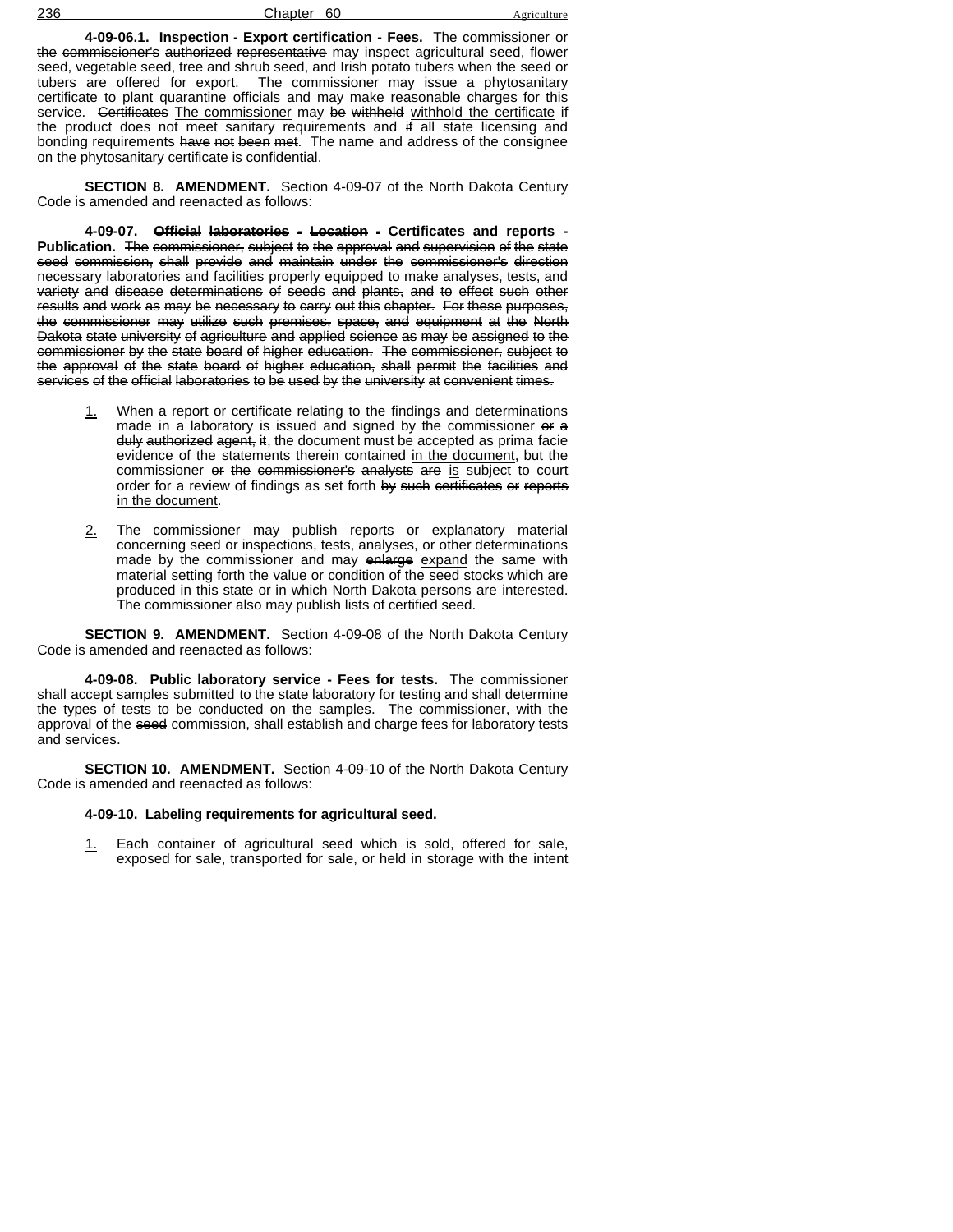**4-09-06.1. Inspection - Export certification - Fees.** The commissioner ~~or the commissioner's authorized representative~~ may inspect agricultural seed, flower seed, vegetable seed, tree and shrub seed, and Irish potato tubers when the seed or tubers are offered for export. The commissioner may issue a phytosanitary certificate to plant quarantine officials and may make reasonable charges for this service. ~~Certificates~~ <u>The commissioner</u> may ~~be withheld~~ <u>withhold the certificate</u> if the product does not meet sanitary requirements and ~~if~~ all state licensing and bonding requirements ~~have not been met~~. The name and address of the consignee on the phytosanitary certificate is confidential.

**SECTION 8. AMENDMENT.** Section 4-09-07 of the North Dakota Century Code is amended and reenacted as follows:

**4-09-07. ~~Official laboratories - Location -~~ Certificates and reports - Publication.** ~~The commissioner, subject to the approval and supervision of the state seed commission, shall provide and maintain under the commissioner's direction necessary laboratories and facilities properly equipped to make analyses, tests, and variety and disease determinations of seeds and plants, and to effect such other results and work as may be necessary to carry out this chapter. For these purposes, the commissioner may utilize such premises, space, and equipment at the North Dakota state university of agriculture and applied science as may be assigned to the commissioner by the state board of higher education. The commissioner, subject to the approval of the state board of higher education, shall permit the facilities and services of the official laboratories to be used by the university at convenient times.~~

<u>1.</u> When a report or certificate relating to the findings and determinations made in a laboratory is issued and signed by the commissioner ~~or a duly authorized agent, it~~<u>, the document</u> must be accepted as prima facie evidence of the statements ~~therein~~ contained <u>in the document</u>, but the commissioner ~~or the commissioner's analysts are~~ <u>is</u> subject to court order for a review of findings as set forth ~~by such certificates or reports~~ <u>in the document</u>.

<u>2.</u> The commissioner may publish reports or explanatory material concerning seed or inspections, tests, analyses, or other determinations made by the commissioner and may ~~enlarge~~ <u>expand</u> the same with material setting forth the value or condition of the seed stocks which are produced in this state or in which North Dakota persons are interested. The commissioner also may publish lists of certified seed.

**SECTION 9. AMENDMENT.** Section 4-09-08 of the North Dakota Century Code is amended and reenacted as follows:

**4-09-08. Public laboratory service - Fees for tests.** The commissioner shall accept samples submitted ~~to the state laboratory~~ for testing and shall determine the types of tests to be conducted on the samples. The commissioner, with the approval of the ~~seed~~ commission, shall establish and charge fees for laboratory tests and services.

**SECTION 10. AMENDMENT.** Section 4-09-10 of the North Dakota Century Code is amended and reenacted as follows:

**4-09-10. Labeling requirements for agricultural seed.**

<u>1.</u> Each container of agricultural seed which is sold, offered for sale, exposed for sale, transported for sale, or held in storage with the intent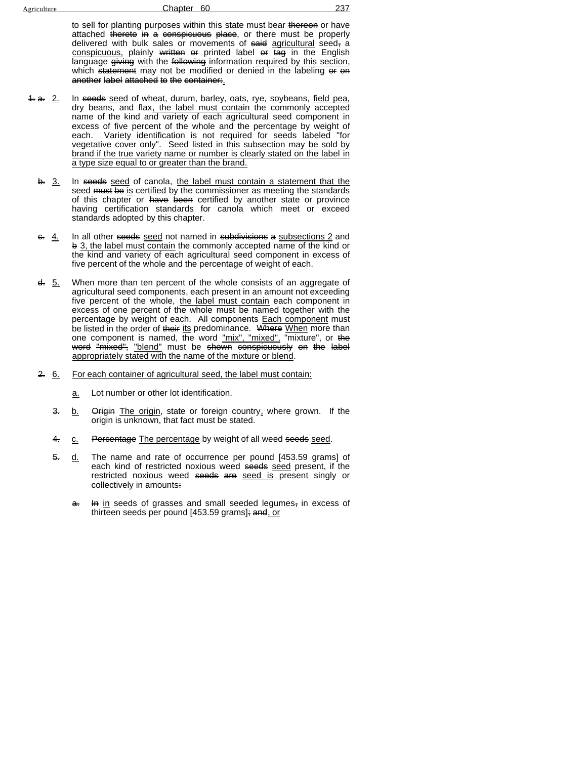to sell for planting purposes within this state must bear ~~thereon~~ or have attached ~~thereto~~ ~~in~~ ~~a~~ ~~conspicuous~~ ~~place~~, or there must be properly delivered with bulk sales or movements of ~~said~~ agricultural seed~~,~~ a conspicuous, plainly ~~written~~ ~~or~~ printed label ~~or~~ ~~tag~~ in the English language ~~giving~~ with the ~~following~~ information required by this section, which ~~statement~~ may not be modified or denied in the labeling ~~or~~ ~~on~~ ~~another~~ ~~label~~ ~~attached~~ ~~to~~ ~~the~~ ~~container:~~.

~~1.~~ ~~a.~~ 2. In ~~seeds~~ seed of wheat, durum, barley, oats, rye, soybeans, field pea, dry beans, and flax, the label must contain the commonly accepted name of the kind and variety of each agricultural seed component in excess of five percent of the whole and the percentage by weight of each. Variety identification is not required for seeds labeled "for vegetative cover only". Seed listed in this subsection may be sold by brand if the true variety name or number is clearly stated on the label in a type size equal to or greater than the brand.

~~b.~~ 3. In ~~seeds~~ seed of canola, the label must contain a statement that the seed ~~must~~ ~~be~~ is certified by the commissioner as meeting the standards of this chapter or ~~have~~ ~~been~~ certified by another state or province having certification standards for canola which meet or exceed standards adopted by this chapter.

~~c.~~ 4. In all other ~~seeds~~ seed not named in ~~subdivisions~~ ~~a~~ subsections 2 and ~~b~~ 3, the label must contain the commonly accepted name of the kind or the kind and variety of each agricultural seed component in excess of five percent of the whole and the percentage of weight of each.

~~d.~~ 5. When more than ten percent of the whole consists of an aggregate of agricultural seed components, each present in an amount not exceeding five percent of the whole, the label must contain each component in excess of one percent of the whole ~~must~~ ~~be~~ named together with the percentage by weight of each. ~~All~~ ~~components~~ Each component must be listed in the order of ~~their~~ its predominance. ~~Where~~ When more than one component is named, the word "mix", "mixed", "mixture", or ~~the~~ ~~word~~ ~~"mixed",~~ "blend" must be ~~shown~~ ~~conspicuously~~ ~~on~~ ~~the~~ ~~label~~ appropriately stated with the name of the mixture or blend.

~~2.~~ 6. For each container of agricultural seed, the label must contain:

a. Lot number or other lot identification.

~~3.~~ b. ~~Origin~~ The origin, state or foreign country, where grown. If the origin is unknown, that fact must be stated.

~~4.~~ c. ~~Percentage~~ The percentage by weight of all weed ~~seeds~~ seed.

~~5.~~ d. The name and rate of occurrence per pound [453.59 grams] of each kind of restricted noxious weed ~~seeds~~ seed present, if the restricted noxious weed ~~seeds~~ ~~are~~ seed is present singly or collectively in amounts~~:~~

~~a.~~ ~~In~~ in seeds of grasses and small seeded legumes~~,~~ in excess of thirteen seeds per pound [453.59 grams]~~;~~ ~~and~~, or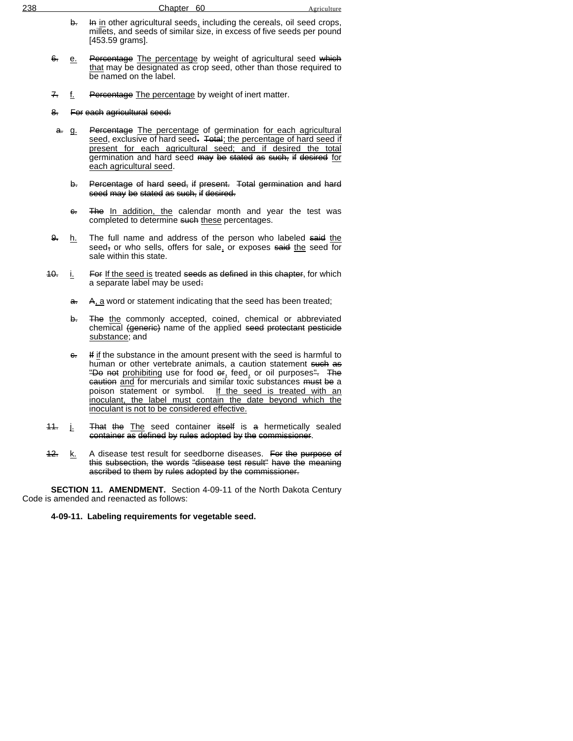b. ~~In~~ in other agricultural seeds, including the cereals, oil seed crops, millets, and seeds of similar size, in excess of five seeds per pound [453.59 grams].

~~6.~~ e. ~~Percentage~~ The percentage by weight of agricultural seed ~~which~~ that may be designated as crop seed, other than those required to be named on the label.

~~7.~~ f. ~~Percentage~~ The percentage by weight of inert matter.

~~8. For each agricultural seed:~~

~~a.~~ g. ~~Percentage~~ The percentage of germination for each agricultural seed, exclusive of hard seed~~.~~ ~~Total~~; the percentage of hard seed if present for each agricultural seed; and if desired the total germination and hard seed ~~may be stated as such, if desired~~ for each agricultural seed.

~~b. Percentage of hard seed, if present. Total germination and hard seed may be stated as such, if desired.~~

~~c.~~ ~~The~~ In addition, the calendar month and year the test was completed to determine ~~such~~ these percentages.

~~9.~~ h. The full name and address of the person who labeled ~~said~~ the seed~~,~~ or who sells, offers for sale, or exposes ~~said~~ the seed for sale within this state.

~~10.~~ i. ~~For~~ If the seed is treated ~~seeds as defined in this chapter~~, for which a separate label may be used~~:~~

~~a.~~ ~~A~~, a word or statement indicating that the seed has been treated;

~~b.~~ ~~The~~ the commonly accepted, coined, chemical or abbreviated chemical ~~(generic)~~ name of the applied ~~seed protectant pesticide~~ substance; and

~~c.~~ ~~If~~ if the substance in the amount present with the seed is harmful to human or other vertebrate animals, a caution statement ~~such as "Do not~~ prohibiting use for food ~~or~~, feed, or oil purposes~~"~~. ~~The caution~~ and for mercurials and similar toxic substances ~~must be~~ a poison statement or symbol. If the seed is treated with an inoculant, the label must contain the date beyond which the inoculant is not to be considered effective.

~~11.~~ j. ~~That the~~ The seed container ~~itself~~ is ~~a~~ hermetically sealed ~~container as defined by rules adopted by the commissioner~~.

~~12.~~ k. A disease test result for seedborne diseases. ~~For the purpose of this subsection, the words "disease test result" have the meaning ascribed to them by rules adopted by the commissioner.~~

**SECTION 11. AMENDMENT.** Section 4-09-11 of the North Dakota Century Code is amended and reenacted as follows:

**4-09-11. Labeling requirements for vegetable seed.**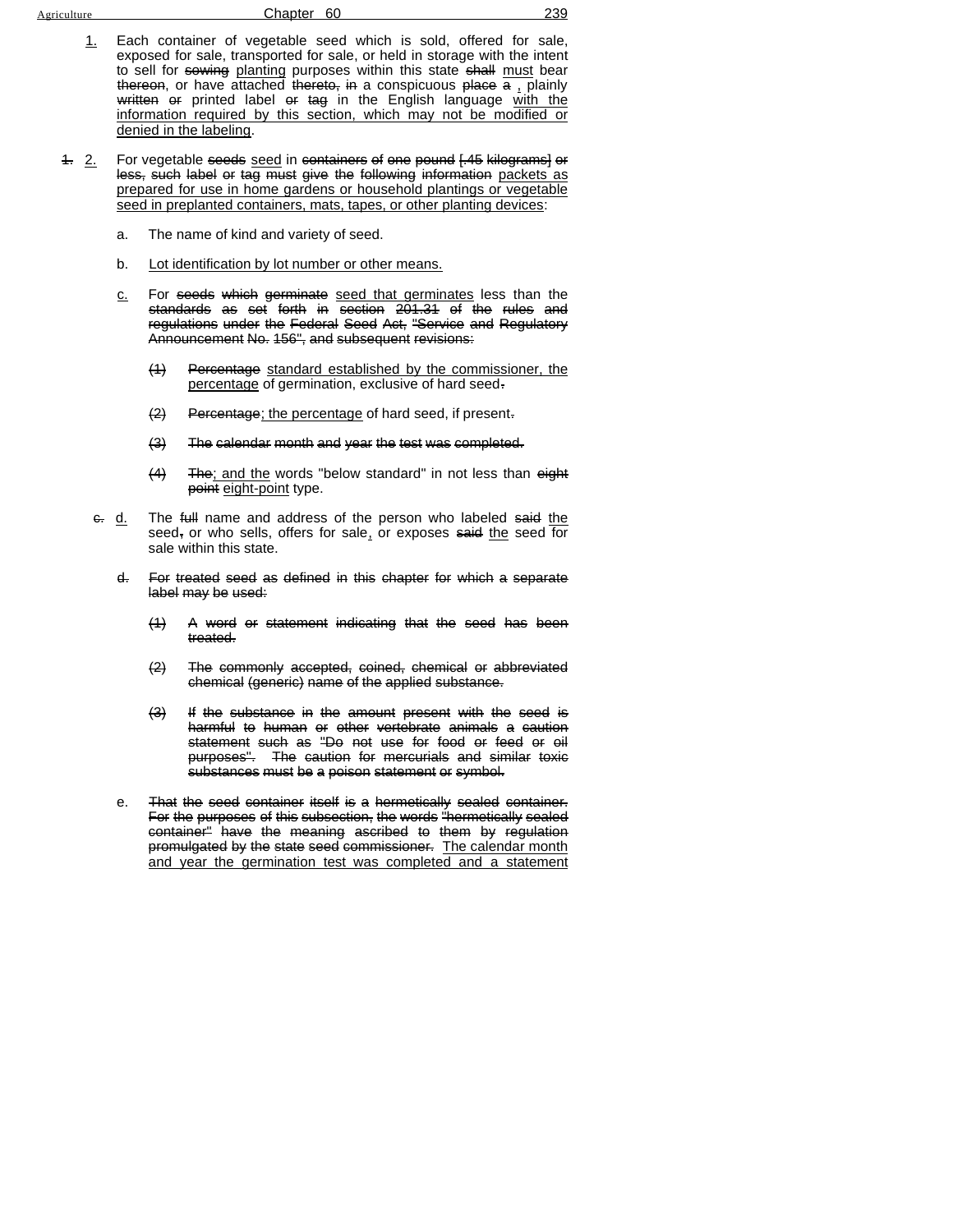1. Each container of vegetable seed which is sold, offered for sale, exposed for sale, transported for sale, or held in storage with the intent to sell for ~~sowing~~ planting purposes within this state ~~shall~~ must bear ~~thereon~~, or have attached ~~thereto, in~~ a conspicuous ~~place a~~ , plainly ~~written or~~ printed label ~~or tag~~ in the English language with the information required by this section, which may not be modified or denied in the labeling.

~~1.~~ 2. For vegetable ~~seeds~~ seed in ~~containers of one pound [.45 kilograms] or less, such label or tag must give the following information~~ packets as prepared for use in home gardens or household plantings or vegetable seed in preplanted containers, mats, tapes, or other planting devices:

a. The name of kind and variety of seed.

b. Lot identification by lot number or other means.

c. For ~~seeds which germinate~~ seed that germinates less than the ~~standards as set forth in section 201.31 of the rules and regulations under the Federal Seed Act, "Service and Regulatory Announcement No. 156", and subsequent revisions:~~

~~(1)~~ ~~Percentage~~ standard established by the commissioner, the percentage of germination, exclusive of hard seed~~.~~

~~(2)~~ ~~Percentage~~; the percentage of hard seed, if present~~.~~

~~(3)~~ ~~The calendar month and year the test was completed.~~

~~(4)~~ ~~The~~; and the words "below standard" in not less than ~~eight point~~ eight-point type.

~~c.~~ d. The ~~full~~ name and address of the person who labeled ~~said~~ the seed~~,~~ or who sells, offers for sale, or exposes ~~said~~ the seed for sale within this state.

~~d.~~ ~~For treated seed as defined in this chapter for which a separate label may be used:~~

~~(1)~~ ~~A word or statement indicating that the seed has been treated.~~

~~(2)~~ ~~The commonly accepted, coined, chemical or abbreviated chemical (generic) name of the applied substance.~~

~~(3)~~ ~~If the substance in the amount present with the seed is harmful to human or other vertebrate animals a caution statement such as "Do not use for food or feed or oil purposes". The caution for mercurials and similar toxic substances must be a poison statement or symbol.~~

e. ~~That the seed container itself is a hermetically sealed container. For the purposes of this subsection, the words "hermetically sealed container" have the meaning ascribed to them by regulation promulgated by the state seed commissioner.~~ The calendar month and year the germination test was completed and a statement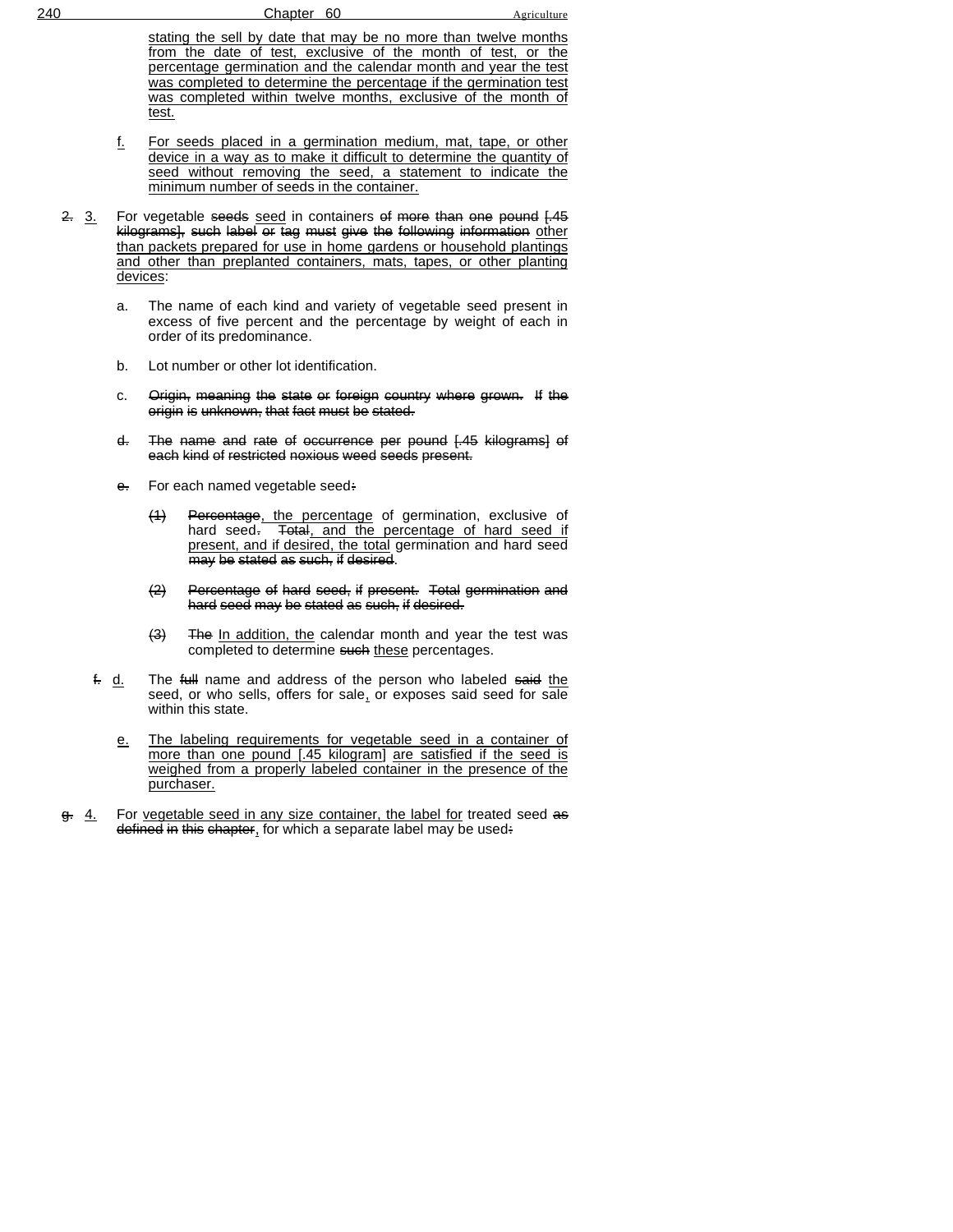stating the sell by date that may be no more than twelve months from the date of test, exclusive of the month of test, or the percentage germination and the calendar month and year the test was completed to determine the percentage if the germination test was completed within twelve months, exclusive of the month of test.

f. For seeds placed in a germination medium, mat, tape, or other device in a way as to make it difficult to determine the quantity of seed without removing the seed, a statement to indicate the minimum number of seeds in the container.

~~2.~~ 3. For vegetable ~~seeds~~ seed in containers ~~of more than one pound [.45 kilograms], such label or tag must give the following information~~ other than packets prepared for use in home gardens or household plantings and other than preplanted containers, mats, tapes, or other planting devices:

a. The name of each kind and variety of vegetable seed present in excess of five percent and the percentage by weight of each in order of its predominance.

b. Lot number or other lot identification.

c. ~~Origin, meaning the state or foreign country where grown. If the origin is unknown, that fact must be stated.~~

~~d. The name and rate of occurrence per pound [.45 kilograms] of each kind of restricted noxious weed seeds present.~~

~~e.~~ For each named vegetable seed~~:~~

~~(1) Percentage~~, the percentage of germination, exclusive of hard seed~~.~~ ~~Total~~, and the percentage of hard seed if present, and if desired, the total germination and hard seed ~~may be stated as such, if desired~~.

~~(2) Percentage of hard seed, if present. Total germination and hard seed may be stated as such, if desired.~~

~~(3) The~~ In addition, the calendar month and year the test was completed to determine ~~such~~ these percentages.

~~f.~~ d. The ~~full~~ name and address of the person who labeled ~~said~~ the seed, or who sells, offers for sale, or exposes said seed for sale within this state.

e. The labeling requirements for vegetable seed in a container of more than one pound [.45 kilogram] are satisfied if the seed is weighed from a properly labeled container in the presence of the purchaser.

~~g.~~ 4. For vegetable seed in any size container, the label for treated seed ~~as defined in this chapter~~, for which a separate label may be used~~:~~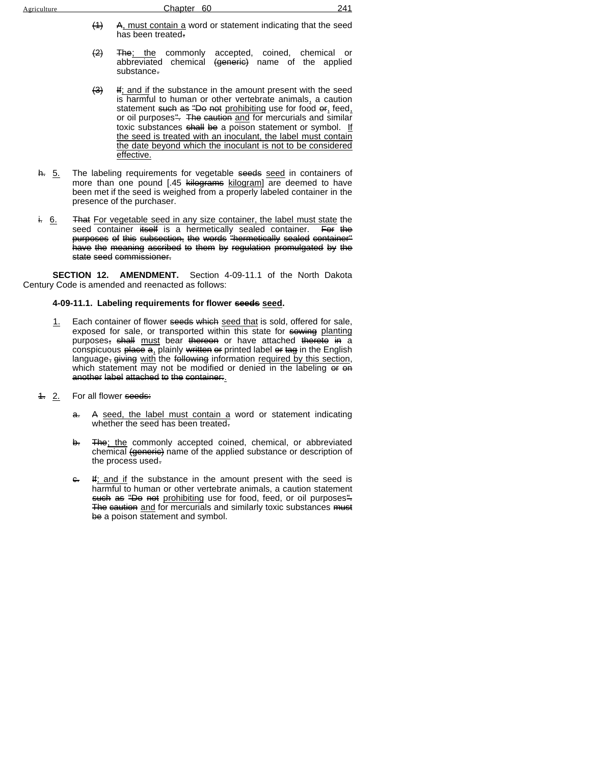(1) A, must contain a word or statement indicating that the seed has been treated.

(2) The; the commonly accepted, coined, chemical or abbreviated chemical (generic) name of the applied substance.

(3) If; and if the substance in the amount present with the seed is harmful to human or other vertebrate animals, a caution statement such as "Do not prohibiting use for food or, feed, or oil purposes". The caution and for mercurials and similar toxic substances shall be a poison statement or symbol. If the seed is treated with an inoculant, the label must contain the date beyond which the inoculant is not to be considered effective.

h. 5. The labeling requirements for vegetable seeds seed in containers of more than one pound [.45 kilograms kilogram] are deemed to have been met if the seed is weighed from a properly labeled container in the presence of the purchaser.

i. 6. That For vegetable seed in any size container, the label must state the seed container itself is a hermetically sealed container. For the purposes of this subsection, the words "hermetically sealed container" have the meaning ascribed to them by regulation promulgated by the state seed commissioner.

**SECTION 12. AMENDMENT.** Section 4-09-11.1 of the North Dakota Century Code is amended and reenacted as follows:

**4-09-11.1. Labeling requirements for flower seeds seed.**

1. Each container of flower seeds which seed that is sold, offered for sale, exposed for sale, or transported within this state for sowing planting purposes, shall must bear thereon or have attached thereto in a conspicuous place a, plainly written or printed label or tag in the English language, giving with the following information required by this section, which statement may not be modified or denied in the labeling or on another label attached to the container:.

1. 2. For all flower seeds:

a. A seed, the label must contain a word or statement indicating whether the seed has been treated.

b. The; the commonly accepted coined, chemical, or abbreviated chemical (generic) name of the applied substance or description of the process used.

c. If; and if the substance in the amount present with the seed is harmful to human or other vertebrate animals, a caution statement such as "Do not prohibiting use for food, feed, or oil purposes". The caution and for mercurials and similarly toxic substances must be a poison statement and symbol.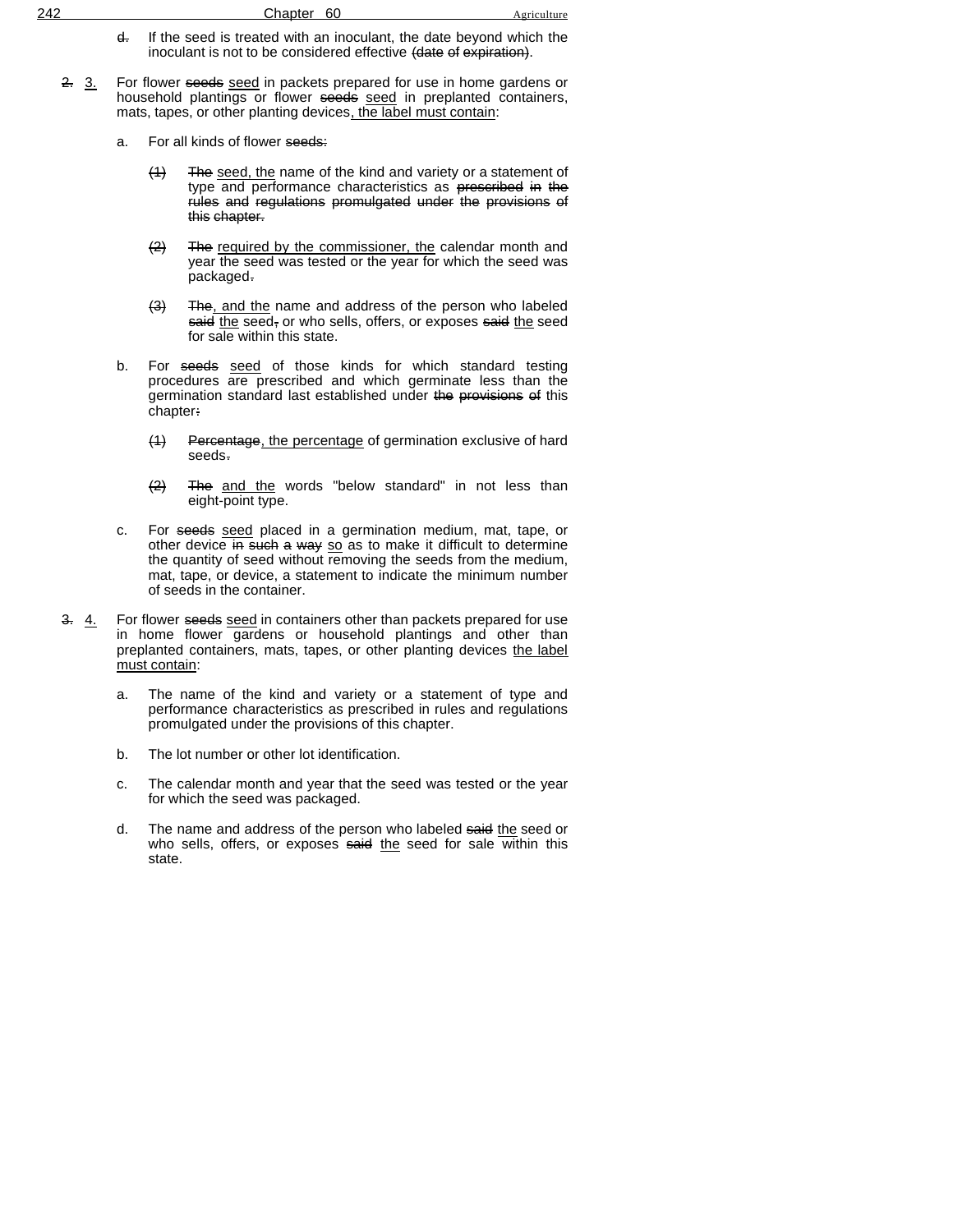d. If the seed is treated with an inoculant, the date beyond which the inoculant is not to be considered effective ~~(date of expiration)~~.

~~2.~~ 3. For flower ~~seeds~~ seed in packets prepared for use in home gardens or household plantings or flower ~~seeds~~ seed in preplanted containers, mats, tapes, or other planting devices, the label must contain:

a. For all kinds of flower ~~seeds:~~

~~(1)~~ ~~The~~ seed, the name of the kind and variety or a statement of type and performance characteristics as ~~prescribed in the rules and regulations promulgated under the provisions of this chapter.~~

~~(2)~~ ~~The~~ required by the commissioner, the calendar month and year the seed was tested or the year for which the seed was packaged~~.~~

~~(3)~~ ~~The~~, and the name and address of the person who labeled ~~said~~ the seed~~,~~ or who sells, offers, or exposes ~~said~~ the seed for sale within this state.

b. For ~~seeds~~ seed of those kinds for which standard testing procedures are prescribed and which germinate less than the germination standard last established under ~~the provisions of~~ this chapter~~:~~

~~(1)~~ ~~Percentage~~, the percentage of germination exclusive of hard seeds~~.~~

~~(2)~~ ~~The~~ and the words "below standard" in not less than eight-point type.

c. For ~~seeds~~ seed placed in a germination medium, mat, tape, or other device ~~in such a way~~ so as to make it difficult to determine the quantity of seed without removing the seeds from the medium, mat, tape, or device, a statement to indicate the minimum number of seeds in the container.

~~3.~~ 4. For flower ~~seeds~~ seed in containers other than packets prepared for use in home flower gardens or household plantings and other than preplanted containers, mats, tapes, or other planting devices the label must contain:

a. The name of the kind and variety or a statement of type and performance characteristics as prescribed in rules and regulations promulgated under the provisions of this chapter.

b. The lot number or other lot identification.

c. The calendar month and year that the seed was tested or the year for which the seed was packaged.

d. The name and address of the person who labeled ~~said~~ the seed or who sells, offers, or exposes ~~said~~ the seed for sale within this state.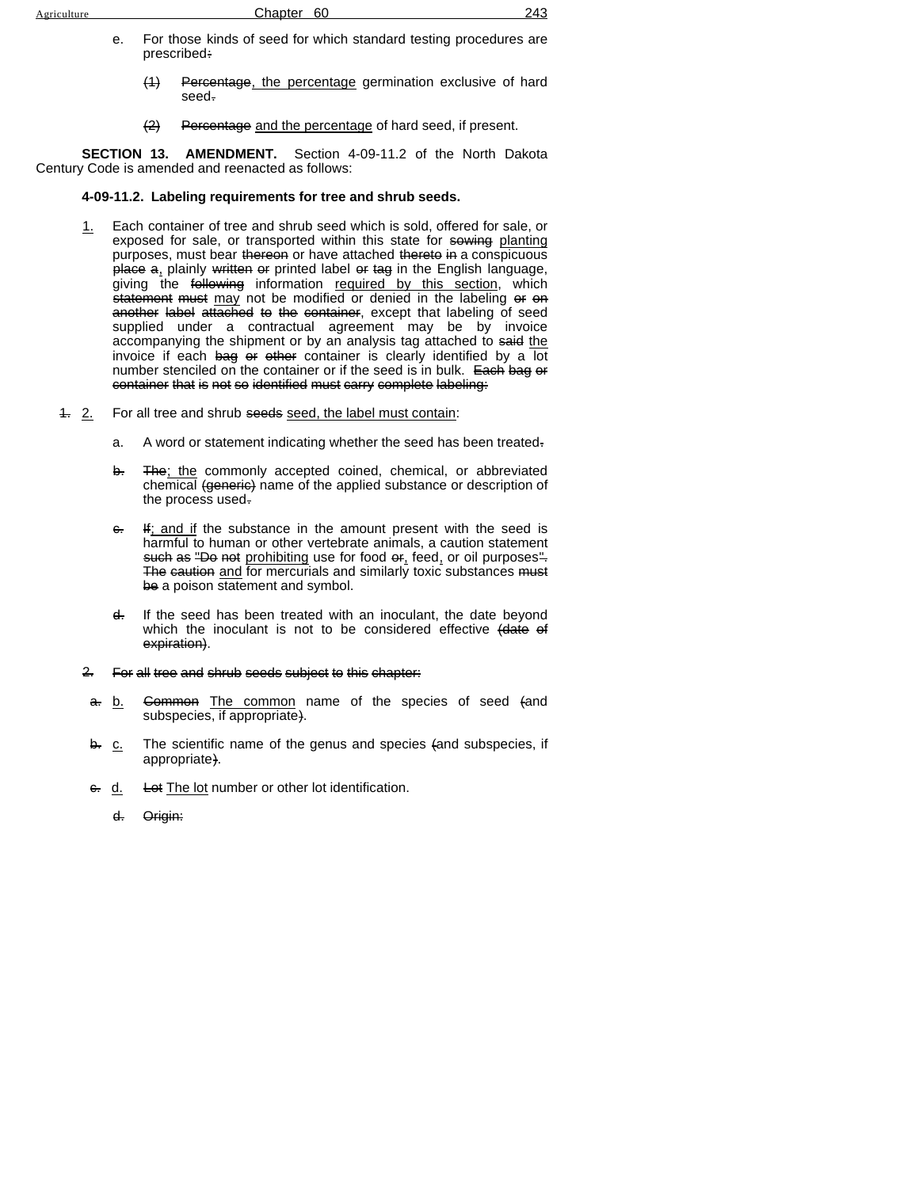e. For those kinds of seed for which standard testing procedures are prescribed~~:~~

~~(1)~~ ~~Percentage~~<u>, the percentage</u> germination exclusive of hard seed~~.~~

~~(2)~~ ~~Percentage~~ <u>and the percentage</u> of hard seed, if present.

**SECTION 13. AMENDMENT.** Section 4-09-11.2 of the North Dakota Century Code is amended and reenacted as follows:

**4-09-11.2. Labeling requirements for tree and shrub seeds.**

<u>1.</u> Each container of tree and shrub seed which is sold, offered for sale, or exposed for sale, or transported within this state for ~~sowing~~ <u>planting</u> purposes, must bear ~~thereon~~ or have attached ~~thereto~~ ~~in~~ a conspicuous ~~place~~ ~~a~~<u>,</u> plainly ~~written~~ ~~or~~ printed label ~~or~~ ~~tag~~ in the English language, giving the ~~following~~ information <u>required by this section</u>, which ~~statement~~ ~~must~~ <u>may</u> not be modified or denied in the labeling ~~or~~ ~~on~~ ~~another~~ ~~label~~ ~~attached~~ ~~to~~ ~~the~~ ~~container~~, except that labeling of seed supplied under a contractual agreement may be by invoice accompanying the shipment or by an analysis tag attached to ~~said~~ <u>the</u> invoice if each ~~bag~~ ~~or~~ ~~other~~ container is clearly identified by a lot number stenciled on the container or if the seed is in bulk. ~~Each~~ ~~bag~~ ~~or~~ ~~container~~ ~~that~~ ~~is~~ ~~not~~ ~~so~~ ~~identified~~ ~~must~~ ~~carry~~ ~~complete~~ ~~labeling:~~

~~1.~~ <u>2.</u> For all tree and shrub ~~seeds~~ <u>seed, the label must contain</u>:

a. A word or statement indicating whether the seed has been treated~~.~~

~~b.~~ ~~The~~<u>; the</u> commonly accepted coined, chemical, or abbreviated chemical ~~(generic)~~ name of the applied substance or description of the process used~~.~~

~~c.~~ ~~If~~<u>; and if</u> the substance in the amount present with the seed is harmful to human or other vertebrate animals, a caution statement ~~such~~ ~~as~~ ~~"Do~~ ~~not~~ <u>prohibiting</u> use for food ~~or~~<u>,</u> feed<u>,</u> or oil purposes~~".~~ ~~The~~ ~~caution~~ <u>and</u> for mercurials and similarly toxic substances ~~must~~ ~~be~~ a poison statement and symbol.

~~d.~~ If the seed has been treated with an inoculant, the date beyond which the inoculant is not to be considered effective ~~(date~~ ~~of~~ ~~expiration)~~.

~~2.~~ ~~For~~ ~~all~~ ~~tree~~ ~~and~~ ~~shrub~~ ~~seeds~~ ~~subject~~ ~~to~~ ~~this~~ ~~chapter:~~

~~a.~~ <u>b.</u> ~~Common~~ <u>The common</u> name of the species of seed ~~(~~and subspecies, if appropriate~~)~~.

~~b.~~ <u>c.</u> The scientific name of the genus and species ~~(~~and subspecies, if appropriate~~)~~.

~~c.~~ <u>d.</u> ~~Lot~~ <u>The lot</u> number or other lot identification.

~~d.~~ ~~Origin:~~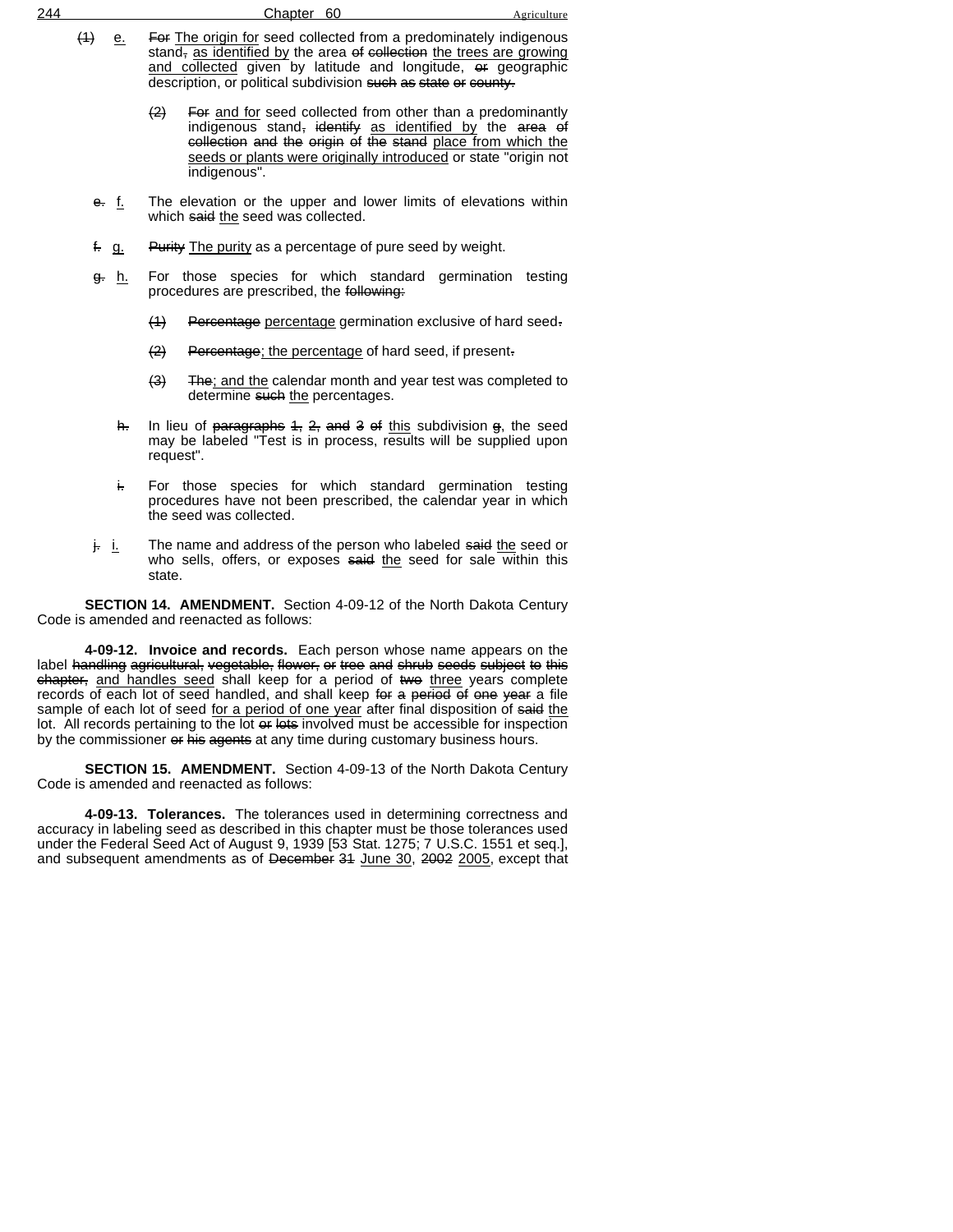~~(1)~~ e. ~~For~~ The origin for seed collected from a predominately indigenous stand~~,~~ as identified by the area ~~of collection~~ the trees are growing and collected given by latitude and longitude, ~~or~~ geographic description, or political subdivision ~~such as state or county.~~

~~(2)~~ ~~For~~ and for seed collected from other than a predominantly indigenous stand~~, identify~~ as identified by the ~~area of collection and the origin of the stand~~ place from which the seeds or plants were originally introduced or state "origin not indigenous".

~~e.~~ f. The elevation or the upper and lower limits of elevations within which ~~said~~ the seed was collected.

~~f.~~ g. ~~Purity~~ The purity as a percentage of pure seed by weight.

~~g.~~ h. For those species for which standard germination testing procedures are prescribed, the ~~following:~~

~~(1)~~ ~~Percentage~~ percentage germination exclusive of hard seed~~.~~

~~(2)~~ ~~Percentage~~; the percentage of hard seed, if present~~.~~

~~(3)~~ ~~The~~; and the calendar month and year test was completed to determine ~~such~~ the percentages.

~~h.~~ In lieu of ~~paragraphs 1, 2, and 3 of~~ this subdivision ~~g~~, the seed may be labeled "Test is in process, results will be supplied upon request".

~~i.~~ For those species for which standard germination testing procedures have not been prescribed, the calendar year in which the seed was collected.

~~j.~~ i. The name and address of the person who labeled ~~said~~ the seed or who sells, offers, or exposes ~~said~~ the seed for sale within this state.

**SECTION 14. AMENDMENT.** Section 4-09-12 of the North Dakota Century Code is amended and reenacted as follows:

**4-09-12. Invoice and records.** Each person whose name appears on the label ~~handling agricultural, vegetable, flower, or tree and shrub seeds subject to this chapter,~~ and handles seed shall keep for a period of ~~two~~ three years complete records of each lot of seed handled, and shall keep ~~for a period of one year~~ a file sample of each lot of seed for a period of one year after final disposition of ~~said~~ the lot. All records pertaining to the lot ~~or lots~~ involved must be accessible for inspection by the commissioner ~~or his agents~~ at any time during customary business hours.

**SECTION 15. AMENDMENT.** Section 4-09-13 of the North Dakota Century Code is amended and reenacted as follows:

**4-09-13. Tolerances.** The tolerances used in determining correctness and accuracy in labeling seed as described in this chapter must be those tolerances used under the Federal Seed Act of August 9, 1939 [53 Stat. 1275; 7 U.S.C. 1551 et seq.], and subsequent amendments as of ~~December 31~~ June 30, ~~2002~~ 2005, except that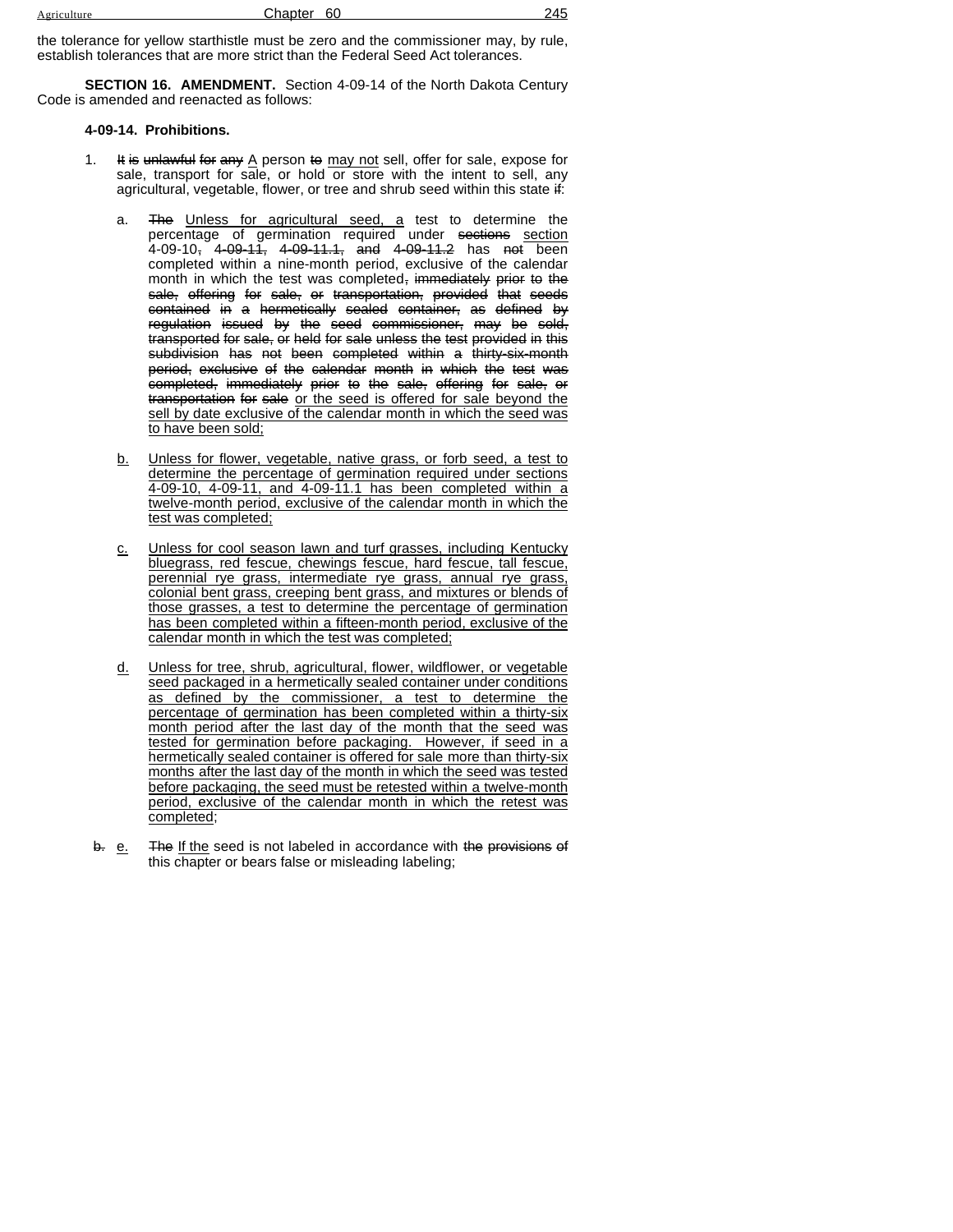the tolerance for yellow starthistle must be zero and the commissioner may, by rule, establish tolerances that are more strict than the Federal Seed Act tolerances.

**SECTION 16. AMENDMENT.** Section 4-09-14 of the North Dakota Century Code is amended and reenacted as follows:

**4-09-14. Prohibitions.**

1. ~~It is unlawful for any~~ A person ~~to~~ may not sell, offer for sale, expose for sale, transport for sale, or hold or store with the intent to sell, any agricultural, vegetable, flower, or tree and shrub seed within this state ~~if~~:

   a. ~~The~~ Unless for agricultural seed, a test to determine the percentage of germination required under ~~sections~~ section 4-09-10~~, 4-09-11, 4-09-11.1, and 4-09-11.2~~ has ~~not~~ been completed within a nine-month period, exclusive of the calendar month in which the test was completed~~, immediately prior to the sale, offering for sale, or transportation, provided that seeds contained in a hermetically sealed container, as defined by regulation issued by the seed commissioner, may be sold, transported for sale, or held for sale unless the test provided in this subdivision has not been completed within a thirty-six-month period, exclusive of the calendar month in which the test was completed, immediately prior to the sale, offering for sale, or transportation for sale~~ or the seed is offered for sale beyond the sell by date exclusive of the calendar month in which the seed was to have been sold;

   b. Unless for flower, vegetable, native grass, or forb seed, a test to determine the percentage of germination required under sections 4-09-10, 4-09-11, and 4-09-11.1 has been completed within a twelve-month period, exclusive of the calendar month in which the test was completed;

   c. Unless for cool season lawn and turf grasses, including Kentucky bluegrass, red fescue, chewings fescue, hard fescue, tall fescue, perennial rye grass, intermediate rye grass, annual rye grass, colonial bent grass, creeping bent grass, and mixtures or blends of those grasses, a test to determine the percentage of germination has been completed within a fifteen-month period, exclusive of the calendar month in which the test was completed;

   d. Unless for tree, shrub, agricultural, flower, wildflower, or vegetable seed packaged in a hermetically sealed container under conditions as defined by the commissioner, a test to determine the percentage of germination has been completed within a thirty-six month period after the last day of the month that the seed was tested for germination before packaging. However, if seed in a hermetically sealed container is offered for sale more than thirty-six months after the last day of the month in which the seed was tested before packaging, the seed must be retested within a twelve-month period, exclusive of the calendar month in which the retest was completed;

   ~~b.~~ e. ~~The~~ If the seed is not labeled in accordance with ~~the provisions of~~ this chapter or bears false or misleading labeling;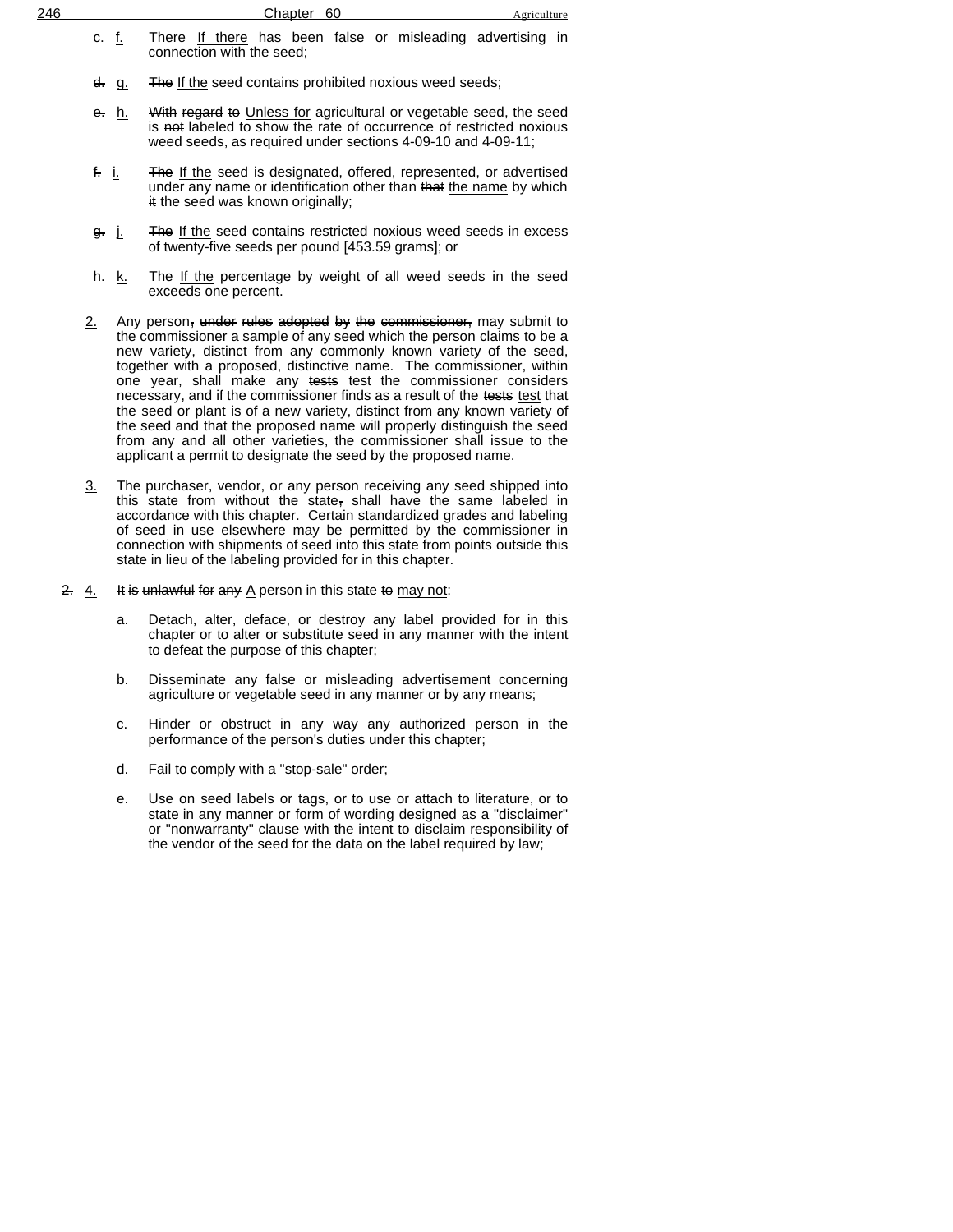~~c.~~ <u>f.</u> ~~There~~ <u>If there</u> has been false or misleading advertising in connection with the seed;

~~d.~~ <u>g.</u> ~~The~~ <u>If the</u> seed contains prohibited noxious weed seeds;

~~e.~~ <u>h.</u> ~~With regard to~~ <u>Unless for</u> agricultural or vegetable seed, the seed is ~~not~~ labeled to show the rate of occurrence of restricted noxious weed seeds, as required under sections 4-09-10 and 4-09-11;

~~f.~~ <u>i.</u> ~~The~~ <u>If the</u> seed is designated, offered, represented, or advertised under any name or identification other than ~~that~~ <u>the name</u> by which ~~it~~ <u>the seed</u> was known originally;

~~g.~~ <u>j.</u> ~~The~~ <u>If the</u> seed contains restricted noxious weed seeds in excess of twenty-five seeds per pound [453.59 grams]; or

~~h.~~ <u>k.</u> ~~The~~ <u>If the</u> percentage by weight of all weed seeds in the seed exceeds one percent.

<u>2.</u> Any person~~, under rules adopted by the commissioner,~~ may submit to the commissioner a sample of any seed which the person claims to be a new variety, distinct from any commonly known variety of the seed, together with a proposed, distinctive name. The commissioner, within one year, shall make any ~~tests~~ <u>test</u> the commissioner considers necessary, and if the commissioner finds as a result of the ~~tests~~ <u>test</u> that the seed or plant is of a new variety, distinct from any known variety of the seed and that the proposed name will properly distinguish the seed from any and all other varieties, the commissioner shall issue to the applicant a permit to designate the seed by the proposed name.

<u>3.</u> The purchaser, vendor, or any person receiving any seed shipped into this state from without the state~~,~~ shall have the same labeled in accordance with this chapter. Certain standardized grades and labeling of seed in use elsewhere may be permitted by the commissioner in connection with shipments of seed into this state from points outside this state in lieu of the labeling provided for in this chapter.

~~2.~~ <u>4.</u> ~~It is unlawful for any~~ <u>A</u> person in this state ~~to~~ <u>may not</u>:

a. Detach, alter, deface, or destroy any label provided for in this chapter or to alter or substitute seed in any manner with the intent to defeat the purpose of this chapter;

b. Disseminate any false or misleading advertisement concerning agriculture or vegetable seed in any manner or by any means;

c. Hinder or obstruct in any way any authorized person in the performance of the person's duties under this chapter;

d. Fail to comply with a "stop-sale" order;

e. Use on seed labels or tags, or to use or attach to literature, or to state in any manner or form of wording designed as a "disclaimer" or "nonwarranty" clause with the intent to disclaim responsibility of the vendor of the seed for the data on the label required by law;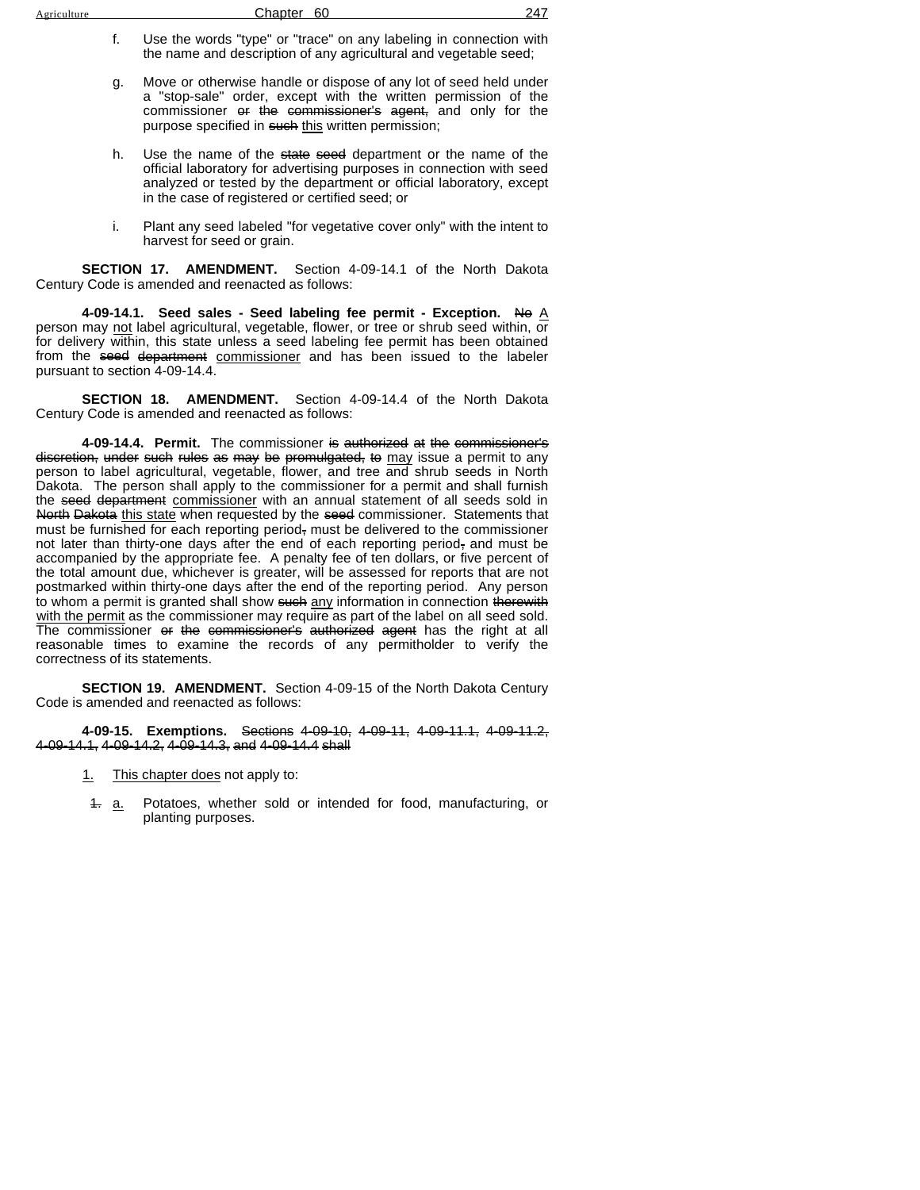f. Use the words "type" or "trace" on any labeling in connection with the name and description of any agricultural and vegetable seed;

g. Move or otherwise handle or dispose of any lot of seed held under a "stop-sale" order, except with the written permission of the commissioner ~~or the commissioner's agent,~~ and only for the purpose specified in ~~such~~ this written permission;

h. Use the name of the ~~state seed~~ department or the name of the official laboratory for advertising purposes in connection with seed analyzed or tested by the department or official laboratory, except in the case of registered or certified seed; or

i. Plant any seed labeled "for vegetative cover only" with the intent to harvest for seed or grain.

**SECTION 17. AMENDMENT.** Section 4-09-14.1 of the North Dakota Century Code is amended and reenacted as follows:

**4-09-14.1. Seed sales - Seed labeling fee permit - Exception.** ~~No~~ A person may not label agricultural, vegetable, flower, or tree or shrub seed within, or for delivery within, this state unless a seed labeling fee permit has been obtained from the ~~seed department~~ commissioner and has been issued to the labeler pursuant to section 4-09-14.4.

**SECTION 18. AMENDMENT.** Section 4-09-14.4 of the North Dakota Century Code is amended and reenacted as follows:

**4-09-14.4. Permit.** The commissioner ~~is authorized at the commissioner's discretion, under such rules as may be promulgated, to~~ may issue a permit to any person to label agricultural, vegetable, flower, and tree and shrub seeds in North Dakota. The person shall apply to the commissioner for a permit and shall furnish the ~~seed department~~ commissioner with an annual statement of all seeds sold in ~~North Dakota~~ this state when requested by the ~~seed~~ commissioner. Statements that must be furnished for each reporting period~~,~~ must be delivered to the commissioner not later than thirty-one days after the end of each reporting period~~,~~ and must be accompanied by the appropriate fee. A penalty fee of ten dollars, or five percent of the total amount due, whichever is greater, will be assessed for reports that are not postmarked within thirty-one days after the end of the reporting period. Any person to whom a permit is granted shall show ~~such~~ any information in connection ~~therewith~~ with the permit as the commissioner may require as part of the label on all seed sold. The commissioner ~~or the commissioner's authorized agent~~ has the right at all reasonable times to examine the records of any permitholder to verify the correctness of its statements.

**SECTION 19. AMENDMENT.** Section 4-09-15 of the North Dakota Century Code is amended and reenacted as follows:

**4-09-15. Exemptions.** ~~Sections 4-09-10, 4-09-11, 4-09-11.1, 4-09-11.2, 4-09-14.1, 4-09-14.2, 4-09-14.3, and 4-09-14.4 shall~~

1. This chapter does not apply to:

   ~~1.~~ a. Potatoes, whether sold or intended for food, manufacturing, or planting purposes.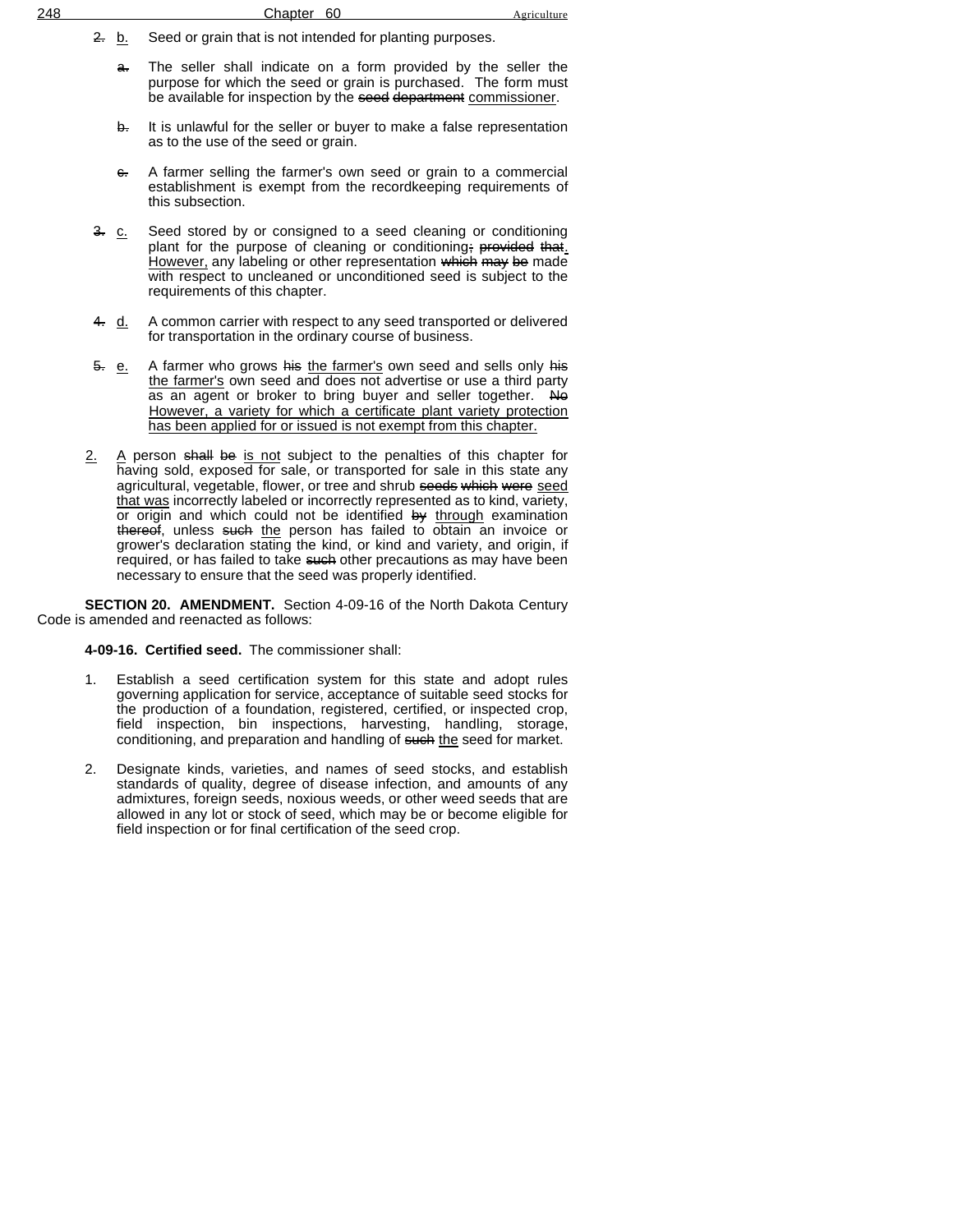~~2.~~ b. Seed or grain that is not intended for planting purposes.

~~a.~~ The seller shall indicate on a form provided by the seller the purpose for which the seed or grain is purchased. The form must be available for inspection by the ~~seed department~~ commissioner.

~~b.~~ It is unlawful for the seller or buyer to make a false representation as to the use of the seed or grain.

~~c.~~ A farmer selling the farmer's own seed or grain to a commercial establishment is exempt from the recordkeeping requirements of this subsection.

~~3.~~ c. Seed stored by or consigned to a seed cleaning or conditioning plant for the purpose of cleaning or conditioning~~, provided that~~. However, any labeling or other representation ~~which may be~~ made with respect to uncleaned or unconditioned seed is subject to the requirements of this chapter.

~~4.~~ d. A common carrier with respect to any seed transported or delivered for transportation in the ordinary course of business.

~~5.~~ e. A farmer who grows ~~his~~ the farmer's own seed and sells only ~~his~~ the farmer's own seed and does not advertise or use a third party as an agent or broker to bring buyer and seller together. ~~No~~ However, a variety for which a certificate plant variety protection has been applied for or issued is not exempt from this chapter.

2. A person ~~shall be~~ is not subject to the penalties of this chapter for having sold, exposed for sale, or transported for sale in this state any agricultural, vegetable, flower, or tree and shrub ~~seeds which were~~ seed that was incorrectly labeled or incorrectly represented as to kind, variety, or origin and which could not be identified ~~by~~ through examination ~~thereof~~, unless ~~such~~ the person has failed to obtain an invoice or grower's declaration stating the kind, or kind and variety, and origin, if required, or has failed to take ~~such~~ other precautions as may have been necessary to ensure that the seed was properly identified.

**SECTION 20. AMENDMENT.** Section 4-09-16 of the North Dakota Century Code is amended and reenacted as follows:

**4-09-16. Certified seed.** The commissioner shall:

1. Establish a seed certification system for this state and adopt rules governing application for service, acceptance of suitable seed stocks for the production of a foundation, registered, certified, or inspected crop, field inspection, bin inspections, harvesting, handling, storage, conditioning, and preparation and handling of ~~such~~ the seed for market.

2. Designate kinds, varieties, and names of seed stocks, and establish standards of quality, degree of disease infection, and amounts of any admixtures, foreign seeds, noxious weeds, or other weed seeds that are allowed in any lot or stock of seed, which may be or become eligible for field inspection or for final certification of the seed crop.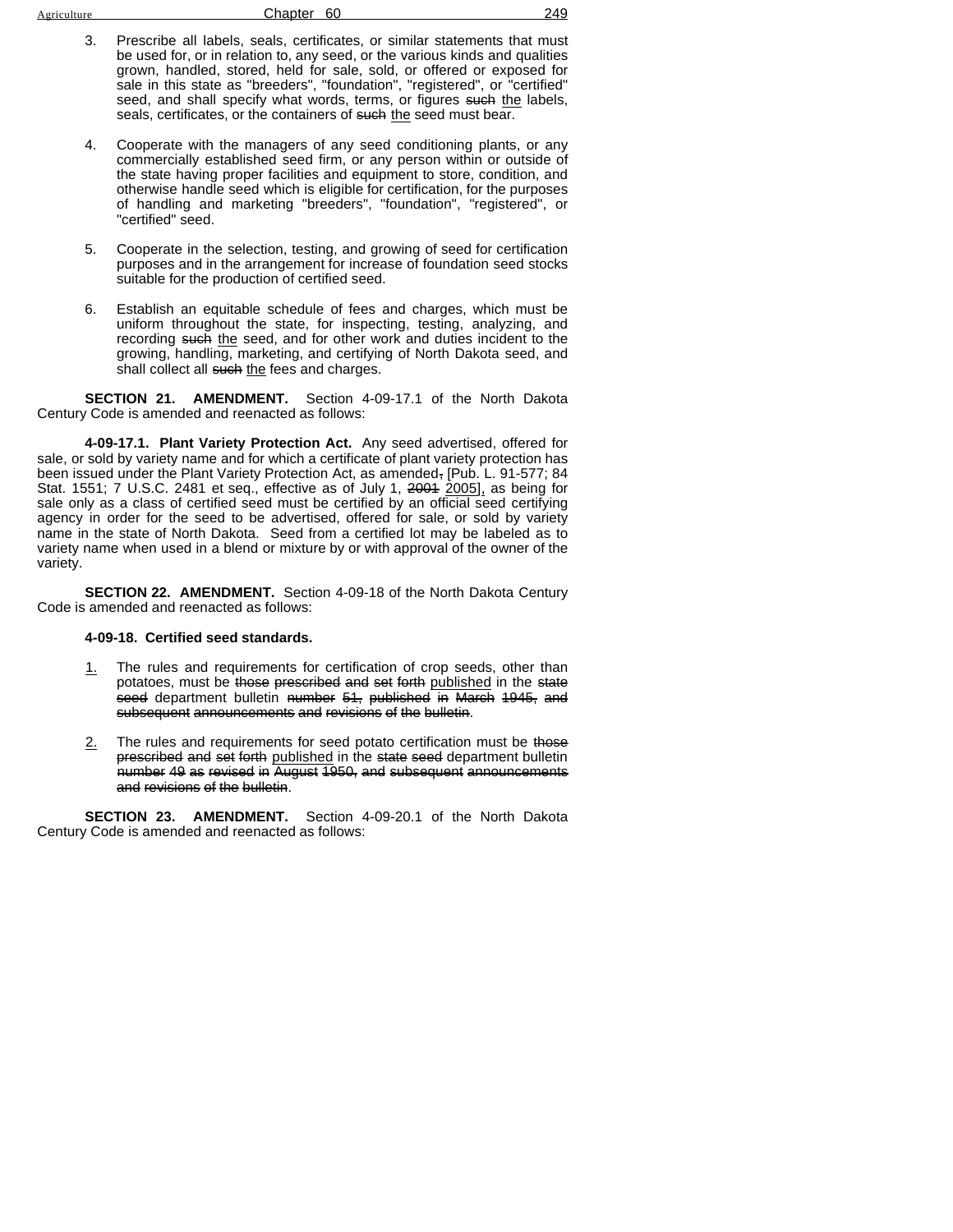3. Prescribe all labels, seals, certificates, or similar statements that must be used for, or in relation to, any seed, or the various kinds and qualities grown, handled, stored, held for sale, sold, or offered or exposed for sale in this state as "breeders", "foundation", "registered", or "certified" seed, and shall specify what words, terms, or figures ~~such~~ <u>the</u> labels, seals, certificates, or the containers of ~~such~~ <u>the</u> seed must bear.

4. Cooperate with the managers of any seed conditioning plants, or any commercially established seed firm, or any person within or outside of the state having proper facilities and equipment to store, condition, and otherwise handle seed which is eligible for certification, for the purposes of handling and marketing "breeders", "foundation", "registered", or "certified" seed.

5. Cooperate in the selection, testing, and growing of seed for certification purposes and in the arrangement for increase of foundation seed stocks suitable for the production of certified seed.

6. Establish an equitable schedule of fees and charges, which must be uniform throughout the state, for inspecting, testing, analyzing, and recording ~~such~~ <u>the</u> seed, and for other work and duties incident to the growing, handling, marketing, and certifying of North Dakota seed, and shall collect all ~~such~~ <u>the</u> fees and charges.

**SECTION 21. AMENDMENT.** Section 4-09-17.1 of the North Dakota Century Code is amended and reenacted as follows:

**4-09-17.1. Plant Variety Protection Act.** Any seed advertised, offered for sale, or sold by variety name and for which a certificate of plant variety protection has been issued under the Plant Variety Protection Act, as amended~~,~~ [Pub. L. 91-577; 84 Stat. 1551; 7 U.S.C. 2481 et seq., effective as of July 1, ~~2001~~ <u>2005]</u>, as being for sale only as a class of certified seed must be certified by an official seed certifying agency in order for the seed to be advertised, offered for sale, or sold by variety name in the state of North Dakota. Seed from a certified lot may be labeled as to variety name when used in a blend or mixture by or with approval of the owner of the variety.

**SECTION 22. AMENDMENT.** Section 4-09-18 of the North Dakota Century Code is amended and reenacted as follows:

**4-09-18. Certified seed standards.**

<u>1.</u> The rules and requirements for certification of crop seeds, other than potatoes, must be ~~those prescribed and set forth~~ <u>published</u> in the ~~state seed~~ department bulletin ~~number 51, published in March 1945, and subsequent announcements and revisions of the bulletin~~.

<u>2.</u> The rules and requirements for seed potato certification must be ~~those prescribed and set forth~~ <u>published</u> in the ~~state seed~~ department bulletin ~~number 49 as revised in August 1950, and subsequent announcements and revisions of the bulletin~~.

**SECTION 23. AMENDMENT.** Section 4-09-20.1 of the North Dakota Century Code is amended and reenacted as follows: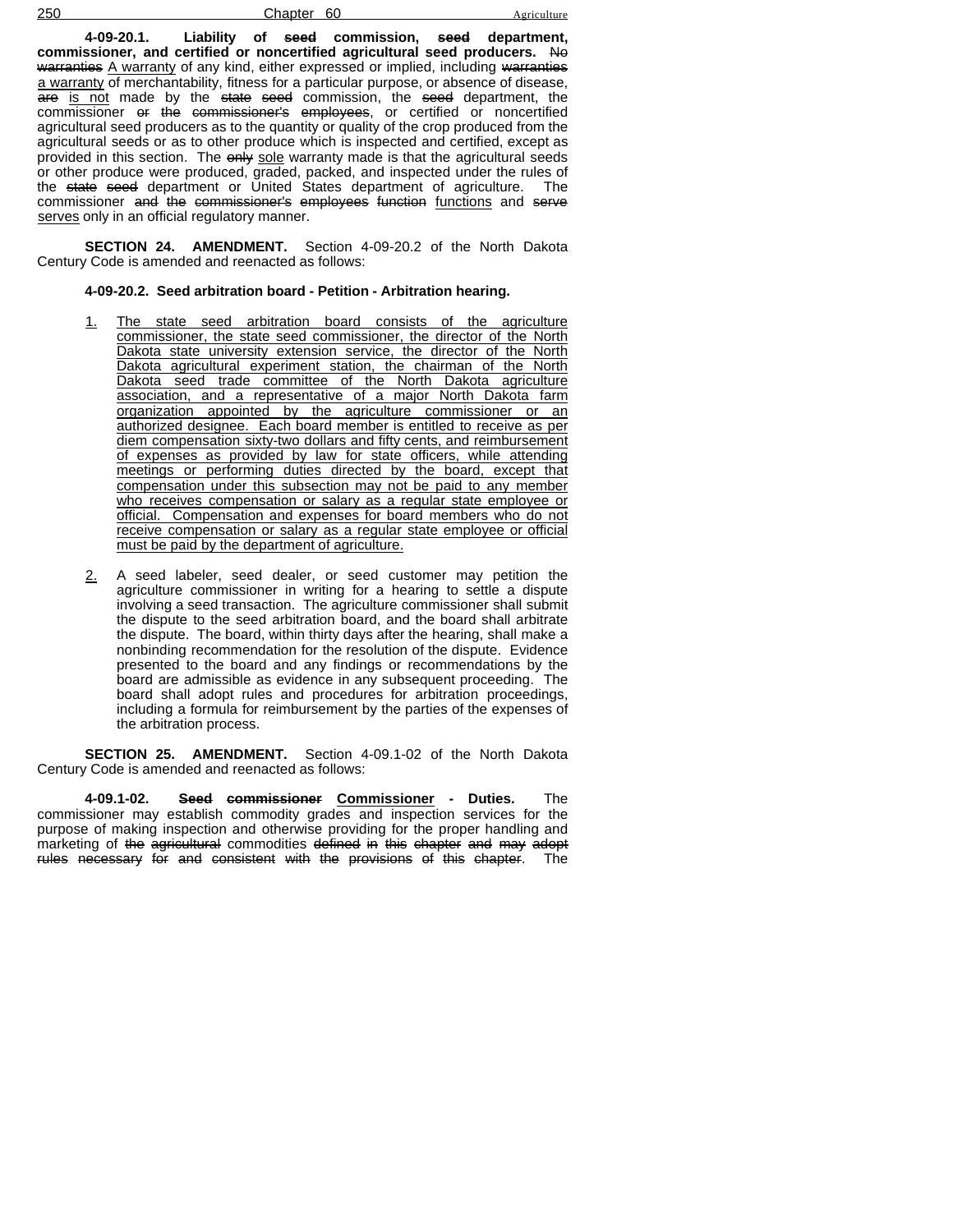**4-09-20.1. Liability of ~~seed~~ commission, ~~seed~~ department, commissioner, and certified or noncertified agricultural seed producers.** ~~No warranties~~ A warranty of any kind, either expressed or implied, including ~~warranties~~ a warranty of merchantability, fitness for a particular purpose, or absence of disease, ~~are~~ is not made by the ~~state seed~~ commission, the ~~seed~~ department, the commissioner ~~or the commissioner's employees~~, or certified or noncertified agricultural seed producers as to the quantity or quality of the crop produced from the agricultural seeds or as to other produce which is inspected and certified, except as provided in this section. The ~~only~~ sole warranty made is that the agricultural seeds or other produce were produced, graded, packed, and inspected under the rules of the ~~state seed~~ department or United States department of agriculture. The commissioner ~~and the commissioner's employees function~~ functions and ~~serve~~ serves only in an official regulatory manner.

**SECTION 24. AMENDMENT.** Section 4-09-20.2 of the North Dakota Century Code is amended and reenacted as follows:

**4-09-20.2. Seed arbitration board - Petition - Arbitration hearing.**

1. The state seed arbitration board consists of the agriculture commissioner, the state seed commissioner, the director of the North Dakota state university extension service, the director of the North Dakota agricultural experiment station, the chairman of the North Dakota seed trade committee of the North Dakota agriculture association, and a representative of a major North Dakota farm organization appointed by the agriculture commissioner or an authorized designee. Each board member is entitled to receive as per diem compensation sixty-two dollars and fifty cents, and reimbursement of expenses as provided by law for state officers, while attending meetings or performing duties directed by the board, except that compensation under this subsection may not be paid to any member who receives compensation or salary as a regular state employee or official. Compensation and expenses for board members who do not receive compensation or salary as a regular state employee or official must be paid by the department of agriculture.

2. A seed labeler, seed dealer, or seed customer may petition the agriculture commissioner in writing for a hearing to settle a dispute involving a seed transaction. The agriculture commissioner shall submit the dispute to the seed arbitration board, and the board shall arbitrate the dispute. The board, within thirty days after the hearing, shall make a nonbinding recommendation for the resolution of the dispute. Evidence presented to the board and any findings or recommendations by the board are admissible as evidence in any subsequent proceeding. The board shall adopt rules and procedures for arbitration proceedings, including a formula for reimbursement by the parties of the expenses of the arbitration process.

**SECTION 25. AMENDMENT.** Section 4-09.1-02 of the North Dakota Century Code is amended and reenacted as follows:

**4-09.1-02. ~~Seed commissioner~~ Commissioner - Duties.** The commissioner may establish commodity grades and inspection services for the purpose of making inspection and otherwise providing for the proper handling and marketing of ~~the agricultural~~ commodities ~~defined in this chapter and may adopt rules necessary for and consistent with the provisions of this chapter~~. The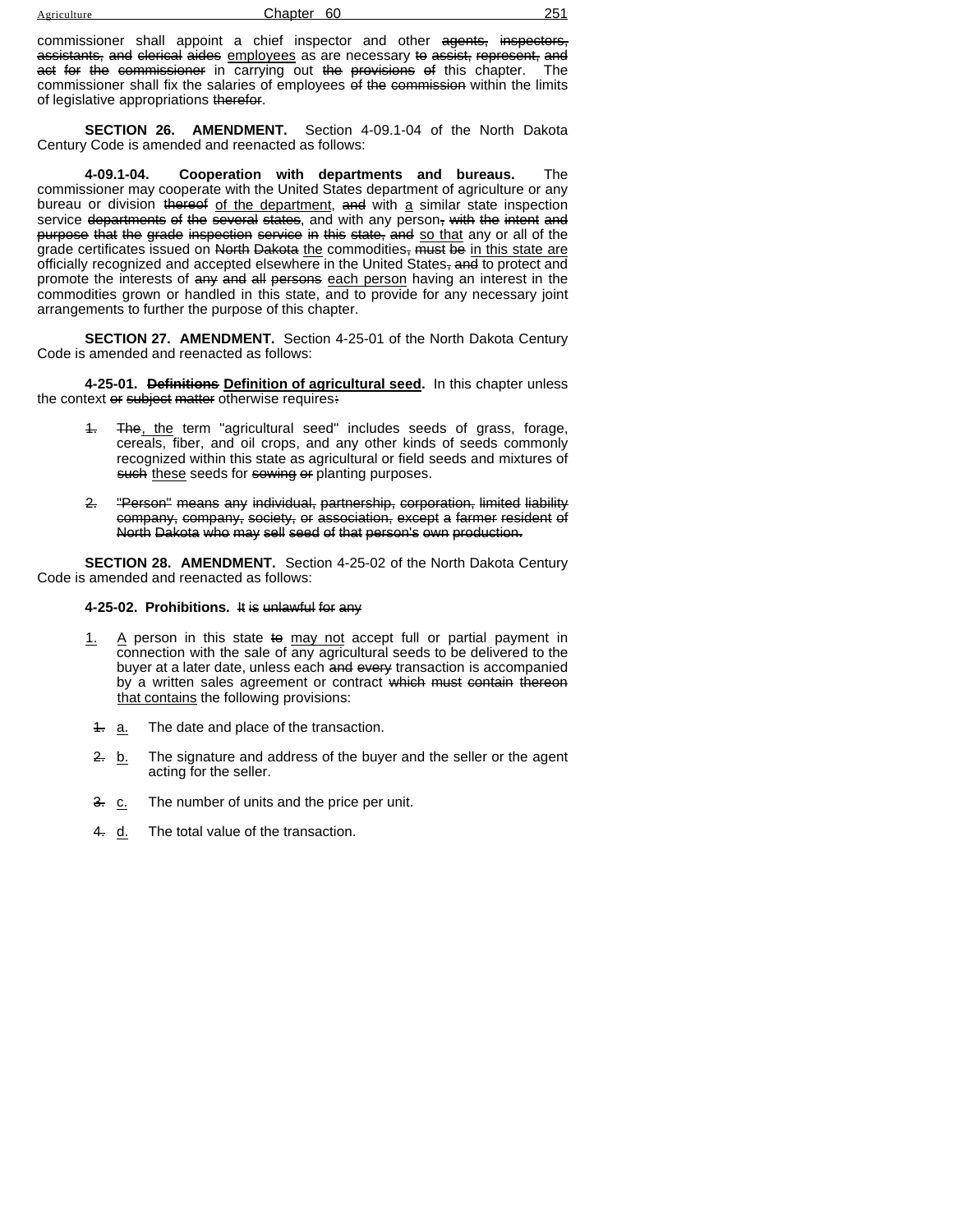commissioner shall appoint a chief inspector and other ~~agents, inspectors, assistants,~~ and ~~clerical aides~~ employees as are necessary ~~to assist, represent, and act for the commissioner~~ in carrying out ~~the provisions of~~ this chapter. The commissioner shall fix the salaries of employees ~~of the commission~~ within the limits of legislative appropriations ~~therefor~~.

**SECTION 26. AMENDMENT.** Section 4-09.1-04 of the North Dakota Century Code is amended and reenacted as follows:

**4-09.1-04. Cooperation with departments and bureaus.** The commissioner may cooperate with the United States department of agriculture or any bureau or division ~~thereof~~ of the department, ~~and~~ with a similar state inspection service ~~departments of the several states~~, and with any person~~, with the intent and purpose that the grade inspection service in this state, and~~ so that any or all of the grade certificates issued on ~~North Dakota~~ the commodities~~, must be~~ in this state are officially recognized and accepted elsewhere in the United States~~, and~~ to protect and promote the interests of ~~any and all persons~~ each person having an interest in the commodities grown or handled in this state, and to provide for any necessary joint arrangements to further the purpose of this chapter.

**SECTION 27. AMENDMENT.** Section 4-25-01 of the North Dakota Century Code is amended and reenacted as follows:

**4-25-01. ~~Definitions~~ Definition of agricultural seed.** In this chapter unless the context ~~or subject matter~~ otherwise requires~~:~~

~~1.~~ ~~The~~, the term "agricultural seed" includes seeds of grass, forage, cereals, fiber, and oil crops, and any other kinds of seeds commonly recognized within this state as agricultural or field seeds and mixtures of ~~such~~ these seeds for ~~sowing or~~ planting purposes.

~~2. "Person" means any individual, partnership, corporation, limited liability company, company, society, or association, except a farmer resident of North Dakota who may sell seed of that person's own production.~~

**SECTION 28. AMENDMENT.** Section 4-25-02 of the North Dakota Century Code is amended and reenacted as follows:

**4-25-02. Prohibitions.** ~~It is unlawful for any~~

1. A person in this state ~~to~~ may not accept full or partial payment in connection with the sale of any agricultural seeds to be delivered to the buyer at a later date, unless each ~~and every~~ transaction is accompanied by a written sales agreement or contract ~~which must contain thereon~~ that contains the following provisions:

   ~~1.~~ a. The date and place of the transaction.

   ~~2.~~ b. The signature and address of the buyer and the seller or the agent acting for the seller.

   ~~3.~~ c. The number of units and the price per unit.

   ~~4.~~ d. The total value of the transaction.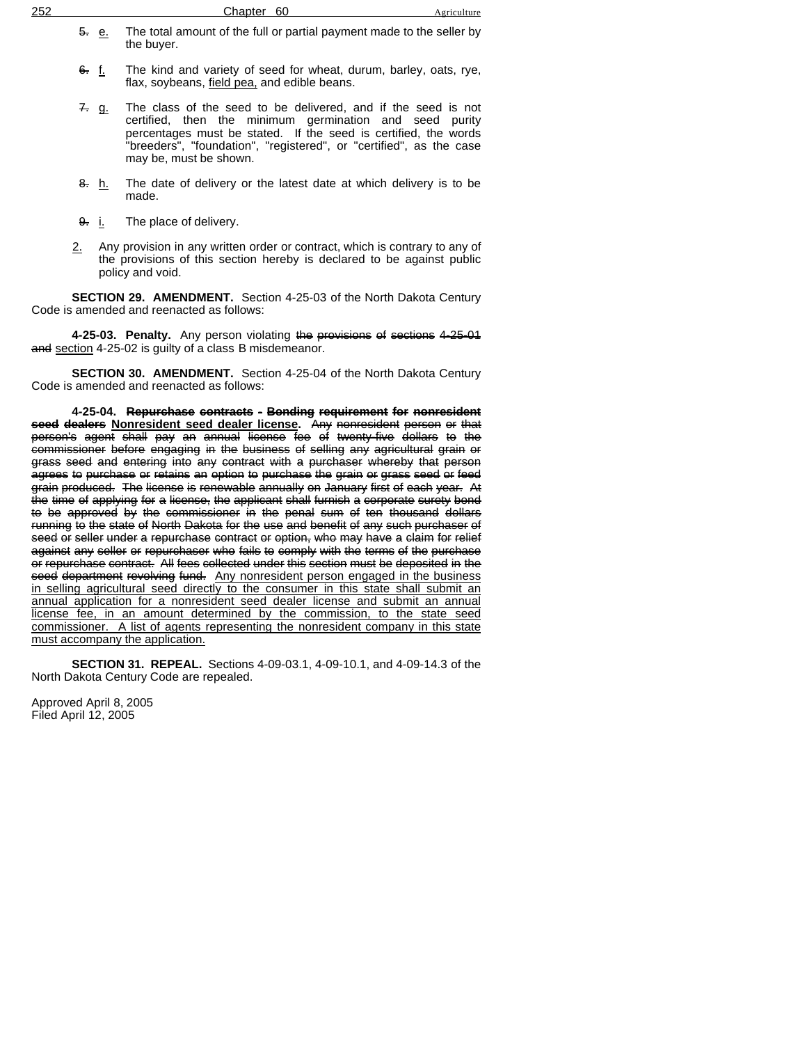~~5.~~ e. The total amount of the full or partial payment made to the seller by the buyer.

~~6.~~ f. The kind and variety of seed for wheat, durum, barley, oats, rye, flax, soybeans, field pea, and edible beans.

~~7.~~ g. The class of the seed to be delivered, and if the seed is not certified, then the minimum germination and seed purity percentages must be stated. If the seed is certified, the words "breeders", "foundation", "registered", or "certified", as the case may be, must be shown.

~~8.~~ h. The date of delivery or the latest date at which delivery is to be made.

~~9.~~ i. The place of delivery.

2. Any provision in any written order or contract, which is contrary to any of the provisions of this section hereby is declared to be against public policy and void.

**SECTION 29. AMENDMENT.** Section 4-25-03 of the North Dakota Century Code is amended and reenacted as follows:

**4-25-03. Penalty.** Any person violating ~~the provisions of sections 4-25-01 and~~ section 4-25-02 is guilty of a class B misdemeanor.

**SECTION 30. AMENDMENT.** Section 4-25-04 of the North Dakota Century Code is amended and reenacted as follows:

**4-25-04.** ~~**Repurchase contracts - Bonding requirement for nonresident seed dealers**~~ **Nonresident seed dealer license.** ~~Any nonresident person or that person's agent shall pay an annual license fee of twenty-five dollars to the commissioner before engaging in the business of selling any agricultural grain or grass seed and entering into any contract with a purchaser whereby that person agrees to purchase or retains an option to purchase the grain or grass seed or feed grain produced. The license is renewable annually on January first of each year. At the time of applying for a license, the applicant shall furnish a corporate surety bond to be approved by the commissioner in the penal sum of ten thousand dollars running to the state of North Dakota for the use and benefit of any such purchaser of seed or seller under a repurchase contract or option, who may have a claim for relief against any seller or repurchaser who fails to comply with the terms of the purchase or repurchase contract. All fees collected under this section must be deposited in the seed department revolving fund.~~ Any nonresident person engaged in the business in selling agricultural seed directly to the consumer in this state shall submit an annual application for a nonresident seed dealer license and submit an annual license fee, in an amount determined by the commission, to the state seed commissioner. A list of agents representing the nonresident company in this state must accompany the application.

**SECTION 31. REPEAL.** Sections 4-09-03.1, 4-09-10.1, and 4-09-14.3 of the North Dakota Century Code are repealed.

Approved April 8, 2005
Filed April 12, 2005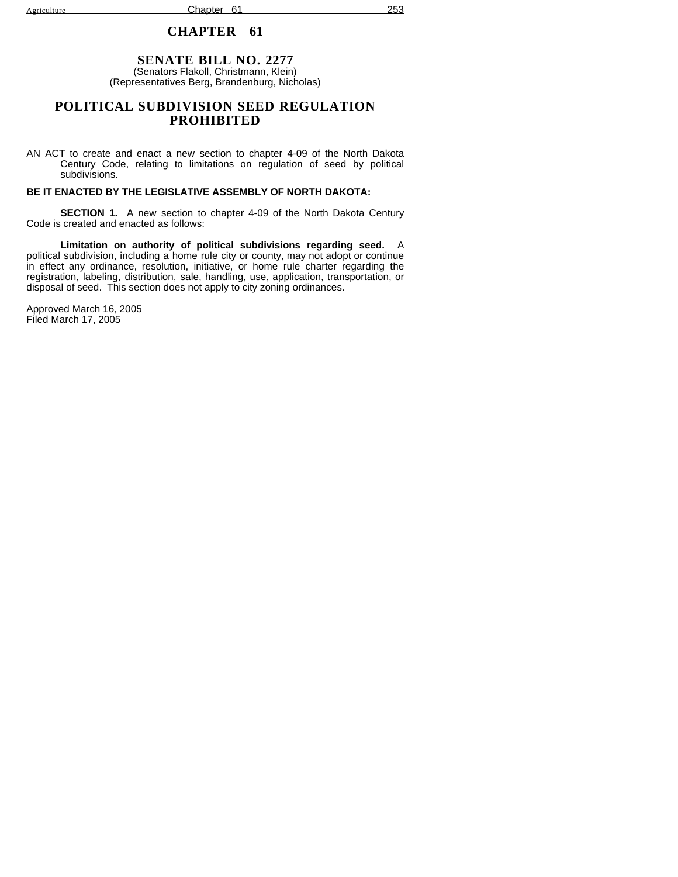# CHAPTER 61

## SENATE BILL NO. 2277

(Senators Flakoll, Christmann, Klein)
(Representatives Berg, Brandenburg, Nicholas)

## POLITICAL SUBDIVISION SEED REGULATION PROHIBITED

AN ACT to create and enact a new section to chapter 4-09 of the North Dakota Century Code, relating to limitations on regulation of seed by political subdivisions.

**BE IT ENACTED BY THE LEGISLATIVE ASSEMBLY OF NORTH DAKOTA:**

**SECTION 1.** A new section to chapter 4-09 of the North Dakota Century Code is created and enacted as follows:

**Limitation on authority of political subdivisions regarding seed.** A political subdivision, including a home rule city or county, may not adopt or continue in effect any ordinance, resolution, initiative, or home rule charter regarding the registration, labeling, distribution, sale, handling, use, application, transportation, or disposal of seed. This section does not apply to city zoning ordinances.

Approved March 16, 2005
Filed March 17, 2005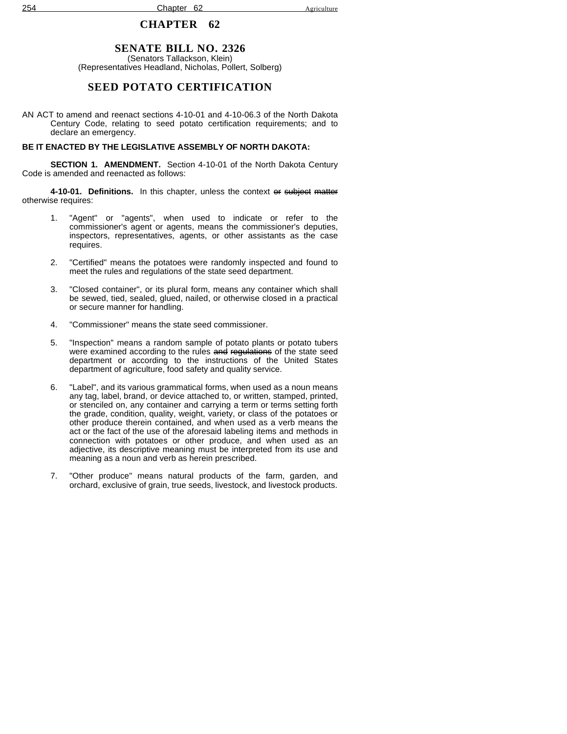# CHAPTER 62

## SENATE BILL NO. 2326

(Senators Tallackson, Klein)
(Representatives Headland, Nicholas, Pollert, Solberg)

## SEED POTATO CERTIFICATION

AN ACT to amend and reenact sections 4-10-01 and 4-10-06.3 of the North Dakota Century Code, relating to seed potato certification requirements; and to declare an emergency.

**BE IT ENACTED BY THE LEGISLATIVE ASSEMBLY OF NORTH DAKOTA:**

**SECTION 1. AMENDMENT.** Section 4-10-01 of the North Dakota Century Code is amended and reenacted as follows:

**4-10-01. Definitions.** In this chapter, unless the context ~~or subject matter~~ otherwise requires:

1. "Agent" or "agents", when used to indicate or refer to the commissioner's agent or agents, means the commissioner's deputies, inspectors, representatives, agents, or other assistants as the case requires.

2. "Certified" means the potatoes were randomly inspected and found to meet the rules and regulations of the state seed department.

3. "Closed container", or its plural form, means any container which shall be sewed, tied, sealed, glued, nailed, or otherwise closed in a practical or secure manner for handling.

4. "Commissioner" means the state seed commissioner.

5. "Inspection" means a random sample of potato plants or potato tubers were examined according to the rules ~~and regulations~~ of the state seed department or according to the instructions of the United States department of agriculture, food safety and quality service.

6. "Label", and its various grammatical forms, when used as a noun means any tag, label, brand, or device attached to, or written, stamped, printed, or stenciled on, any container and carrying a term or terms setting forth the grade, condition, quality, weight, variety, or class of the potatoes or other produce therein contained, and when used as a verb means the act or the fact of the use of the aforesaid labeling items and methods in connection with potatoes or other produce, and when used as an adjective, its descriptive meaning must be interpreted from its use and meaning as a noun and verb as herein prescribed.

7. "Other produce" means natural products of the farm, garden, and orchard, exclusive of grain, true seeds, livestock, and livestock products.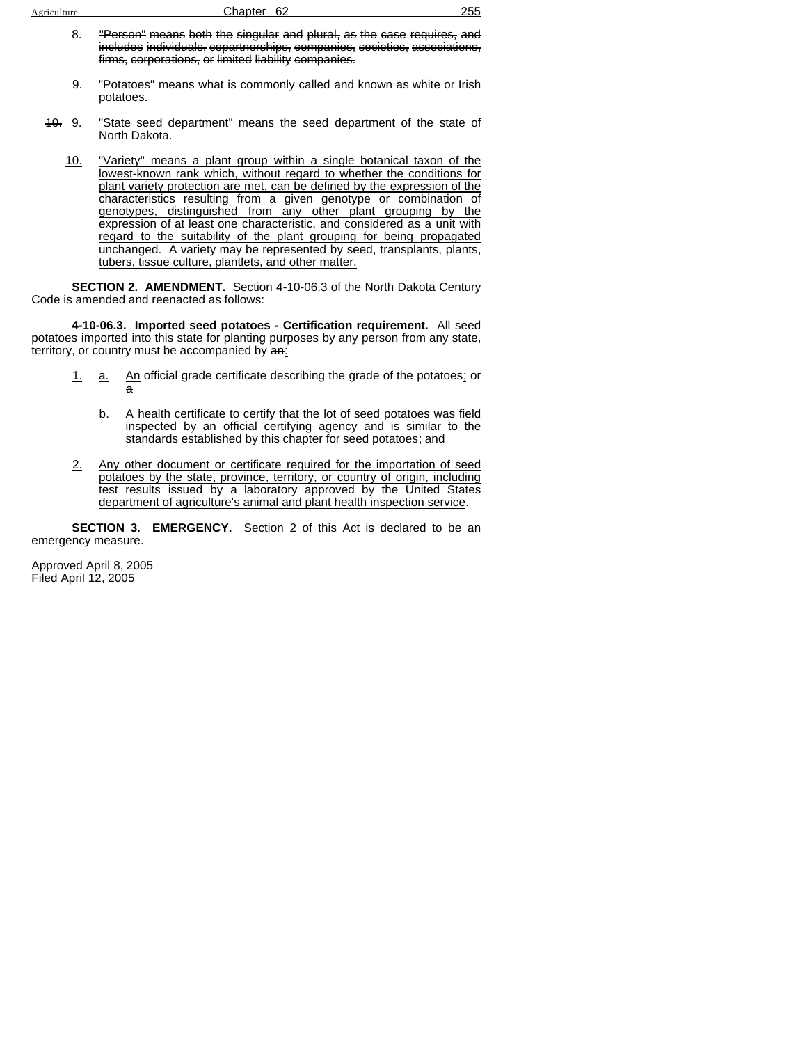8. ~~"Person" means both the singular and plural, as the case requires, and includes individuals, copartnerships, companies, societies, associations, firms, corporations, or limited liability companies.~~

~~9.~~ "Potatoes" means what is commonly called and known as white or Irish potatoes.

~~10.~~ <u>9.</u> "State seed department" means the seed department of the state of North Dakota.

<u>10.</u> <u>"Variety" means a plant group within a single botanical taxon of the lowest-known rank which, without regard to whether the conditions for plant variety protection are met, can be defined by the expression of the characteristics resulting from a given genotype or combination of genotypes, distinguished from any other plant grouping by the expression of at least one characteristic, and considered as a unit with regard to the suitability of the plant grouping for being propagated unchanged. A variety may be represented by seed, transplants, plants, tubers, tissue culture, plantlets, and other matter.</u>

**SECTION 2. AMENDMENT.** Section 4-10-06.3 of the North Dakota Century Code is amended and reenacted as follows:

**4-10-06.3. Imported seed potatoes - Certification requirement.** All seed potatoes imported into this state for planting purposes by any person from any state, territory, or country must be accompanied by ~~an~~<u>:</u>

<u>1.</u> <u>a.</u> <u>An</u> official grade certificate describing the grade of the potatoes<u>;</u> or ~~a~~

<u>b.</u> <u>A</u> health certificate to certify that the lot of seed potatoes was field inspected by an official certifying agency and is similar to the standards established by this chapter for seed potatoes<u>; and</u>

<u>2.</u> <u>Any other document or certificate required for the importation of seed potatoes by the state, province, territory, or country of origin, including test results issued by a laboratory approved by the United States department of agriculture's animal and plant health inspection service</u>.

**SECTION 3. EMERGENCY.** Section 2 of this Act is declared to be an emergency measure.

Approved April 8, 2005
Filed April 12, 2005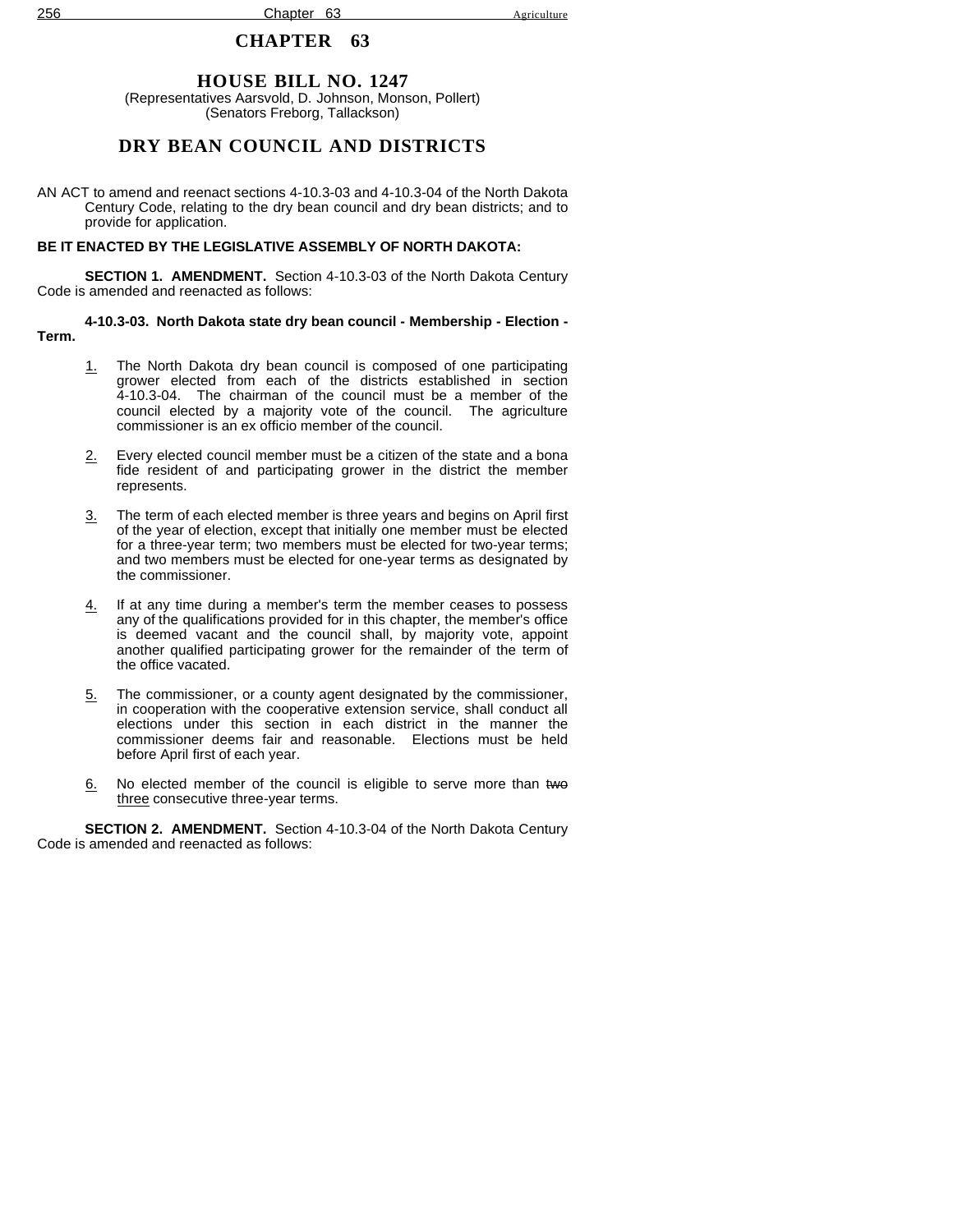# CHAPTER 63

## HOUSE BILL NO. 1247

(Representatives Aarsvold, D. Johnson, Monson, Pollert)
(Senators Freborg, Tallackson)

## DRY BEAN COUNCIL AND DISTRICTS

AN ACT to amend and reenact sections 4-10.3-03 and 4-10.3-04 of the North Dakota Century Code, relating to the dry bean council and dry bean districts; and to provide for application.

**BE IT ENACTED BY THE LEGISLATIVE ASSEMBLY OF NORTH DAKOTA:**

**SECTION 1. AMENDMENT.** Section 4-10.3-03 of the North Dakota Century Code is amended and reenacted as follows:

**4-10.3-03. North Dakota state dry bean council - Membership - Election - Term.**

1. The North Dakota dry bean council is composed of one participating grower elected from each of the districts established in section 4-10.3-04. The chairman of the council must be a member of the council elected by a majority vote of the council. The agriculture commissioner is an ex officio member of the council.

2. Every elected council member must be a citizen of the state and a bona fide resident of and participating grower in the district the member represents.

3. The term of each elected member is three years and begins on April first of the year of election, except that initially one member must be elected for a three-year term; two members must be elected for two-year terms; and two members must be elected for one-year terms as designated by the commissioner.

4. If at any time during a member's term the member ceases to possess any of the qualifications provided for in this chapter, the member's office is deemed vacant and the council shall, by majority vote, appoint another qualified participating grower for the remainder of the term of the office vacated.

5. The commissioner, or a county agent designated by the commissioner, in cooperation with the cooperative extension service, shall conduct all elections under this section in each district in the manner the commissioner deems fair and reasonable. Elections must be held before April first of each year.

6. No elected member of the council is eligible to serve more than ~~two~~ three consecutive three-year terms.

**SECTION 2. AMENDMENT.** Section 4-10.3-04 of the North Dakota Century Code is amended and reenacted as follows: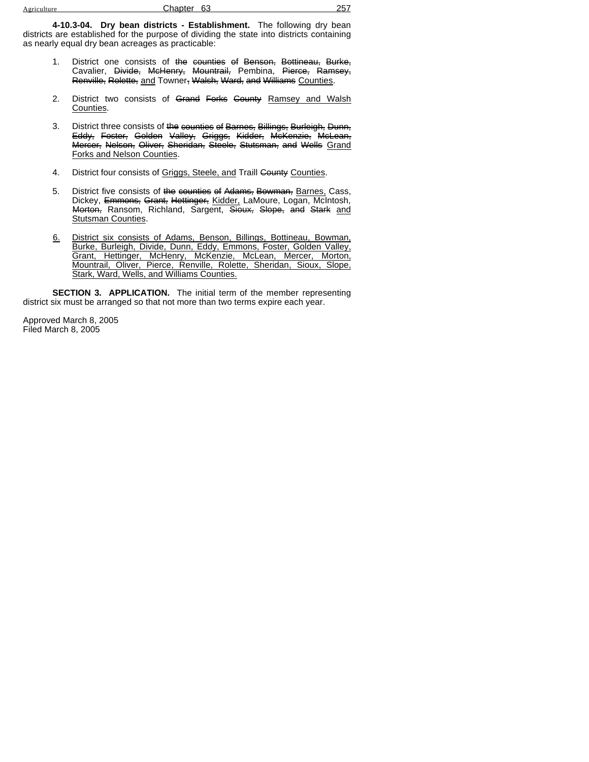**4-10.3-04. Dry bean districts - Establishment.** The following dry bean districts are established for the purpose of dividing the state into districts containing as nearly equal dry bean acreages as practicable:

1. District one consists of ~~the counties of Benson, Bottineau, Burke,~~ Cavalier, ~~Divide, McHenry, Mountrail,~~ Pembina, ~~Pierce, Ramsey, Renville, Rolette,~~ <u>and</u> Towner~~, Walsh, Ward, and Williams~~ <u>Counties</u>.

2. District two consists of ~~Grand Forks County~~ <u>Ramsey and Walsh Counties</u>.

3. District three consists of ~~the counties of Barnes, Billings, Burleigh, Dunn, Eddy, Foster, Golden Valley, Griggs, Kidder, McKenzie, McLean, Mercer, Nelson, Oliver, Sheridan, Steele, Stutsman, and Wells~~ <u>Grand Forks and Nelson Counties</u>.

4. District four consists of <u>Griggs, Steele, and</u> Traill ~~County~~ <u>Counties</u>.

5. District five consists of ~~the counties of Adams, Bowman,~~ <u>Barnes,</u> Cass, Dickey, ~~Emmons, Grant, Hettinger,~~ <u>Kidder,</u> LaMoure, Logan, McIntosh, ~~Morton,~~ Ransom, Richland, Sargent, ~~Sioux, Slope, and Stark~~ <u>and Stutsman Counties</u>.

<u>6.</u> <u>District six consists of Adams, Benson, Billings, Bottineau, Bowman, Burke, Burleigh, Divide, Dunn, Eddy, Emmons, Foster, Golden Valley, Grant, Hettinger, McHenry, McKenzie, McLean, Mercer, Morton, Mountrail, Oliver, Pierce, Renville, Rolette, Sheridan, Sioux, Slope, Stark, Ward, Wells, and Williams Counties.</u>

**SECTION 3. APPLICATION.** The initial term of the member representing district six must be arranged so that not more than two terms expire each year.

Approved March 8, 2005
Filed March 8, 2005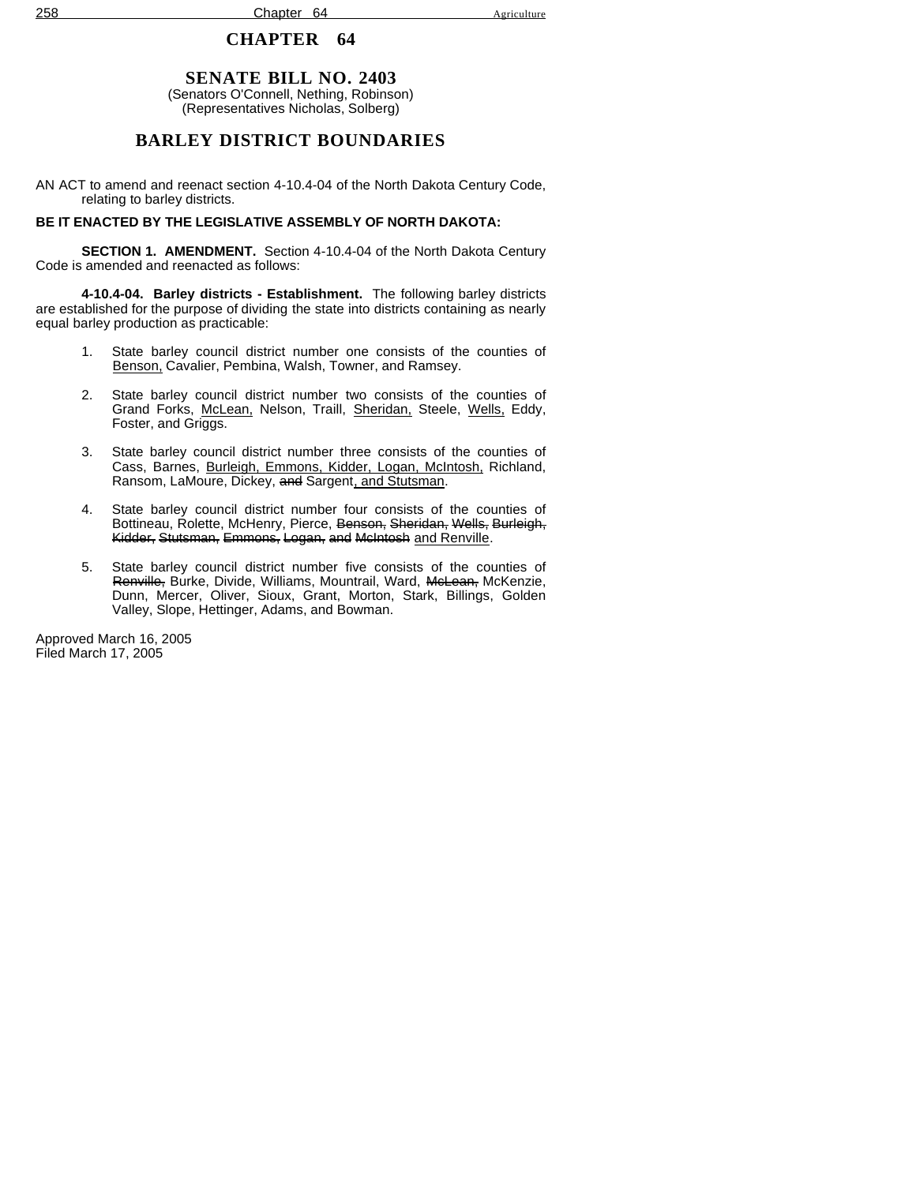# CHAPTER 64

## SENATE BILL NO. 2403

(Senators O'Connell, Nething, Robinson)
(Representatives Nicholas, Solberg)

## BARLEY DISTRICT BOUNDARIES

AN ACT to amend and reenact section 4-10.4-04 of the North Dakota Century Code, relating to barley districts.

**BE IT ENACTED BY THE LEGISLATIVE ASSEMBLY OF NORTH DAKOTA:**

**SECTION 1. AMENDMENT.** Section 4-10.4-04 of the North Dakota Century Code is amended and reenacted as follows:

**4-10.4-04. Barley districts - Establishment.** The following barley districts are established for the purpose of dividing the state into districts containing as nearly equal barley production as practicable:

1. State barley council district number one consists of the counties of <u>Benson,</u> Cavalier, Pembina, Walsh, Towner, and Ramsey.

2. State barley council district number two consists of the counties of Grand Forks, <u>McLean,</u> Nelson, Traill, <u>Sheridan,</u> Steele, <u>Wells,</u> Eddy, Foster, and Griggs.

3. State barley council district number three consists of the counties of Cass, Barnes, <u>Burleigh, Emmons, Kidder, Logan, McIntosh,</u> Richland, Ransom, LaMoure, Dickey, ~~and~~ Sargent<u>, and Stutsman</u>.

4. State barley council district number four consists of the counties of Bottineau, Rolette, McHenry, Pierce, ~~Benson, Sheridan, Wells, Burleigh, Kidder, Stutsman, Emmons, Logan, and McIntosh~~ <u>and Renville</u>.

5. State barley council district number five consists of the counties of ~~Renville,~~ Burke, Divide, Williams, Mountrail, Ward, ~~McLean,~~ McKenzie, Dunn, Mercer, Oliver, Sioux, Grant, Morton, Stark, Billings, Golden Valley, Slope, Hettinger, Adams, and Bowman.

Approved March 16, 2005
Filed March 17, 2005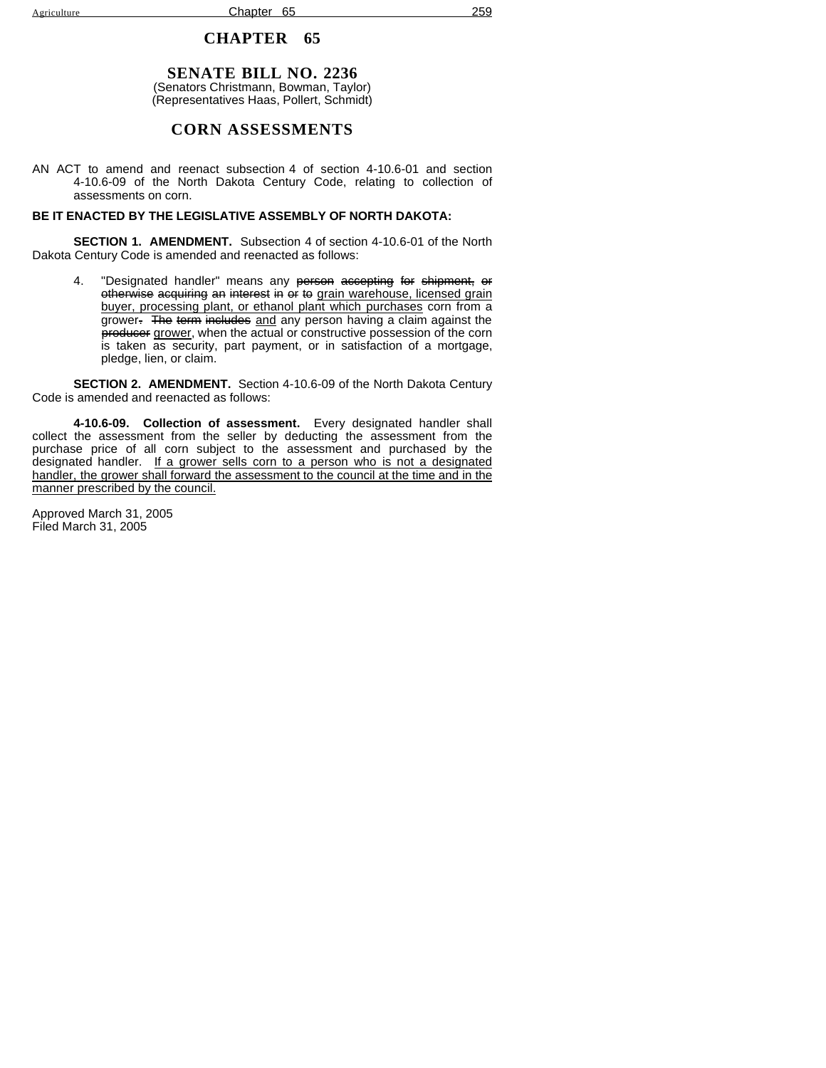# CHAPTER 65

## SENATE BILL NO. 2236

(Senators Christmann, Bowman, Taylor)
(Representatives Haas, Pollert, Schmidt)

## CORN ASSESSMENTS

AN ACT to amend and reenact subsection 4 of section 4-10.6-01 and section 4-10.6-09 of the North Dakota Century Code, relating to collection of assessments on corn.

**BE IT ENACTED BY THE LEGISLATIVE ASSEMBLY OF NORTH DAKOTA:**

**SECTION 1. AMENDMENT.** Subsection 4 of section 4-10.6-01 of the North Dakota Century Code is amended and reenacted as follows:

4. "Designated handler" means any ~~person accepting for shipment, or otherwise acquiring an interest in or to~~ <u>grain warehouse, licensed grain buyer, processing plant, or ethanol plant which purchases</u> corn from a grower~~. The term includes~~ <u>and</u> any person having a claim against the ~~producer~~ <u>grower</u>, when the actual or constructive possession of the corn is taken as security, part payment, or in satisfaction of a mortgage, pledge, lien, or claim.

**SECTION 2. AMENDMENT.** Section 4-10.6-09 of the North Dakota Century Code is amended and reenacted as follows:

**4-10.6-09. Collection of assessment.** Every designated handler shall collect the assessment from the seller by deducting the assessment from the purchase price of all corn subject to the assessment and purchased by the designated handler. <u>If a grower sells corn to a person who is not a designated handler, the grower shall forward the assessment to the council at the time and in the manner prescribed by the council.</u>

Approved March 31, 2005
Filed March 31, 2005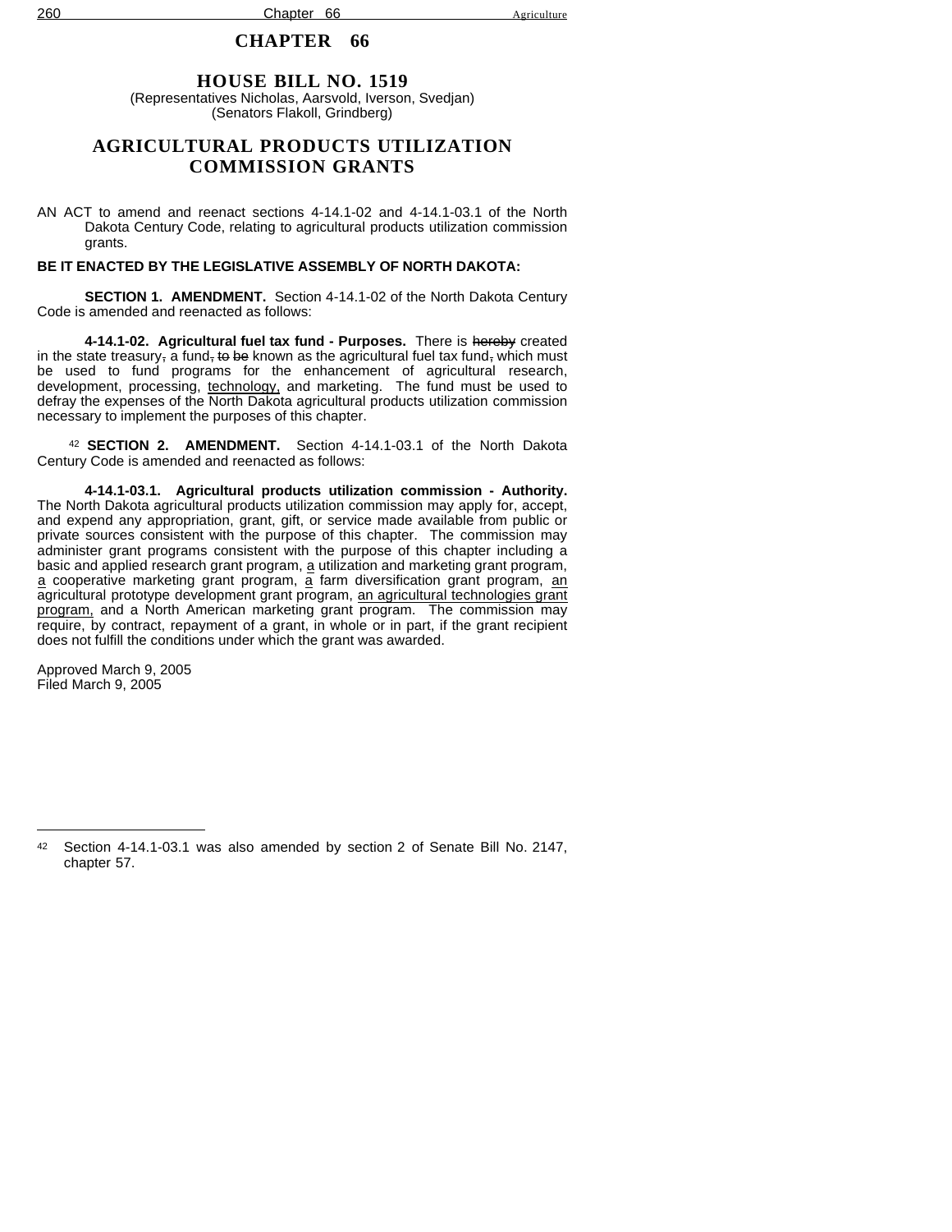# CHAPTER 66

## HOUSE BILL NO. 1519

(Representatives Nicholas, Aarsvold, Iverson, Svedjan)
(Senators Flakoll, Grindberg)

## AGRICULTURAL PRODUCTS UTILIZATION COMMISSION GRANTS

AN ACT to amend and reenact sections 4-14.1-02 and 4-14.1-03.1 of the North Dakota Century Code, relating to agricultural products utilization commission grants.

**BE IT ENACTED BY THE LEGISLATIVE ASSEMBLY OF NORTH DAKOTA:**

**SECTION 1. AMENDMENT.** Section 4-14.1-02 of the North Dakota Century Code is amended and reenacted as follows:

**4-14.1-02. Agricultural fuel tax fund - Purposes.** There is ~~hereby~~ created in the state treasury~~,~~ a fund~~, to be~~ known as the agricultural fuel tax fund~~,~~ which must be used to fund programs for the enhancement of agricultural research, development, processing, <u>technology,</u> and marketing. The fund must be used to defray the expenses of the North Dakota agricultural products utilization commission necessary to implement the purposes of this chapter.

[42] **SECTION 2. AMENDMENT.** Section 4-14.1-03.1 of the North Dakota Century Code is amended and reenacted as follows:

**4-14.1-03.1. Agricultural products utilization commission - Authority.** The North Dakota agricultural products utilization commission may apply for, accept, and expend any appropriation, grant, gift, or service made available from public or private sources consistent with the purpose of this chapter. The commission may administer grant programs consistent with the purpose of this chapter including a basic and applied research grant program, <u>a</u> utilization and marketing grant program, <u>a</u> cooperative marketing grant program, <u>a</u> farm diversification grant program, <u>an</u> agricultural prototype development grant program, <u>an agricultural technologies grant program,</u> and a North American marketing grant program. The commission may require, by contract, repayment of a grant, in whole or in part, if the grant recipient does not fulfill the conditions under which the grant was awarded.

Approved March 9, 2005
Filed March 9, 2005

---

[42] Section 4-14.1-03.1 was also amended by section 2 of Senate Bill No. 2147, chapter 57.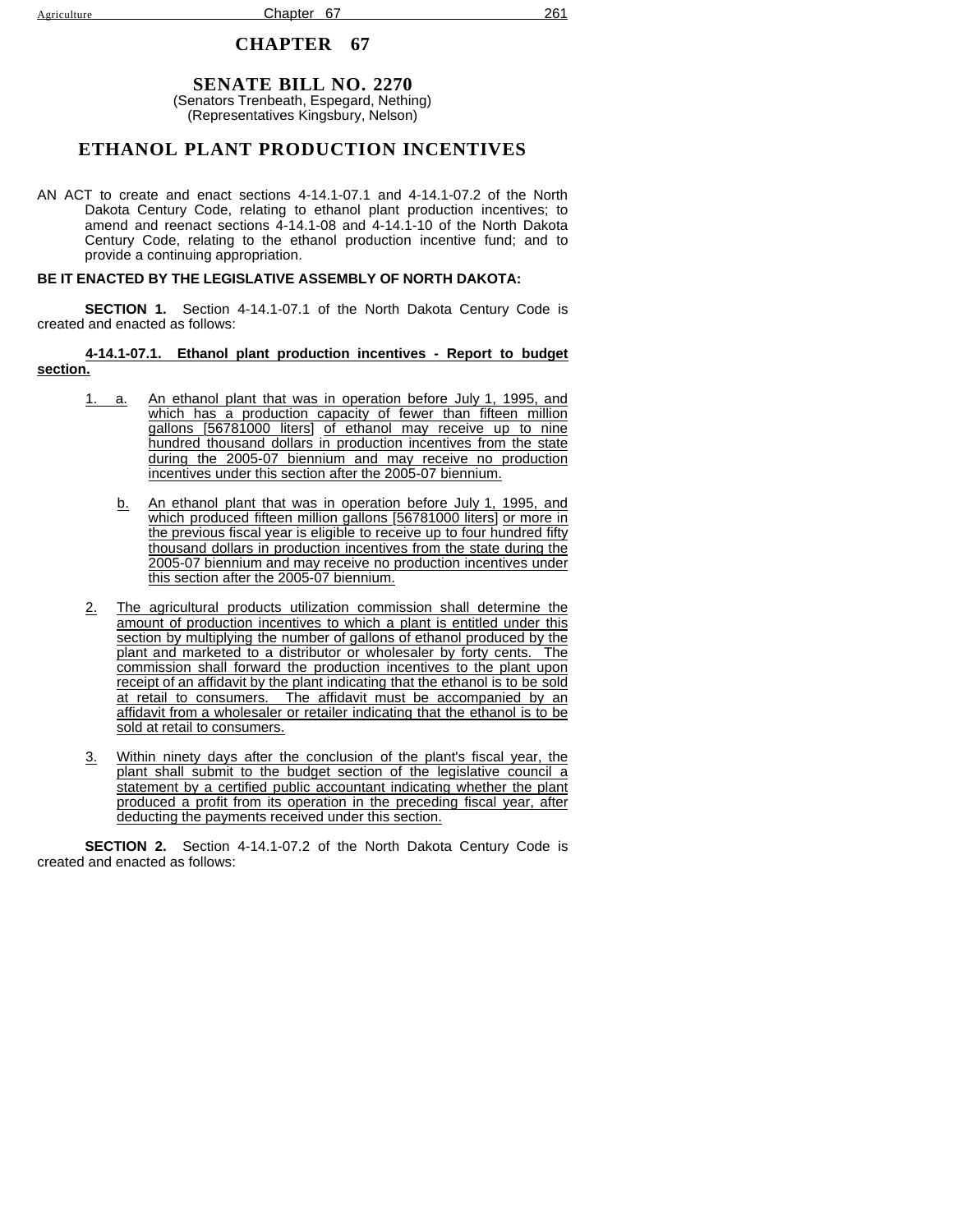# CHAPTER 67

## SENATE BILL NO. 2270

(Senators Trenbeath, Espegard, Nething)
(Representatives Kingsbury, Nelson)

## ETHANOL PLANT PRODUCTION INCENTIVES

AN ACT to create and enact sections 4-14.1-07.1 and 4-14.1-07.2 of the North Dakota Century Code, relating to ethanol plant production incentives; to amend and reenact sections 4-14.1-08 and 4-14.1-10 of the North Dakota Century Code, relating to the ethanol production incentive fund; and to provide a continuing appropriation.

**BE IT ENACTED BY THE LEGISLATIVE ASSEMBLY OF NORTH DAKOTA:**

**SECTION 1.** Section 4-14.1-07.1 of the North Dakota Century Code is created and enacted as follows:

**4-14.1-07.1. Ethanol plant production incentives - Report to budget section.**

1. a. An ethanol plant that was in operation before July 1, 1995, and which has a production capacity of fewer than fifteen million gallons [56781000 liters] of ethanol may receive up to nine hundred thousand dollars in production incentives from the state during the 2005-07 biennium and may receive no production incentives under this section after the 2005-07 biennium.

   b. An ethanol plant that was in operation before July 1, 1995, and which produced fifteen million gallons [56781000 liters] or more in the previous fiscal year is eligible to receive up to four hundred fifty thousand dollars in production incentives from the state during the 2005-07 biennium and may receive no production incentives under this section after the 2005-07 biennium.

2. The agricultural products utilization commission shall determine the amount of production incentives to which a plant is entitled under this section by multiplying the number of gallons of ethanol produced by the plant and marketed to a distributor or wholesaler by forty cents. The commission shall forward the production incentives to the plant upon receipt of an affidavit by the plant indicating that the ethanol is to be sold at retail to consumers. The affidavit must be accompanied by an affidavit from a wholesaler or retailer indicating that the ethanol is to be sold at retail to consumers.

3. Within ninety days after the conclusion of the plant's fiscal year, the plant shall submit to the budget section of the legislative council a statement by a certified public accountant indicating whether the plant produced a profit from its operation in the preceding fiscal year, after deducting the payments received under this section.

**SECTION 2.** Section 4-14.1-07.2 of the North Dakota Century Code is created and enacted as follows: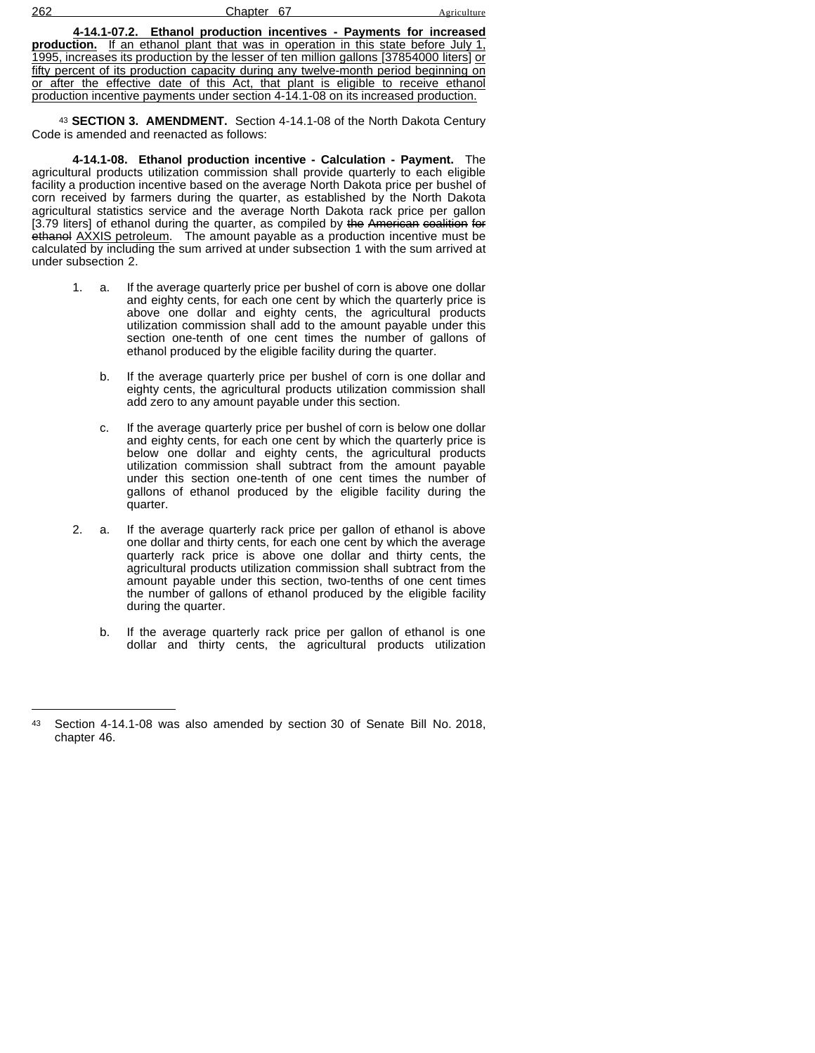**4-14.1-07.2. Ethanol production incentives - Payments for increased production.** If an ethanol plant that was in operation in this state before July 1, 1995, increases its production by the lesser of ten million gallons [37854000 liters] or fifty percent of its production capacity during any twelve-month period beginning on or after the effective date of this Act, that plant is eligible to receive ethanol production incentive payments under section 4-14.1-08 on its increased production.

[43] **SECTION 3. AMENDMENT.** Section 4-14.1-08 of the North Dakota Century Code is amended and reenacted as follows:

**4-14.1-08. Ethanol production incentive - Calculation - Payment.** The agricultural products utilization commission shall provide quarterly to each eligible facility a production incentive based on the average North Dakota price per bushel of corn received by farmers during the quarter, as established by the North Dakota agricultural statistics service and the average North Dakota rack price per gallon [3.79 liters] of ethanol during the quarter, as compiled by ~~the American coalition for ethanol~~ AXXIS petroleum. The amount payable as a production incentive must be calculated by including the sum arrived at under subsection 1 with the sum arrived at under subsection 2.

1. a. If the average quarterly price per bushel of corn is above one dollar and eighty cents, for each one cent by which the quarterly price is above one dollar and eighty cents, the agricultural products utilization commission shall add to the amount payable under this section one-tenth of one cent times the number of gallons of ethanol produced by the eligible facility during the quarter.

   b. If the average quarterly price per bushel of corn is one dollar and eighty cents, the agricultural products utilization commission shall add zero to any amount payable under this section.

   c. If the average quarterly price per bushel of corn is below one dollar and eighty cents, for each one cent by which the quarterly price is below one dollar and eighty cents, the agricultural products utilization commission shall subtract from the amount payable under this section one-tenth of one cent times the number of gallons of ethanol produced by the eligible facility during the quarter.

2. a. If the average quarterly rack price per gallon of ethanol is above one dollar and thirty cents, for each one cent by which the average quarterly rack price is above one dollar and thirty cents, the agricultural products utilization commission shall subtract from the amount payable under this section, two-tenths of one cent times the number of gallons of ethanol produced by the eligible facility during the quarter.

   b. If the average quarterly rack price per gallon of ethanol is one dollar and thirty cents, the agricultural products utilization

---

[43] Section 4-14.1-08 was also amended by section 30 of Senate Bill No. 2018, chapter 46.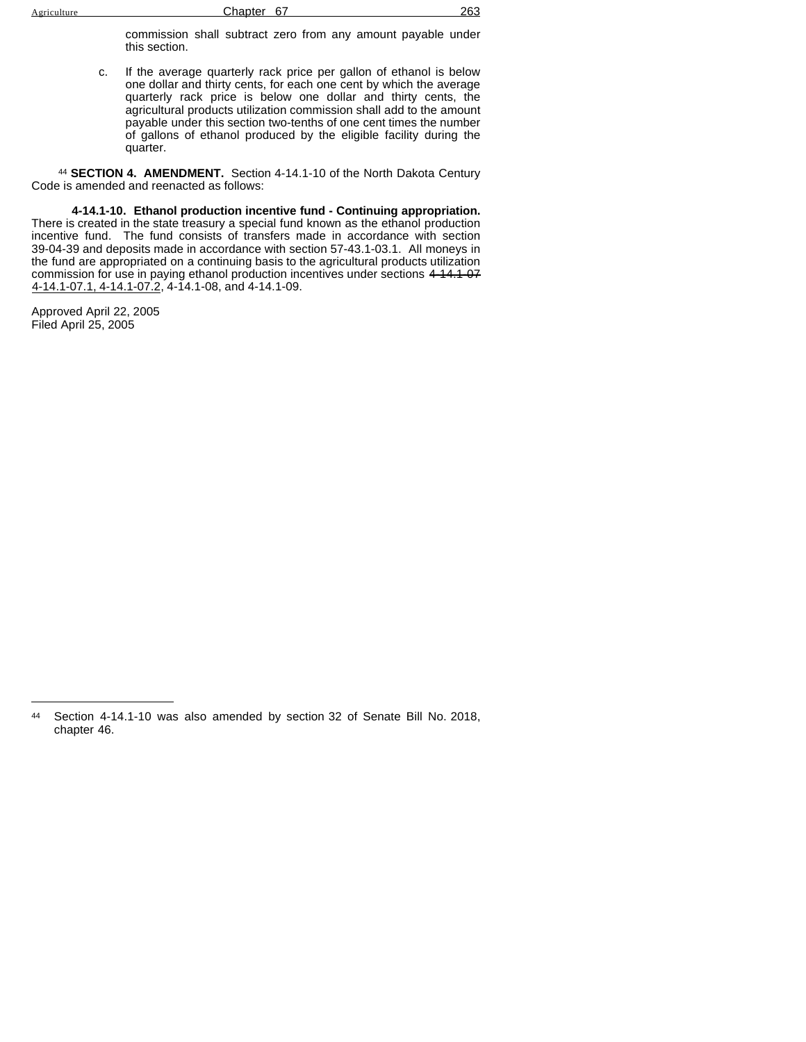commission shall subtract zero from any amount payable under this section.

c. If the average quarterly rack price per gallon of ethanol is below one dollar and thirty cents, for each one cent by which the average quarterly rack price is below one dollar and thirty cents, the agricultural products utilization commission shall add to the amount payable under this section two-tenths of one cent times the number of gallons of ethanol produced by the eligible facility during the quarter.

[44] **SECTION 4. AMENDMENT.** Section 4-14.1-10 of the North Dakota Century Code is amended and reenacted as follows:

**4-14.1-10. Ethanol production incentive fund - Continuing appropriation.** There is created in the state treasury a special fund known as the ethanol production incentive fund. The fund consists of transfers made in accordance with section 39-04-39 and deposits made in accordance with section 57-43.1-03.1. All moneys in the fund are appropriated on a continuing basis to the agricultural products utilization commission for use in paying ethanol production incentives under sections ~~4-14.1-07~~ <u>4-14.1-07.1, 4-14.1-07.2</u>, 4-14.1-08, and 4-14.1-09.

Approved April 22, 2005
Filed April 25, 2005

---

[44] Section 4-14.1-10 was also amended by section 32 of Senate Bill No. 2018, chapter 46.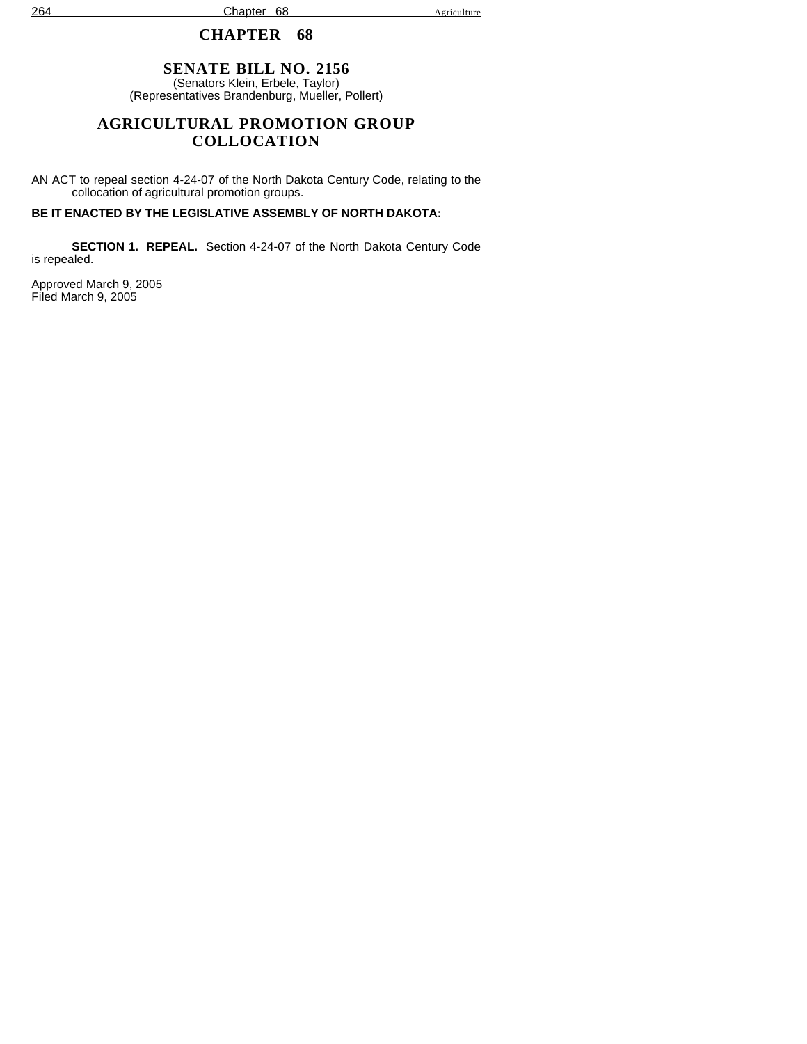# CHAPTER 68

## SENATE BILL NO. 2156

(Senators Klein, Erbele, Taylor)
(Representatives Brandenburg, Mueller, Pollert)

## AGRICULTURAL PROMOTION GROUP COLLOCATION

AN ACT to repeal section 4-24-07 of the North Dakota Century Code, relating to the collocation of agricultural promotion groups.

**BE IT ENACTED BY THE LEGISLATIVE ASSEMBLY OF NORTH DAKOTA:**

**SECTION 1. REPEAL.** Section 4-24-07 of the North Dakota Century Code is repealed.

Approved March 9, 2005
Filed March 9, 2005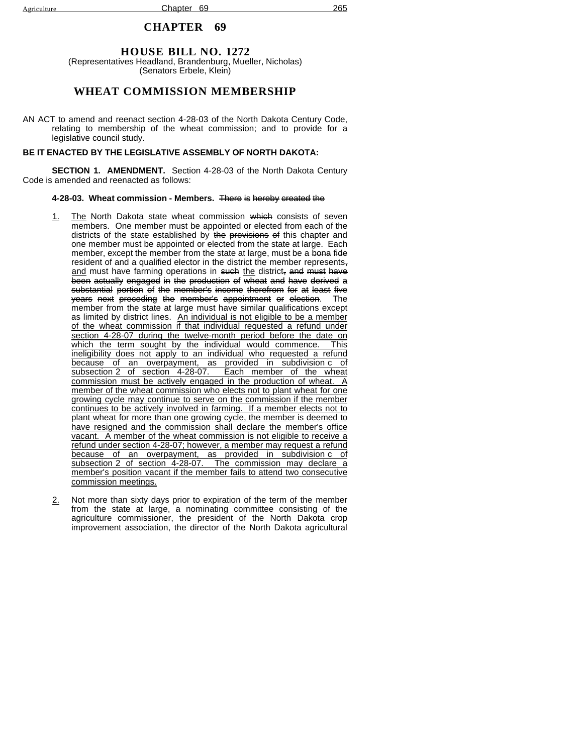# CHAPTER 69

## HOUSE BILL NO. 1272

(Representatives Headland, Brandenburg, Mueller, Nicholas)
(Senators Erbele, Klein)

## WHEAT COMMISSION MEMBERSHIP

AN ACT to amend and reenact section 4-28-03 of the North Dakota Century Code, relating to membership of the wheat commission; and to provide for a legislative council study.

**BE IT ENACTED BY THE LEGISLATIVE ASSEMBLY OF NORTH DAKOTA:**

**SECTION 1. AMENDMENT.** Section 4-28-03 of the North Dakota Century Code is amended and reenacted as follows:

**4-28-03. Wheat commission - Members.** ~~There is hereby created the~~

1. The North Dakota state wheat commission ~~which~~ consists of seven members. One member must be appointed or elected from each of the districts of the state established by ~~the provisions of~~ this chapter and one member must be appointed or elected from the state at large. Each member, except the member from the state at large, must be a ~~bona fide~~ resident of and a qualified elector in the district the member represents~~,~~ and must have farming operations in ~~such~~ the district~~, and must have been actually engaged in the production of wheat and have derived a substantial portion of the member's income therefrom for at least five years next preceding the member's appointment or election~~. The member from the state at large must have similar qualifications except as limited by district lines. An individual is not eligible to be a member of the wheat commission if that individual requested a refund under section 4-28-07 during the twelve-month period before the date on which the term sought by the individual would commence. This ineligibility does not apply to an individual who requested a refund because of an overpayment, as provided in subdivision c of subsection 2 of section 4-28-07. Each member of the wheat commission must be actively engaged in the production of wheat. A member of the wheat commission who elects not to plant wheat for one growing cycle may continue to serve on the commission if the member continues to be actively involved in farming. If a member elects not to plant wheat for more than one growing cycle, the member is deemed to have resigned and the commission shall declare the member's office vacant. A member of the wheat commission is not eligible to receive a refund under section 4-28-07; however, a member may request a refund because of an overpayment, as provided in subdivision c of subsection 2 of section 4-28-07. The commission may declare a member's position vacant if the member fails to attend two consecutive commission meetings.

2. Not more than sixty days prior to expiration of the term of the member from the state at large, a nominating committee consisting of the agriculture commissioner, the president of the North Dakota crop improvement association, the director of the North Dakota agricultural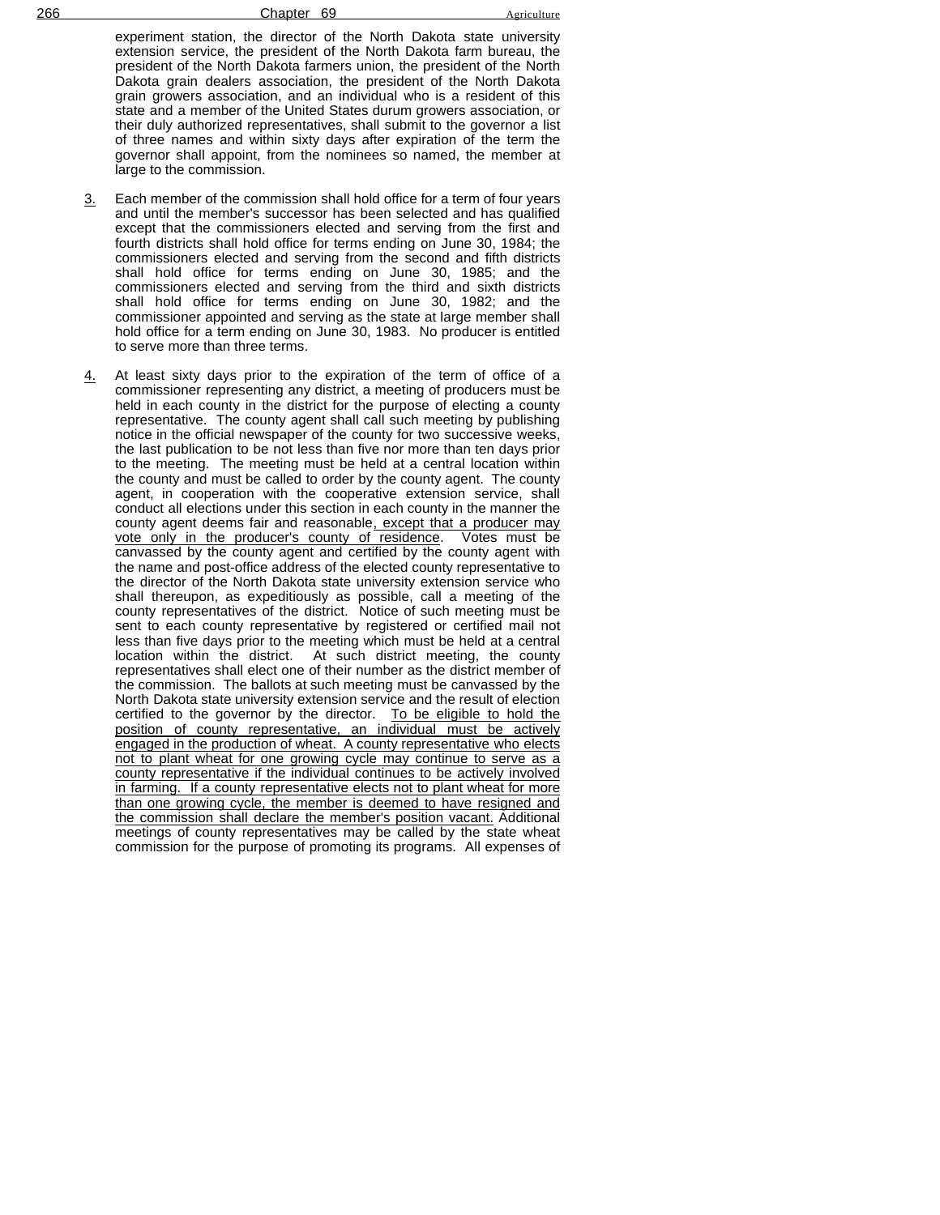experiment station, the director of the North Dakota state university extension service, the president of the North Dakota farm bureau, the president of the North Dakota farmers union, the president of the North Dakota grain dealers association, the president of the North Dakota grain growers association, and an individual who is a resident of this state and a member of the United States durum growers association, or their duly authorized representatives, shall submit to the governor a list of three names and within sixty days after expiration of the term the governor shall appoint, from the nominees so named, the member at large to the commission.

3. Each member of the commission shall hold office for a term of four years and until the member's successor has been selected and has qualified except that the commissioners elected and serving from the first and fourth districts shall hold office for terms ending on June 30, 1984; the commissioners elected and serving from the second and fifth districts shall hold office for terms ending on June 30, 1985; and the commissioners elected and serving from the third and sixth districts shall hold office for terms ending on June 30, 1982; and the commissioner appointed and serving as the state at large member shall hold office for a term ending on June 30, 1983. No producer is entitled to serve more than three terms.

4. At least sixty days prior to the expiration of the term of office of a commissioner representing any district, a meeting of producers must be held in each county in the district for the purpose of electing a county representative. The county agent shall call such meeting by publishing notice in the official newspaper of the county for two successive weeks, the last publication to be not less than five nor more than ten days prior to the meeting. The meeting must be held at a central location within the county and must be called to order by the county agent. The county agent, in cooperation with the cooperative extension service, shall conduct all elections under this section in each county in the manner the county agent deems fair and reasonable, except that a producer may vote only in the producer's county of residence. Votes must be canvassed by the county agent and certified by the county agent with the name and post-office address of the elected county representative to the director of the North Dakota state university extension service who shall thereupon, as expeditiously as possible, call a meeting of the county representatives of the district. Notice of such meeting must be sent to each county representative by registered or certified mail not less than five days prior to the meeting which must be held at a central location within the district. At such district meeting, the county representatives shall elect one of their number as the district member of the commission. The ballots at such meeting must be canvassed by the North Dakota state university extension service and the result of election certified to the governor by the director. To be eligible to hold the position of county representative, an individual must be actively engaged in the production of wheat. A county representative who elects not to plant wheat for one growing cycle may continue to serve as a county representative if the individual continues to be actively involved in farming. If a county representative elects not to plant wheat for more than one growing cycle, the member is deemed to have resigned and the commission shall declare the member's position vacant. Additional meetings of county representatives may be called by the state wheat commission for the purpose of promoting its programs. All expenses of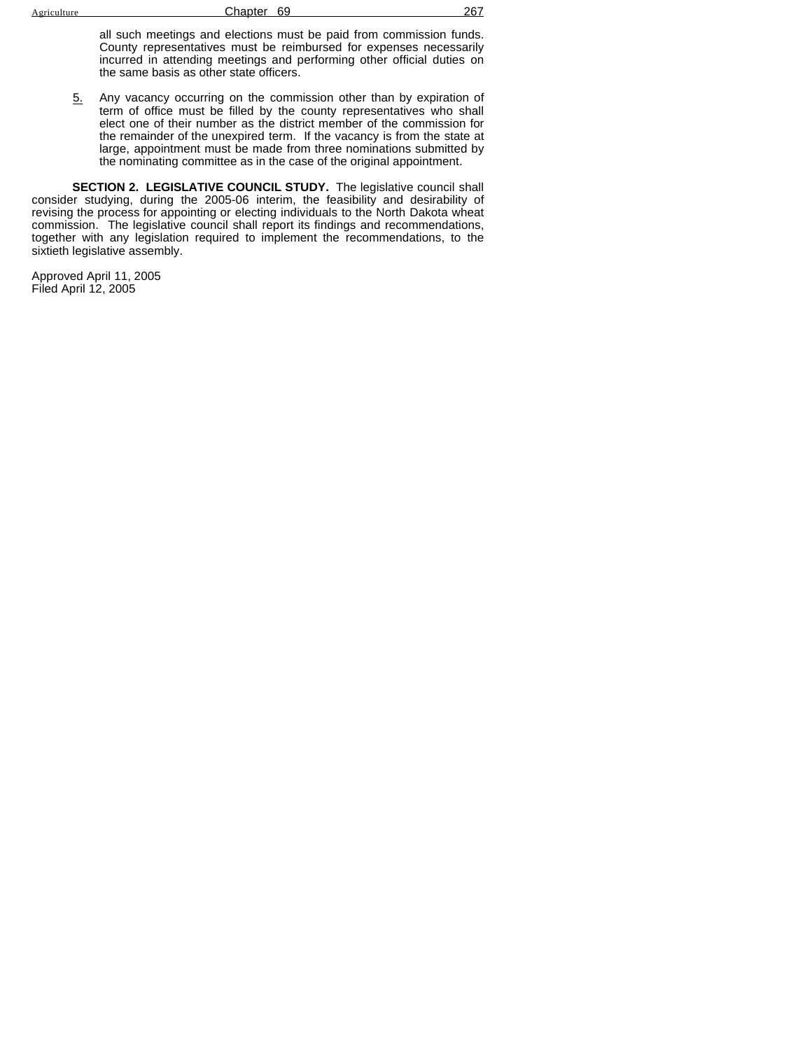all such meetings and elections must be paid from commission funds. County representatives must be reimbursed for expenses necessarily incurred in attending meetings and performing other official duties on the same basis as other state officers.

5. Any vacancy occurring on the commission other than by expiration of term of office must be filled by the county representatives who shall elect one of their number as the district member of the commission for the remainder of the unexpired term. If the vacancy is from the state at large, appointment must be made from three nominations submitted by the nominating committee as in the case of the original appointment.

**SECTION 2. LEGISLATIVE COUNCIL STUDY.** The legislative council shall consider studying, during the 2005-06 interim, the feasibility and desirability of revising the process for appointing or electing individuals to the North Dakota wheat commission. The legislative council shall report its findings and recommendations, together with any legislation required to implement the recommendations, to the sixtieth legislative assembly.

Approved April 11, 2005
Filed April 12, 2005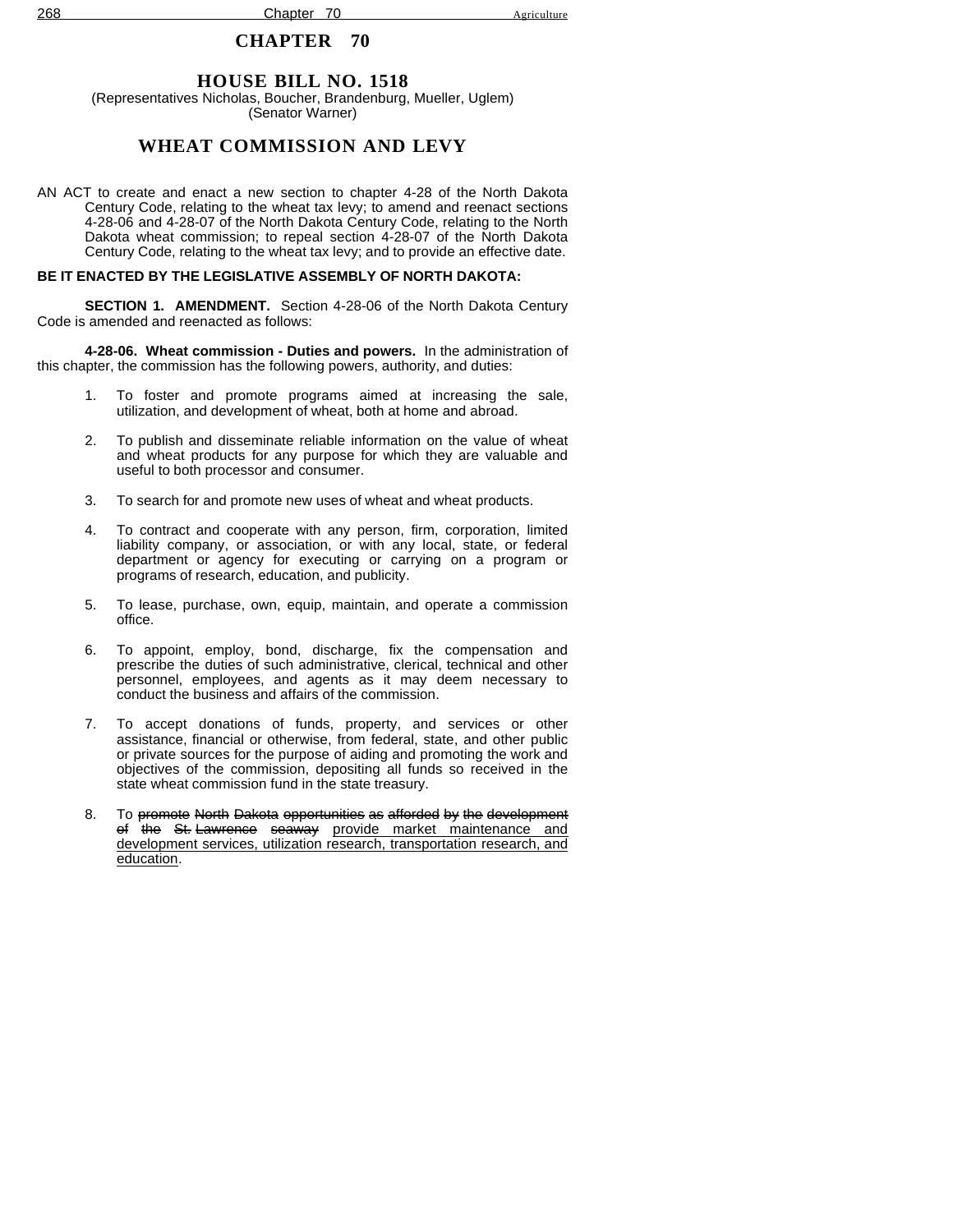# CHAPTER 70

## HOUSE BILL NO. 1518

(Representatives Nicholas, Boucher, Brandenburg, Mueller, Uglem)
(Senator Warner)

## WHEAT COMMISSION AND LEVY

AN ACT to create and enact a new section to chapter 4-28 of the North Dakota Century Code, relating to the wheat tax levy; to amend and reenact sections 4-28-06 and 4-28-07 of the North Dakota Century Code, relating to the North Dakota wheat commission; to repeal section 4-28-07 of the North Dakota Century Code, relating to the wheat tax levy; and to provide an effective date.

**BE IT ENACTED BY THE LEGISLATIVE ASSEMBLY OF NORTH DAKOTA:**

**SECTION 1. AMENDMENT.** Section 4-28-06 of the North Dakota Century Code is amended and reenacted as follows:

**4-28-06. Wheat commission - Duties and powers.** In the administration of this chapter, the commission has the following powers, authority, and duties:

1. To foster and promote programs aimed at increasing the sale, utilization, and development of wheat, both at home and abroad.

2. To publish and disseminate reliable information on the value of wheat and wheat products for any purpose for which they are valuable and useful to both processor and consumer.

3. To search for and promote new uses of wheat and wheat products.

4. To contract and cooperate with any person, firm, corporation, limited liability company, or association, or with any local, state, or federal department or agency for executing or carrying on a program or programs of research, education, and publicity.

5. To lease, purchase, own, equip, maintain, and operate a commission office.

6. To appoint, employ, bond, discharge, fix the compensation and prescribe the duties of such administrative, clerical, technical and other personnel, employees, and agents as it may deem necessary to conduct the business and affairs of the commission.

7. To accept donations of funds, property, and services or other assistance, financial or otherwise, from federal, state, and other public or private sources for the purpose of aiding and promoting the work and objectives of the commission, depositing all funds so received in the state wheat commission fund in the state treasury.

8. To ~~promote North Dakota opportunities as afforded by the development of the St. Lawrence seaway~~ <u>provide market maintenance and development services, utilization research, transportation research, and education</u>.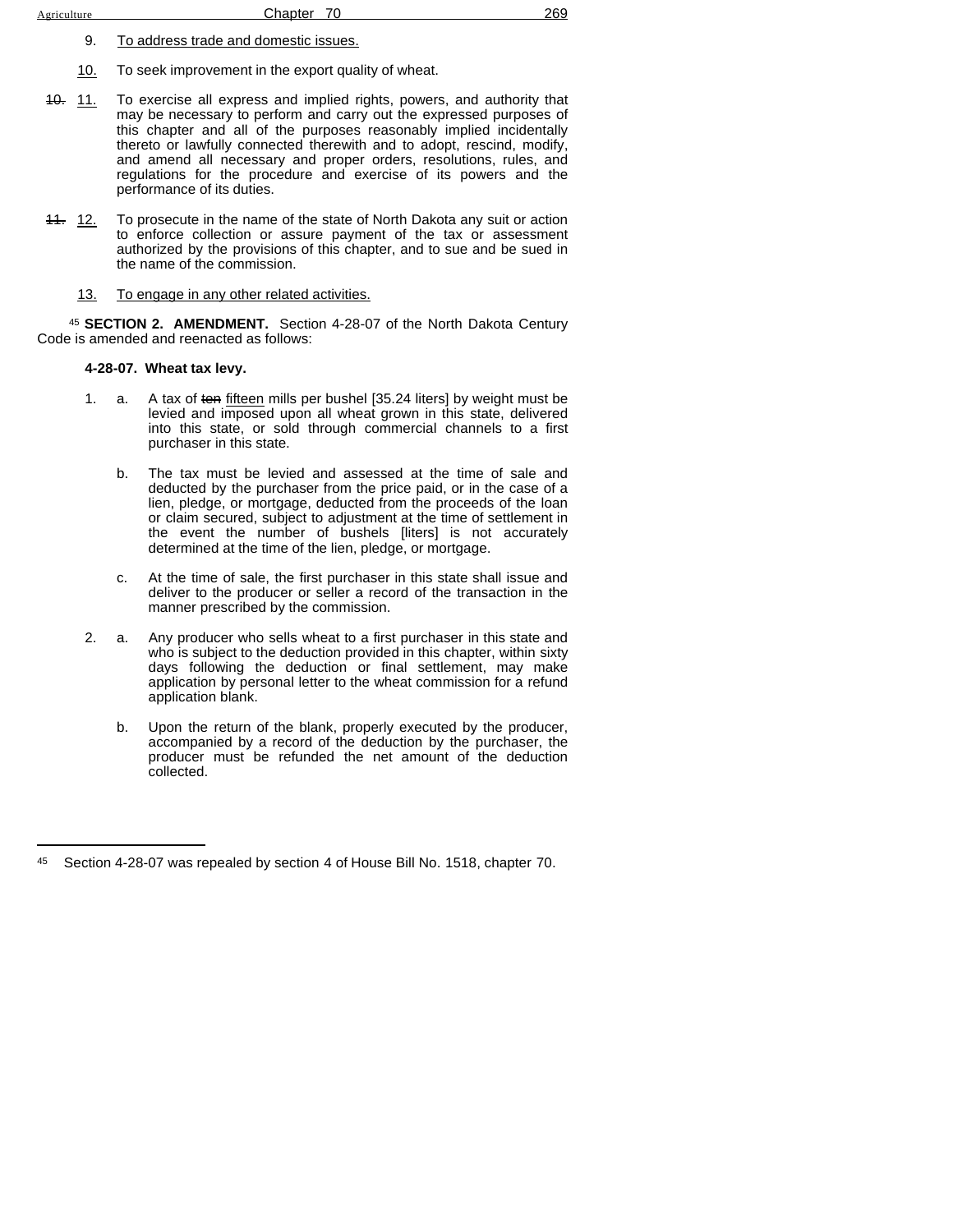9. To address trade and domestic issues.

10. To seek improvement in the export quality of wheat.

~~10.~~ 11. To exercise all express and implied rights, powers, and authority that may be necessary to perform and carry out the expressed purposes of this chapter and all of the purposes reasonably implied incidentally thereto or lawfully connected therewith and to adopt, rescind, modify, and amend all necessary and proper orders, resolutions, rules, and regulations for the procedure and exercise of its powers and the performance of its duties.

~~11.~~ 12. To prosecute in the name of the state of North Dakota any suit or action to enforce collection or assure payment of the tax or assessment authorized by the provisions of this chapter, and to sue and be sued in the name of the commission.

13. To engage in any other related activities.

[45] **SECTION 2. AMENDMENT.** Section 4-28-07 of the North Dakota Century Code is amended and reenacted as follows:

**4-28-07. Wheat tax levy.**

1. a. A tax of ~~ten~~ fifteen mills per bushel [35.24 liters] by weight must be levied and imposed upon all wheat grown in this state, delivered into this state, or sold through commercial channels to a first purchaser in this state.

   b. The tax must be levied and assessed at the time of sale and deducted by the purchaser from the price paid, or in the case of a lien, pledge, or mortgage, deducted from the proceeds of the loan or claim secured, subject to adjustment at the time of settlement in the event the number of bushels [liters] is not accurately determined at the time of the lien, pledge, or mortgage.

   c. At the time of sale, the first purchaser in this state shall issue and deliver to the producer or seller a record of the transaction in the manner prescribed by the commission.

2. a. Any producer who sells wheat to a first purchaser in this state and who is subject to the deduction provided in this chapter, within sixty days following the deduction or final settlement, may make application by personal letter to the wheat commission for a refund application blank.

   b. Upon the return of the blank, properly executed by the producer, accompanied by a record of the deduction by the purchaser, the producer must be refunded the net amount of the deduction collected.

---

[45] Section 4-28-07 was repealed by section 4 of House Bill No. 1518, chapter 70.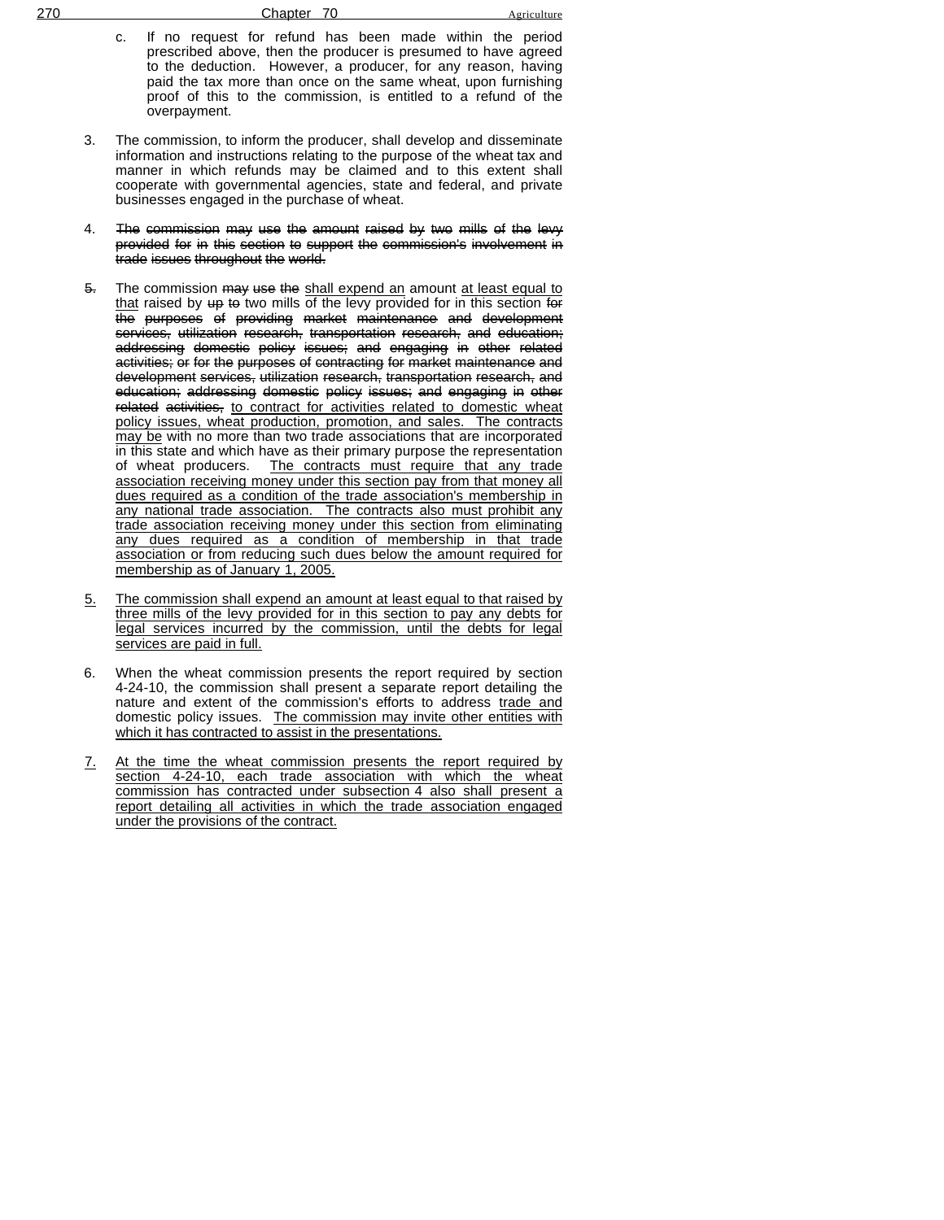c. If no request for refund has been made within the period prescribed above, then the producer is presumed to have agreed to the deduction. However, a producer, for any reason, having paid the tax more than once on the same wheat, upon furnishing proof of this to the commission, is entitled to a refund of the overpayment.

3. The commission, to inform the producer, shall develop and disseminate information and instructions relating to the purpose of the wheat tax and manner in which refunds may be claimed and to this extent shall cooperate with governmental agencies, state and federal, and private businesses engaged in the purchase of wheat.

4. ~~The commission may use the amount raised by two mills of the levy provided for in this section to support the commission's involvement in trade issues throughout the world.~~

~~5.~~ The commission ~~may use the~~ <u>shall expend an</u> amount <u>at least equal to that</u> raised by ~~up to~~ two mills of the levy provided for in this section ~~for the purposes of providing market maintenance and development services, utilization research, transportation research, and education; addressing domestic policy issues; and engaging in other related activities; or for the purposes of contracting for market maintenance and development services, utilization research, transportation research, and education; addressing domestic policy issues; and engaging in other related activities,~~ <u>to contract for activities related to domestic wheat policy issues, wheat production, promotion, and sales. The contracts may be</u> with no more than two trade associations that are incorporated in this state and which have as their primary purpose the representation of wheat producers. <u>The contracts must require that any trade association receiving money under this section pay from that money all dues required as a condition of the trade association's membership in any national trade association. The contracts also must prohibit any trade association receiving money under this section from eliminating any dues required as a condition of membership in that trade association or from reducing such dues below the amount required for membership as of January 1, 2005.</u>

<u>5.</u> <u>The commission shall expend an amount at least equal to that raised by three mills of the levy provided for in this section to pay any debts for legal services incurred by the commission, until the debts for legal services are paid in full.</u>

6. When the wheat commission presents the report required by section 4-24-10, the commission shall present a separate report detailing the nature and extent of the commission's efforts to address <u>trade and</u> domestic policy issues. <u>The commission may invite other entities with which it has contracted to assist in the presentations.</u>

<u>7.</u> <u>At the time the wheat commission presents the report required by section 4-24-10, each trade association with which the wheat commission has contracted under subsection 4 also shall present a report detailing all activities in which the trade association engaged under the provisions of the contract.</u>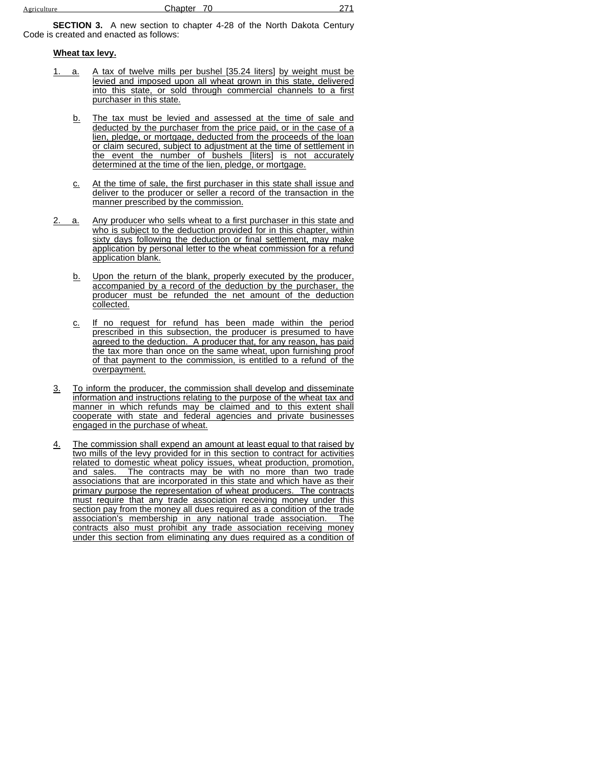**SECTION 3.** A new section to chapter 4-28 of the North Dakota Century Code is created and enacted as follows:

**Wheat tax levy.**

1. a. A tax of twelve mills per bushel [35.24 liters] by weight must be levied and imposed upon all wheat grown in this state, delivered into this state, or sold through commercial channels to a first purchaser in this state.

   b. The tax must be levied and assessed at the time of sale and deducted by the purchaser from the price paid, or in the case of a lien, pledge, or mortgage, deducted from the proceeds of the loan or claim secured, subject to adjustment at the time of settlement in the event the number of bushels [liters] is not accurately determined at the time of the lien, pledge, or mortgage.

   c. At the time of sale, the first purchaser in this state shall issue and deliver to the producer or seller a record of the transaction in the manner prescribed by the commission.

2. a. Any producer who sells wheat to a first purchaser in this state and who is subject to the deduction provided for in this chapter, within sixty days following the deduction or final settlement, may make application by personal letter to the wheat commission for a refund application blank.

   b. Upon the return of the blank, properly executed by the producer, accompanied by a record of the deduction by the purchaser, the producer must be refunded the net amount of the deduction collected.

   c. If no request for refund has been made within the period prescribed in this subsection, the producer is presumed to have agreed to the deduction. A producer that, for any reason, has paid the tax more than once on the same wheat, upon furnishing proof of that payment to the commission, is entitled to a refund of the overpayment.

3. To inform the producer, the commission shall develop and disseminate information and instructions relating to the purpose of the wheat tax and manner in which refunds may be claimed and to this extent shall cooperate with state and federal agencies and private businesses engaged in the purchase of wheat.

4. The commission shall expend an amount at least equal to that raised by two mills of the levy provided for in this section to contract for activities related to domestic wheat policy issues, wheat production, promotion, and sales. The contracts may be with no more than two trade associations that are incorporated in this state and which have as their primary purpose the representation of wheat producers. The contracts must require that any trade association receiving money under this section pay from the money all dues required as a condition of the trade association's membership in any national trade association. The contracts also must prohibit any trade association receiving money under this section from eliminating any dues required as a condition of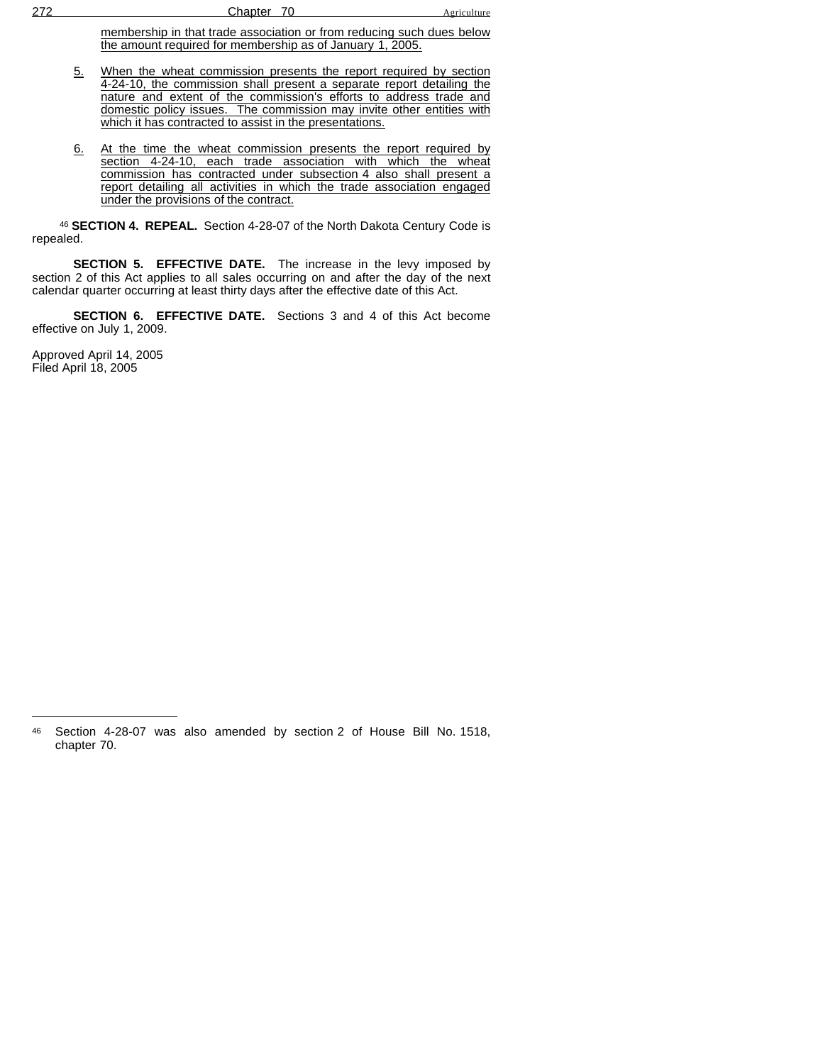membership in that trade association or from reducing such dues below the amount required for membership as of January 1, 2005.

5. When the wheat commission presents the report required by section 4-24-10, the commission shall present a separate report detailing the nature and extent of the commission's efforts to address trade and domestic policy issues. The commission may invite other entities with which it has contracted to assist in the presentations.

6. At the time the wheat commission presents the report required by section 4-24-10, each trade association with which the wheat commission has contracted under subsection 4 also shall present a report detailing all activities in which the trade association engaged under the provisions of the contract.

[46] **SECTION 4. REPEAL.** Section 4-28-07 of the North Dakota Century Code is repealed.

**SECTION 5. EFFECTIVE DATE.** The increase in the levy imposed by section 2 of this Act applies to all sales occurring on and after the day of the next calendar quarter occurring at least thirty days after the effective date of this Act.

**SECTION 6. EFFECTIVE DATE.** Sections 3 and 4 of this Act become effective on July 1, 2009.

Approved April 14, 2005
Filed April 18, 2005

---

[46] Section 4-28-07 was also amended by section 2 of House Bill No. 1518, chapter 70.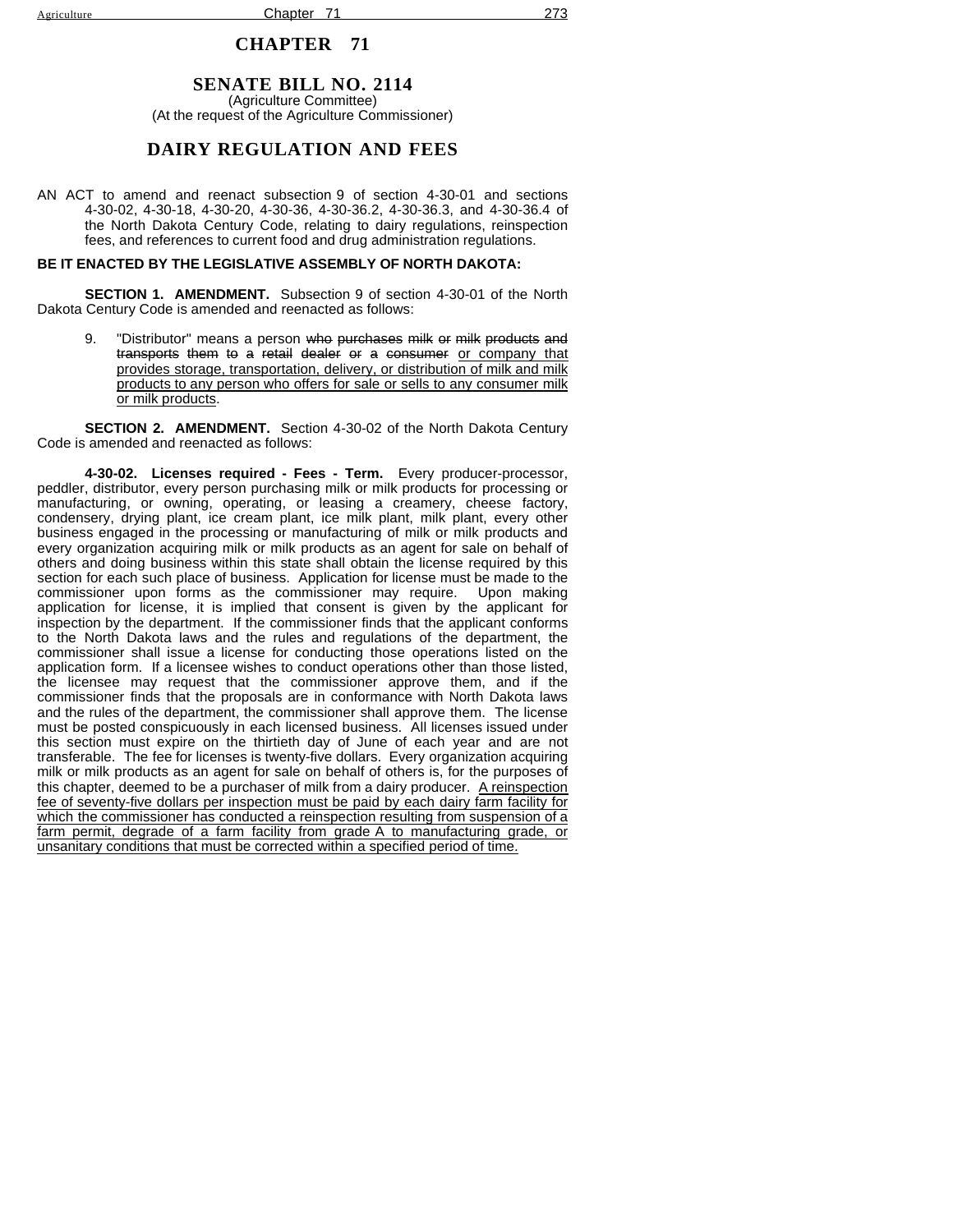# CHAPTER 71

## SENATE BILL NO. 2114

(Agriculture Committee)
(At the request of the Agriculture Commissioner)

## DAIRY REGULATION AND FEES

AN ACT to amend and reenact subsection 9 of section 4-30-01 and sections 4-30-02, 4-30-18, 4-30-20, 4-30-36, 4-30-36.2, 4-30-36.3, and 4-30-36.4 of the North Dakota Century Code, relating to dairy regulations, reinspection fees, and references to current food and drug administration regulations.

**BE IT ENACTED BY THE LEGISLATIVE ASSEMBLY OF NORTH DAKOTA:**

**SECTION 1. AMENDMENT.** Subsection 9 of section 4-30-01 of the North Dakota Century Code is amended and reenacted as follows:

9. "Distributor" means a person ~~who purchases milk or milk products and transports them to a retail dealer or a consumer~~ <u>or company that provides storage, transportation, delivery, or distribution of milk and milk products to any person who offers for sale or sells to any consumer milk or milk products</u>.

**SECTION 2. AMENDMENT.** Section 4-30-02 of the North Dakota Century Code is amended and reenacted as follows:

**4-30-02. Licenses required - Fees - Term.** Every producer-processor, peddler, distributor, every person purchasing milk or milk products for processing or manufacturing, or owning, operating, or leasing a creamery, cheese factory, condensery, drying plant, ice cream plant, ice milk plant, milk plant, every other business engaged in the processing or manufacturing of milk or milk products and every organization acquiring milk or milk products as an agent for sale on behalf of others and doing business within this state shall obtain the license required by this section for each such place of business. Application for license must be made to the commissioner upon forms as the commissioner may require. Upon making application for license, it is implied that consent is given by the applicant for inspection by the department. If the commissioner finds that the applicant conforms to the North Dakota laws and the rules and regulations of the department, the commissioner shall issue a license for conducting those operations listed on the application form. If a licensee wishes to conduct operations other than those listed, the licensee may request that the commissioner approve them, and if the commissioner finds that the proposals are in conformance with North Dakota laws and the rules of the department, the commissioner shall approve them. The license must be posted conspicuously in each licensed business. All licenses issued under this section must expire on the thirtieth day of June of each year and are not transferable. The fee for licenses is twenty-five dollars. Every organization acquiring milk or milk products as an agent for sale on behalf of others is, for the purposes of this chapter, deemed to be a purchaser of milk from a dairy producer. <u>A reinspection fee of seventy-five dollars per inspection must be paid by each dairy farm facility for which the commissioner has conducted a reinspection resulting from suspension of a farm permit, degrade of a farm facility from grade A to manufacturing grade, or unsanitary conditions that must be corrected within a specified period of time.</u>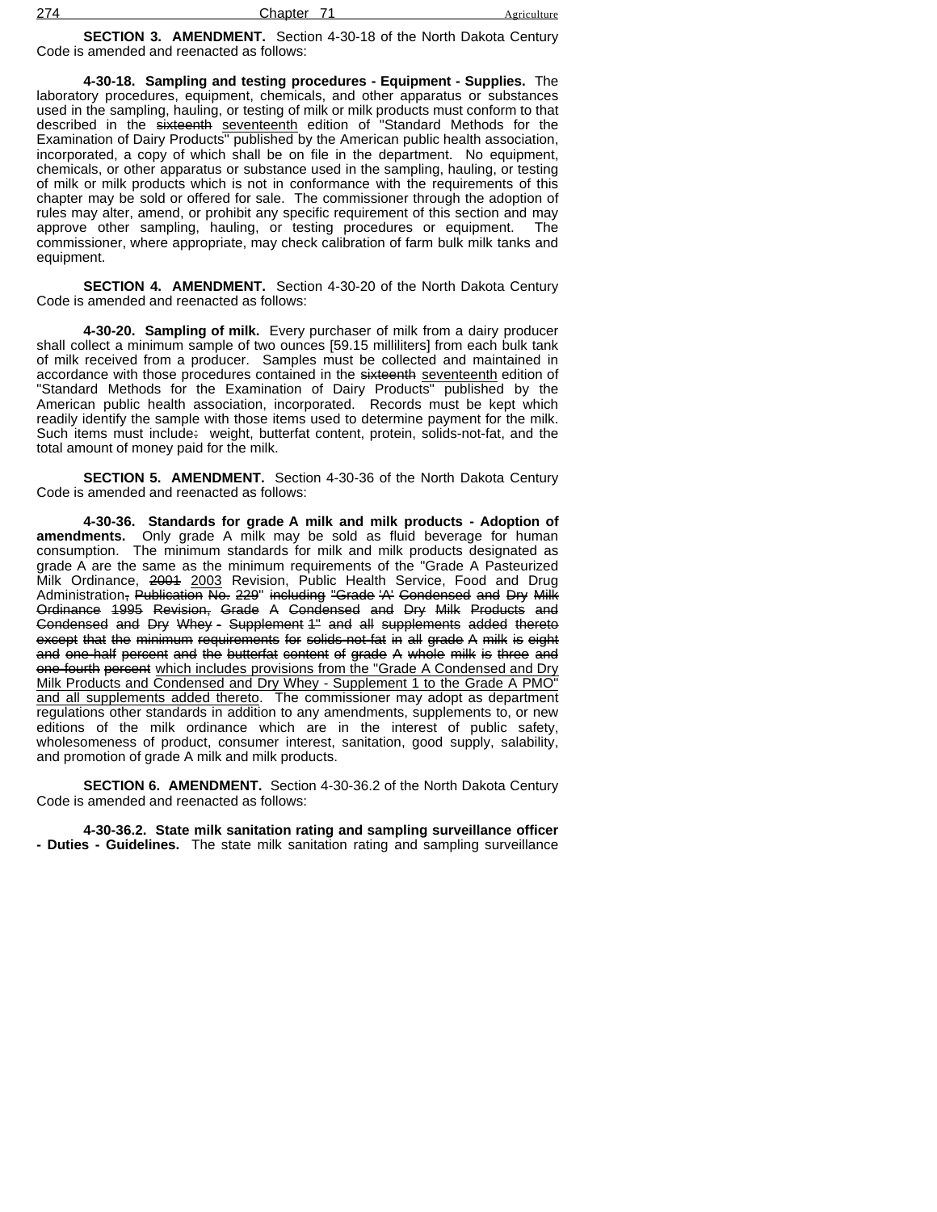**SECTION 3. AMENDMENT.** Section 4-30-18 of the North Dakota Century Code is amended and reenacted as follows:

**4-30-18. Sampling and testing procedures - Equipment - Supplies.** The laboratory procedures, equipment, chemicals, and other apparatus or substances used in the sampling, hauling, or testing of milk or milk products must conform to that described in the ~~sixteenth~~ <u>seventeenth</u> edition of "Standard Methods for the Examination of Dairy Products" published by the American public health association, incorporated, a copy of which shall be on file in the department. No equipment, chemicals, or other apparatus or substance used in the sampling, hauling, or testing of milk or milk products which is not in conformance with the requirements of this chapter may be sold or offered for sale. The commissioner through the adoption of rules may alter, amend, or prohibit any specific requirement of this section and may approve other sampling, hauling, or testing procedures or equipment. The commissioner, where appropriate, may check calibration of farm bulk milk tanks and equipment.

**SECTION 4. AMENDMENT.** Section 4-30-20 of the North Dakota Century Code is amended and reenacted as follows:

**4-30-20. Sampling of milk.** Every purchaser of milk from a dairy producer shall collect a minimum sample of two ounces [59.15 milliliters] from each bulk tank of milk received from a producer. Samples must be collected and maintained in accordance with those procedures contained in the ~~sixteenth~~ <u>seventeenth</u> edition of "Standard Methods for the Examination of Dairy Products" published by the American public health association, incorporated. Records must be kept which readily identify the sample with those items used to determine payment for the milk. Such items must include~~:~~ weight, butterfat content, protein, solids-not-fat, and the total amount of money paid for the milk.

**SECTION 5. AMENDMENT.** Section 4-30-36 of the North Dakota Century Code is amended and reenacted as follows:

**4-30-36. Standards for grade A milk and milk products - Adoption of amendments.** Only grade A milk may be sold as fluid beverage for human consumption. The minimum standards for milk and milk products designated as grade A are the same as the minimum requirements of the "Grade A Pasteurized Milk Ordinance, ~~2001~~ <u>2003</u> Revision, Public Health Service, Food and Drug Administration~~, Publication No. 229~~" ~~including "Grade 'A' Condensed and Dry Milk Ordinance 1995 Revision, Grade A Condensed and Dry Milk Products and Condensed and Dry Whey - Supplement 1" and all supplements added thereto except that the minimum requirements for solids-not-fat in all grade A milk is eight and one-half percent and the butterfat content of grade A whole milk is three and one-fourth percent~~ <u>which includes provisions from the "Grade A Condensed and Dry Milk Products and Condensed and Dry Whey - Supplement 1 to the Grade A PMO" and all supplements added thereto</u>. The commissioner may adopt as department regulations other standards in addition to any amendments, supplements to, or new editions of the milk ordinance which are in the interest of public safety, wholesomeness of product, consumer interest, sanitation, good supply, salability, and promotion of grade A milk and milk products.

**SECTION 6. AMENDMENT.** Section 4-30-36.2 of the North Dakota Century Code is amended and reenacted as follows:

**4-30-36.2. State milk sanitation rating and sampling surveillance officer - Duties - Guidelines.** The state milk sanitation rating and sampling surveillance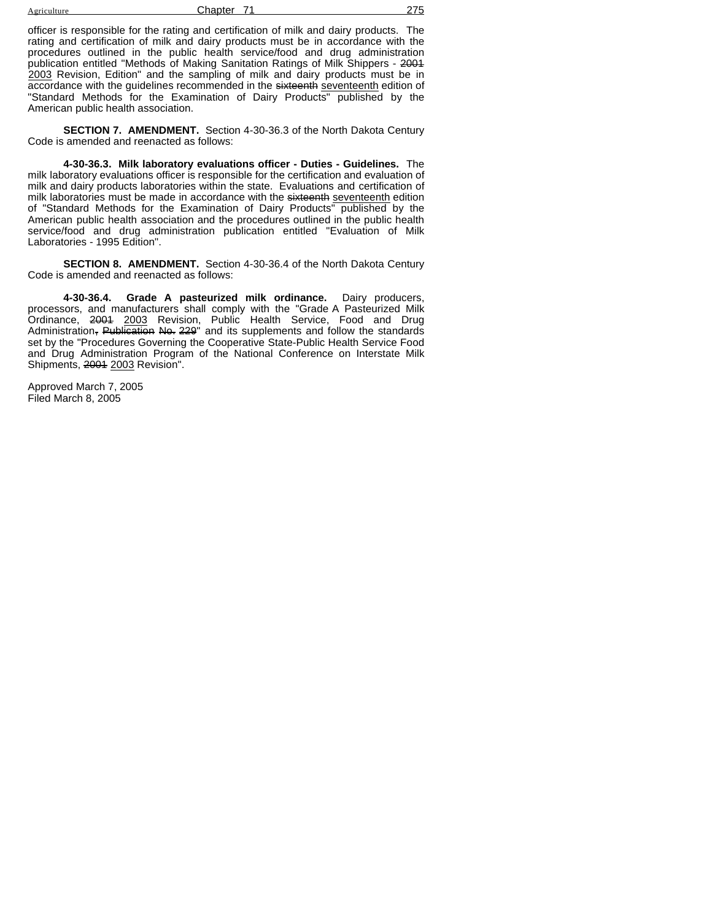officer is responsible for the rating and certification of milk and dairy products. The rating and certification of milk and dairy products must be in accordance with the procedures outlined in the public health service/food and drug administration publication entitled "Methods of Making Sanitation Ratings of Milk Shippers - ~~2001~~ <u>2003</u> Revision, Edition" and the sampling of milk and dairy products must be in accordance with the guidelines recommended in the ~~sixteenth~~ <u>seventeenth</u> edition of "Standard Methods for the Examination of Dairy Products" published by the American public health association.

**SECTION 7. AMENDMENT.** Section 4-30-36.3 of the North Dakota Century Code is amended and reenacted as follows:

**4-30-36.3. Milk laboratory evaluations officer - Duties - Guidelines.** The milk laboratory evaluations officer is responsible for the certification and evaluation of milk and dairy products laboratories within the state. Evaluations and certification of milk laboratories must be made in accordance with the ~~sixteenth~~ <u>seventeenth</u> edition of "Standard Methods for the Examination of Dairy Products" published by the American public health association and the procedures outlined in the public health service/food and drug administration publication entitled "Evaluation of Milk Laboratories - 1995 Edition".

**SECTION 8. AMENDMENT.** Section 4-30-36.4 of the North Dakota Century Code is amended and reenacted as follows:

**4-30-36.4. Grade A pasteurized milk ordinance.** Dairy producers, processors, and manufacturers shall comply with the "Grade A Pasteurized Milk Ordinance, ~~2001~~ <u>2003</u> Revision, Public Health Service, Food and Drug Administration~~, Publication No. 229~~" and its supplements and follow the standards set by the "Procedures Governing the Cooperative State-Public Health Service Food and Drug Administration Program of the National Conference on Interstate Milk Shipments, ~~2001~~ <u>2003</u> Revision".

Approved March 7, 2005
Filed March 8, 2005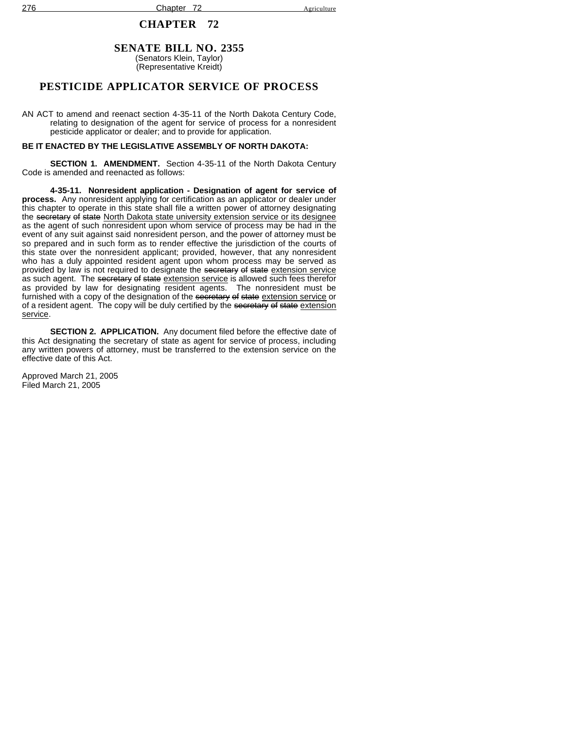# CHAPTER 72

## SENATE BILL NO. 2355

(Senators Klein, Taylor)
(Representative Kreidt)

## PESTICIDE APPLICATOR SERVICE OF PROCESS

AN ACT to amend and reenact section 4-35-11 of the North Dakota Century Code, relating to designation of the agent for service of process for a nonresident pesticide applicator or dealer; and to provide for application.

**BE IT ENACTED BY THE LEGISLATIVE ASSEMBLY OF NORTH DAKOTA:**

**SECTION 1. AMENDMENT.** Section 4-35-11 of the North Dakota Century Code is amended and reenacted as follows:

**4-35-11. Nonresident application - Designation of agent for service of process.** Any nonresident applying for certification as an applicator or dealer under this chapter to operate in this state shall file a written power of attorney designating the ~~secretary of state~~ North Dakota state university extension service or its designee as the agent of such nonresident upon whom service of process may be had in the event of any suit against said nonresident person, and the power of attorney must be so prepared and in such form as to render effective the jurisdiction of the courts of this state over the nonresident applicant; provided, however, that any nonresident who has a duly appointed resident agent upon whom process may be served as provided by law is not required to designate the ~~secretary of state~~ extension service as such agent. The ~~secretary of state~~ extension service is allowed such fees therefor as provided by law for designating resident agents. The nonresident must be furnished with a copy of the designation of the ~~secretary of state~~ extension service or of a resident agent. The copy will be duly certified by the ~~secretary of state~~ extension service.

**SECTION 2. APPLICATION.** Any document filed before the effective date of this Act designating the secretary of state as agent for service of process, including any written powers of attorney, must be transferred to the extension service on the effective date of this Act.

Approved March 21, 2005
Filed March 21, 2005